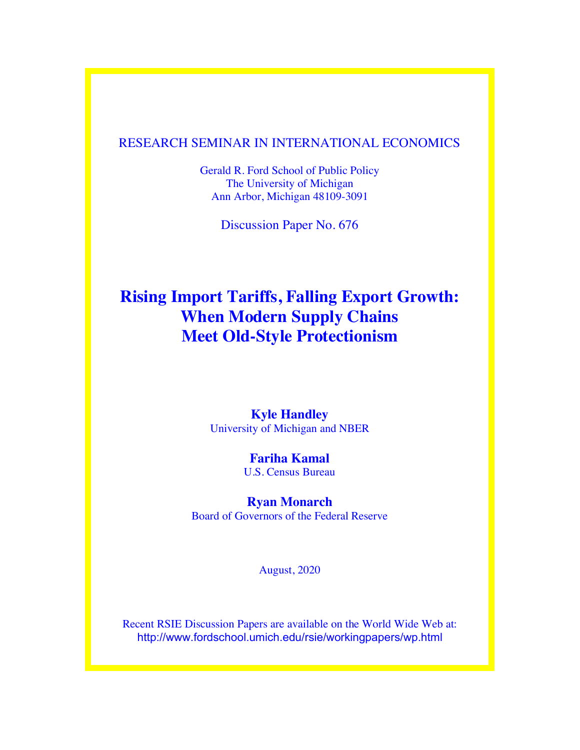RESEARCH SEMINAR IN INTERNATIONAL ECONOMICS

Gerald R. Ford School of Public Policy
The University of Michigan
Ann Arbor, Michigan 48109-3091

Discussion Paper No. 676

# Rising Import Tariffs, Falling Export Growth: When Modern Supply Chains Meet Old-Style Protectionism

**Kyle Handley**
University of Michigan and NBER

**Fariha Kamal**
U.S. Census Bureau

**Ryan Monarch**
Board of Governors of the Federal Reserve

August, 2020

Recent RSIE Discussion Papers are available on the World Wide Web at:
http://www.fordschool.umich.edu/rsie/workingpapers/wp.html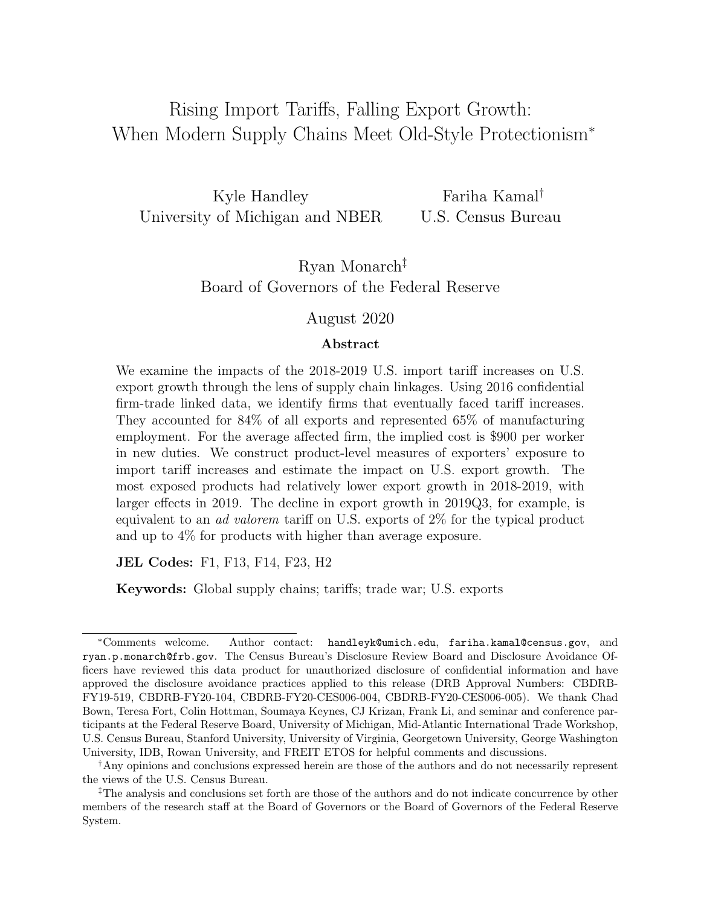# Rising Import Tariffs, Falling Export Growth: When Modern Supply Chains Meet Old-Style Protectionism*

Kyle Handley
University of Michigan and NBER

Fariha Kamal†
U.S. Census Bureau

Ryan Monarch‡
Board of Governors of the Federal Reserve

August 2020

## Abstract

We examine the impacts of the 2018-2019 U.S. import tariff increases on U.S. export growth through the lens of supply chain linkages. Using 2016 confidential firm-trade linked data, we identify firms that eventually faced tariff increases. They accounted for 84% of all exports and represented 65% of manufacturing employment. For the average affected firm, the implied cost is $900 per worker in new duties. We construct product-level measures of exporters' exposure to import tariff increases and estimate the impact on U.S. export growth. The most exposed products had relatively lower export growth in 2018-2019, with larger effects in 2019. The decline in export growth in 2019Q3, for example, is equivalent to an *ad valorem* tariff on U.S. exports of 2% for the typical product and up to 4% for products with higher than average exposure.

**JEL Codes:** F1, F13, F14, F23, H2

**Keywords:** Global supply chains; tariffs; trade war; U.S. exports

---

*Comments welcome. Author contact: `handleyk@umich.edu`, `fariha.kamal@census.gov`, and `ryan.p.monarch@frb.gov`. The Census Bureau's Disclosure Review Board and Disclosure Avoidance Officers have reviewed this data product for unauthorized disclosure of confidential information and have approved the disclosure avoidance practices applied to this release (DRB Approval Numbers: CBDRB-FY19-519, CBDRB-FY20-104, CBDRB-FY20-CES006-004, CBDRB-FY20-CES006-005). We thank Chad Bown, Teresa Fort, Colin Hottman, Soumaya Keynes, CJ Krizan, Frank Li, and seminar and conference participants at the Federal Reserve Board, University of Michigan, Mid-Atlantic International Trade Workshop, U.S. Census Bureau, Stanford University, University of Virginia, Georgetown University, George Washington University, IDB, Rowan University, and FREIT ETOS for helpful comments and discussions.

†Any opinions and conclusions expressed herein are those of the authors and do not necessarily represent the views of the U.S. Census Bureau.

‡The analysis and conclusions set forth are those of the authors and do not indicate concurrence by other members of the research staff at the Board of Governors or the Board of Governors of the Federal Reserve System.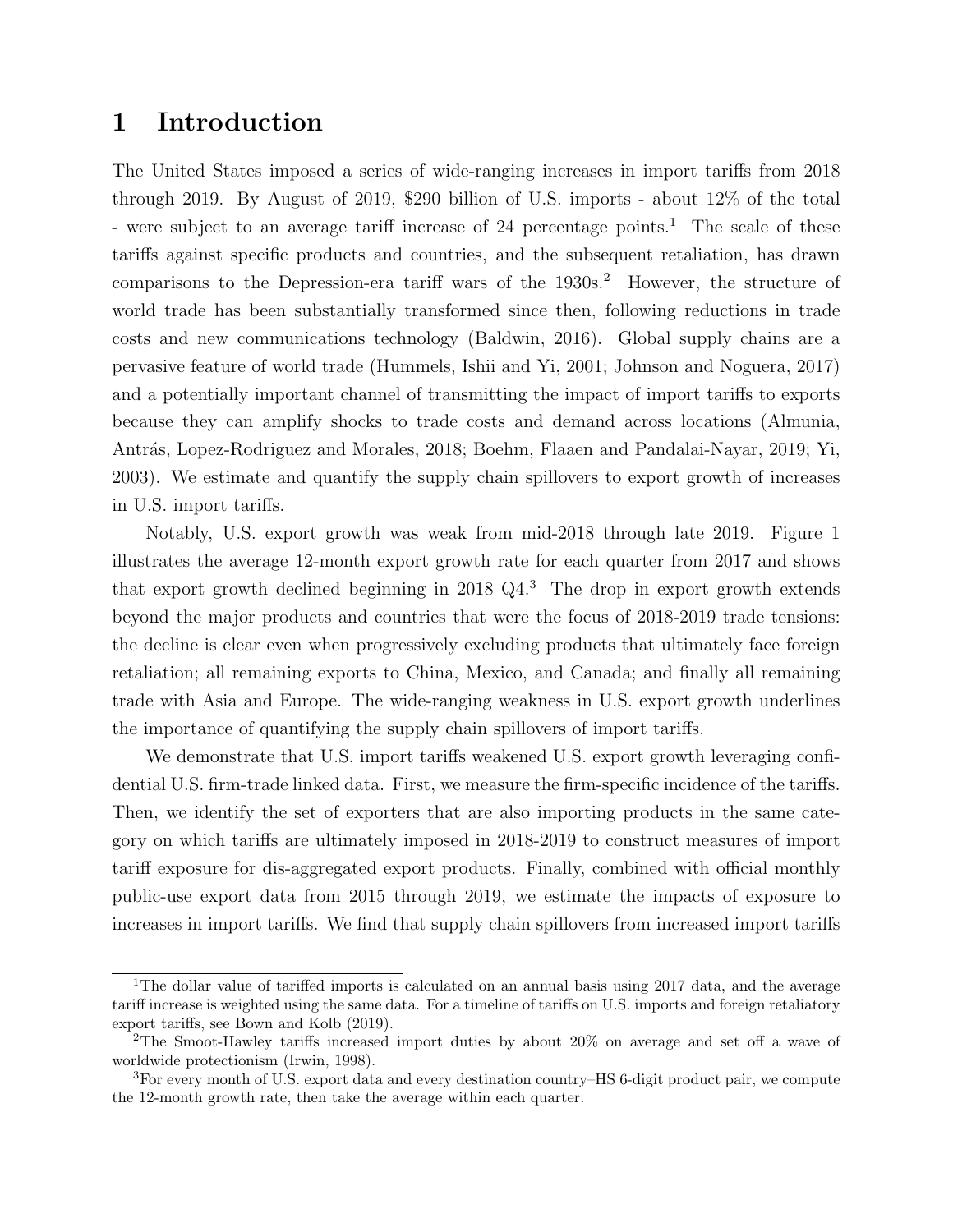# 1 Introduction

The United States imposed a series of wide-ranging increases in import tariffs from 2018 through 2019. By August of 2019, $290 billion of U.S. imports - about 12% of the total - were subject to an average tariff increase of 24 percentage points.[1] The scale of these tariffs against specific products and countries, and the subsequent retaliation, has drawn comparisons to the Depression-era tariff wars of the 1930s.[2] However, the structure of world trade has been substantially transformed since then, following reductions in trade costs and new communications technology (Baldwin, 2016). Global supply chains are a pervasive feature of world trade (Hummels, Ishii and Yi, 2001; Johnson and Noguera, 2017) and a potentially important channel of transmitting the impact of import tariffs to exports because they can amplify shocks to trade costs and demand across locations (Almunia, Antrás, Lopez-Rodriguez and Morales, 2018; Boehm, Flaaen and Pandalai-Nayar, 2019; Yi, 2003). We estimate and quantify the supply chain spillovers to export growth of increases in U.S. import tariffs.

Notably, U.S. export growth was weak from mid-2018 through late 2019. Figure 1 illustrates the average 12-month export growth rate for each quarter from 2017 and shows that export growth declined beginning in 2018 Q4.[3] The drop in export growth extends beyond the major products and countries that were the focus of 2018-2019 trade tensions: the decline is clear even when progressively excluding products that ultimately face foreign retaliation; all remaining exports to China, Mexico, and Canada; and finally all remaining trade with Asia and Europe. The wide-ranging weakness in U.S. export growth underlines the importance of quantifying the supply chain spillovers of import tariffs.

We demonstrate that U.S. import tariffs weakened U.S. export growth leveraging confidential U.S. firm-trade linked data. First, we measure the firm-specific incidence of the tariffs. Then, we identify the set of exporters that are also importing products in the same category on which tariffs are ultimately imposed in 2018-2019 to construct measures of import tariff exposure for dis-aggregated export products. Finally, combined with official monthly public-use export data from 2015 through 2019, we estimate the impacts of exposure to increases in import tariffs. We find that supply chain spillovers from increased import tariffs

---

[1] The dollar value of tariffed imports is calculated on an annual basis using 2017 data, and the average tariff increase is weighted using the same data. For a timeline of tariffs on U.S. imports and foreign retaliatory export tariffs, see Bown and Kolb (2019).

[2] The Smoot-Hawley tariffs increased import duties by about 20% on average and set off a wave of worldwide protectionism (Irwin, 1998).

[3] For every month of U.S. export data and every destination country–HS 6-digit product pair, we compute the 12-month growth rate, then take the average within each quarter.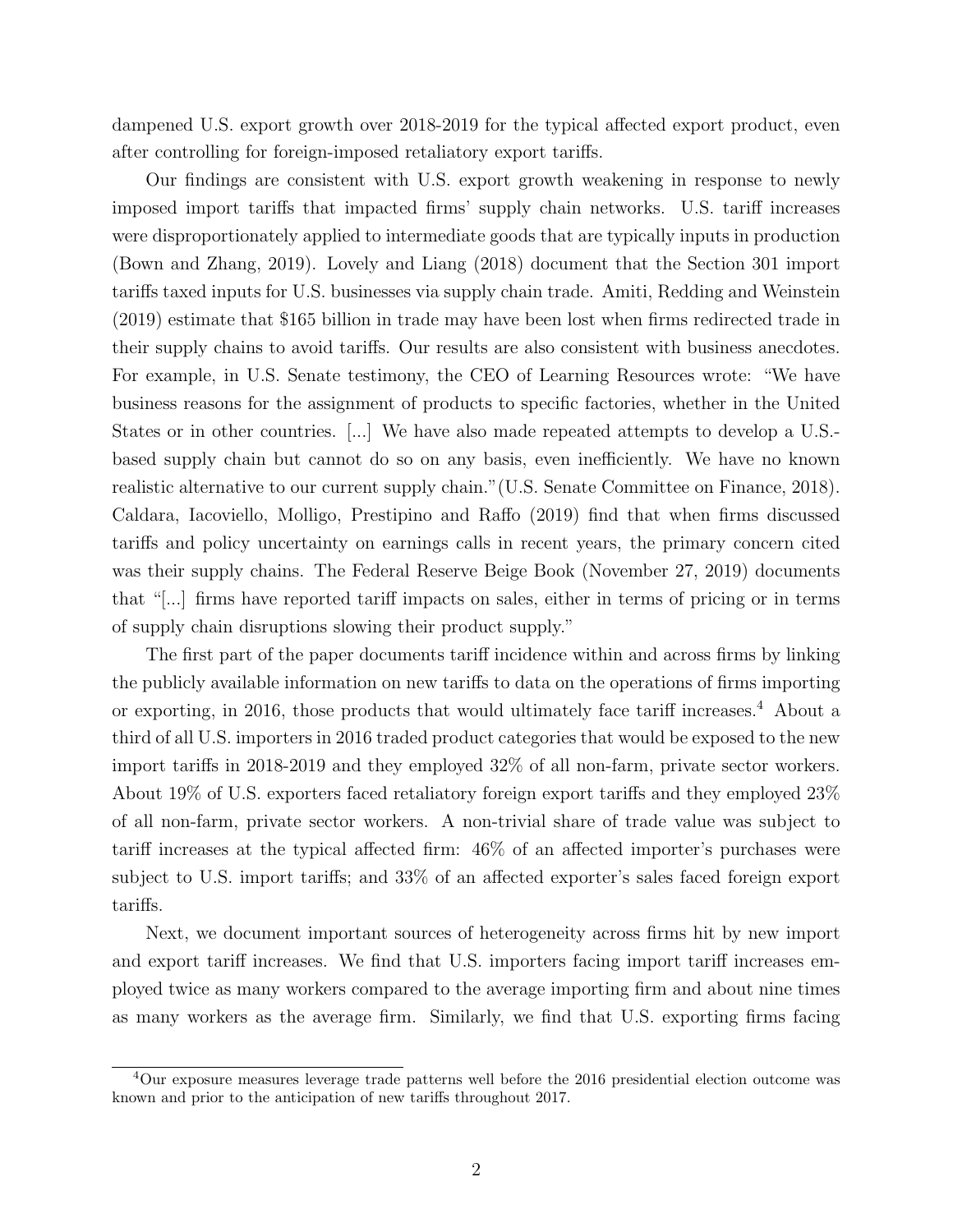dampened U.S. export growth over 2018-2019 for the typical affected export product, even after controlling for foreign-imposed retaliatory export tariffs.

Our findings are consistent with U.S. export growth weakening in response to newly imposed import tariffs that impacted firms' supply chain networks. U.S. tariff increases were disproportionately applied to intermediate goods that are typically inputs in production (Bown and Zhang, 2019). Lovely and Liang (2018) document that the Section 301 import tariffs taxed inputs for U.S. businesses via supply chain trade. Amiti, Redding and Weinstein (2019) estimate that $165 billion in trade may have been lost when firms redirected trade in their supply chains to avoid tariffs. Our results are also consistent with business anecdotes. For example, in U.S. Senate testimony, the CEO of Learning Resources wrote: "We have business reasons for the assignment of products to specific factories, whether in the United States or in other countries. [...] We have also made repeated attempts to develop a U.S.-based supply chain but cannot do so on any basis, even inefficiently. We have no known realistic alternative to our current supply chain."(U.S. Senate Committee on Finance, 2018). Caldara, Iacoviello, Molligo, Prestipino and Raffo (2019) find that when firms discussed tariffs and policy uncertainty on earnings calls in recent years, the primary concern cited was their supply chains. The Federal Reserve Beige Book (November 27, 2019) documents that "[...] firms have reported tariff impacts on sales, either in terms of pricing or in terms of supply chain disruptions slowing their product supply."

The first part of the paper documents tariff incidence within and across firms by linking the publicly available information on new tariffs to data on the operations of firms importing or exporting, in 2016, those products that would ultimately face tariff increases.[4] About a third of all U.S. importers in 2016 traded product categories that would be exposed to the new import tariffs in 2018-2019 and they employed 32% of all non-farm, private sector workers. About 19% of U.S. exporters faced retaliatory foreign export tariffs and they employed 23% of all non-farm, private sector workers. A non-trivial share of trade value was subject to tariff increases at the typical affected firm: 46% of an affected importer's purchases were subject to U.S. import tariffs; and 33% of an affected exporter's sales faced foreign export tariffs.

Next, we document important sources of heterogeneity across firms hit by new import and export tariff increases. We find that U.S. importers facing import tariff increases employed twice as many workers compared to the average importing firm and about nine times as many workers as the average firm. Similarly, we find that U.S. exporting firms facing

[4] Our exposure measures leverage trade patterns well before the 2016 presidential election outcome was known and prior to the anticipation of new tariffs throughout 2017.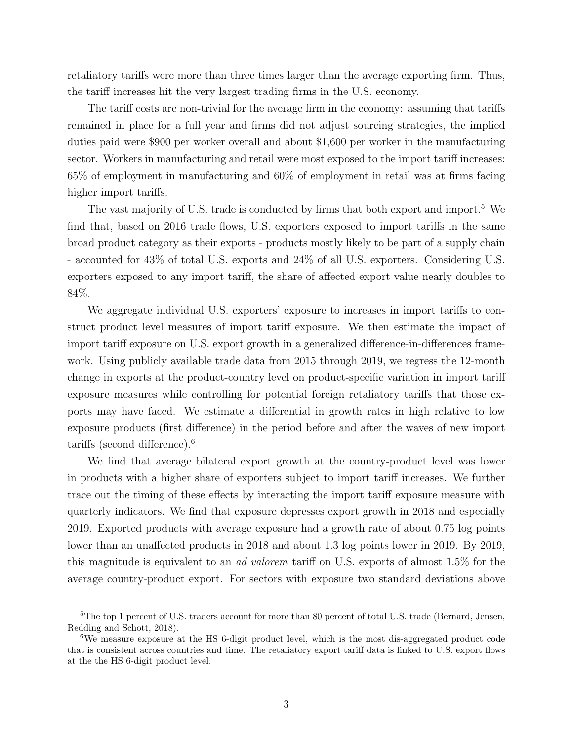retaliatory tariffs were more than three times larger than the average exporting firm. Thus, the tariff increases hit the very largest trading firms in the U.S. economy.

The tariff costs are non-trivial for the average firm in the economy: assuming that tariffs remained in place for a full year and firms did not adjust sourcing strategies, the implied duties paid were \$900 per worker overall and about \$1,600 per worker in the manufacturing sector. Workers in manufacturing and retail were most exposed to the import tariff increases: 65% of employment in manufacturing and 60% of employment in retail was at firms facing higher import tariffs.

The vast majority of U.S. trade is conducted by firms that both export and import.[5] We find that, based on 2016 trade flows, U.S. exporters exposed to import tariffs in the same broad product category as their exports - products mostly likely to be part of a supply chain - accounted for 43% of total U.S. exports and 24% of all U.S. exporters. Considering U.S. exporters exposed to any import tariff, the share of affected export value nearly doubles to 84%.

We aggregate individual U.S. exporters' exposure to increases in import tariffs to construct product level measures of import tariff exposure. We then estimate the impact of import tariff exposure on U.S. export growth in a generalized difference-in-differences framework. Using publicly available trade data from 2015 through 2019, we regress the 12-month change in exports at the product-country level on product-specific variation in import tariff exposure measures while controlling for potential foreign retaliatory tariffs that those exports may have faced. We estimate a differential in growth rates in high relative to low exposure products (first difference) in the period before and after the waves of new import tariffs (second difference).[6]

We find that average bilateral export growth at the country-product level was lower in products with a higher share of exporters subject to import tariff increases. We further trace out the timing of these effects by interacting the import tariff exposure measure with quarterly indicators. We find that exposure depresses export growth in 2018 and especially 2019. Exported products with average exposure had a growth rate of about 0.75 log points lower than an unaffected products in 2018 and about 1.3 log points lower in 2019. By 2019, this magnitude is equivalent to an *ad valorem* tariff on U.S. exports of almost 1.5% for the average country-product export. For sectors with exposure two standard deviations above

[5]The top 1 percent of U.S. traders account for more than 80 percent of total U.S. trade (Bernard, Jensen, Redding and Schott, 2018).

[6]We measure exposure at the HS 6-digit product level, which is the most dis-aggregated product code that is consistent across countries and time. The retaliatory export tariff data is linked to U.S. export flows at the the HS 6-digit product level.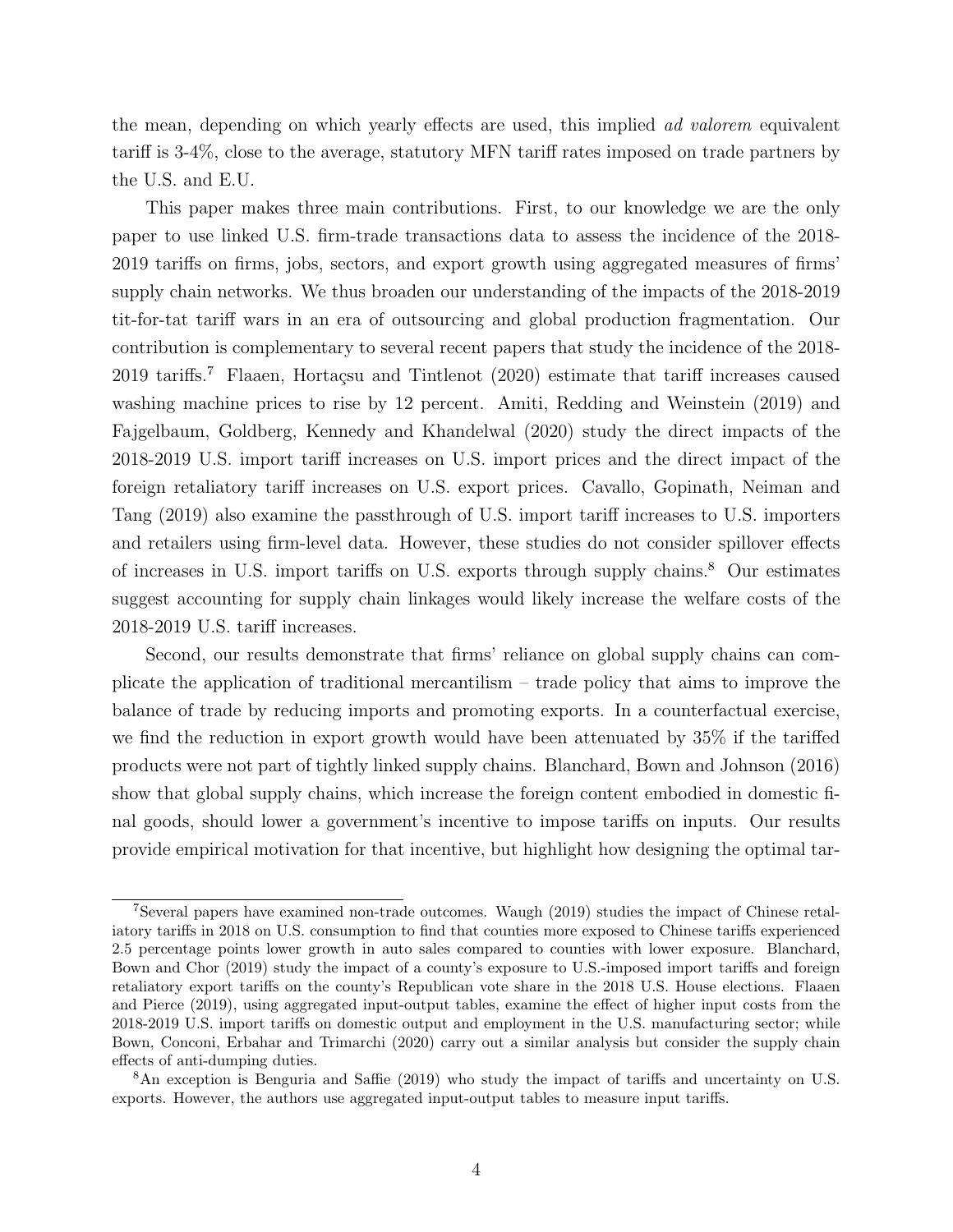the mean, depending on which yearly effects are used, this implied *ad valorem* equivalent tariff is 3-4%, close to the average, statutory MFN tariff rates imposed on trade partners by the U.S. and E.U.

This paper makes three main contributions. First, to our knowledge we are the only paper to use linked U.S. firm-trade transactions data to assess the incidence of the 2018-2019 tariffs on firms, jobs, sectors, and export growth using aggregated measures of firms' supply chain networks. We thus broaden our understanding of the impacts of the 2018-2019 tit-for-tat tariff wars in an era of outsourcing and global production fragmentation. Our contribution is complementary to several recent papers that study the incidence of the 2018-2019 tariffs.[7] Flaaen, Hortaçsu and Tintlenot (2020) estimate that tariff increases caused washing machine prices to rise by 12 percent. Amiti, Redding and Weinstein (2019) and Fajgelbaum, Goldberg, Kennedy and Khandelwal (2020) study the direct impacts of the 2018-2019 U.S. import tariff increases on U.S. import prices and the direct impact of the foreign retaliatory tariff increases on U.S. export prices. Cavallo, Gopinath, Neiman and Tang (2019) also examine the passthrough of U.S. import tariff increases to U.S. importers and retailers using firm-level data. However, these studies do not consider spillover effects of increases in U.S. import tariffs on U.S. exports through supply chains.[8] Our estimates suggest accounting for supply chain linkages would likely increase the welfare costs of the 2018-2019 U.S. tariff increases.

Second, our results demonstrate that firms' reliance on global supply chains can complicate the application of traditional mercantilism – trade policy that aims to improve the balance of trade by reducing imports and promoting exports. In a counterfactual exercise, we find the reduction in export growth would have been attenuated by 35% if the tariffed products were not part of tightly linked supply chains. Blanchard, Bown and Johnson (2016) show that global supply chains, which increase the foreign content embodied in domestic final goods, should lower a government's incentive to impose tariffs on inputs. Our results provide empirical motivation for that incentive, but highlight how designing the optimal tar-

[7] Several papers have examined non-trade outcomes. Waugh (2019) studies the impact of Chinese retaliatory tariffs in 2018 on U.S. consumption to find that counties more exposed to Chinese tariffs experienced 2.5 percentage points lower growth in auto sales compared to counties with lower exposure. Blanchard, Bown and Chor (2019) study the impact of a county's exposure to U.S.-imposed import tariffs and foreign retaliatory export tariffs on the county's Republican vote share in the 2018 U.S. House elections. Flaaen and Pierce (2019), using aggregated input-output tables, examine the effect of higher input costs from the 2018-2019 U.S. import tariffs on domestic output and employment in the U.S. manufacturing sector; while Bown, Conconi, Erbahar and Trimarchi (2020) carry out a similar analysis but consider the supply chain effects of anti-dumping duties.

[8] An exception is Benguria and Saffie (2019) who study the impact of tariffs and uncertainty on U.S. exports. However, the authors use aggregated input-output tables to measure input tariffs.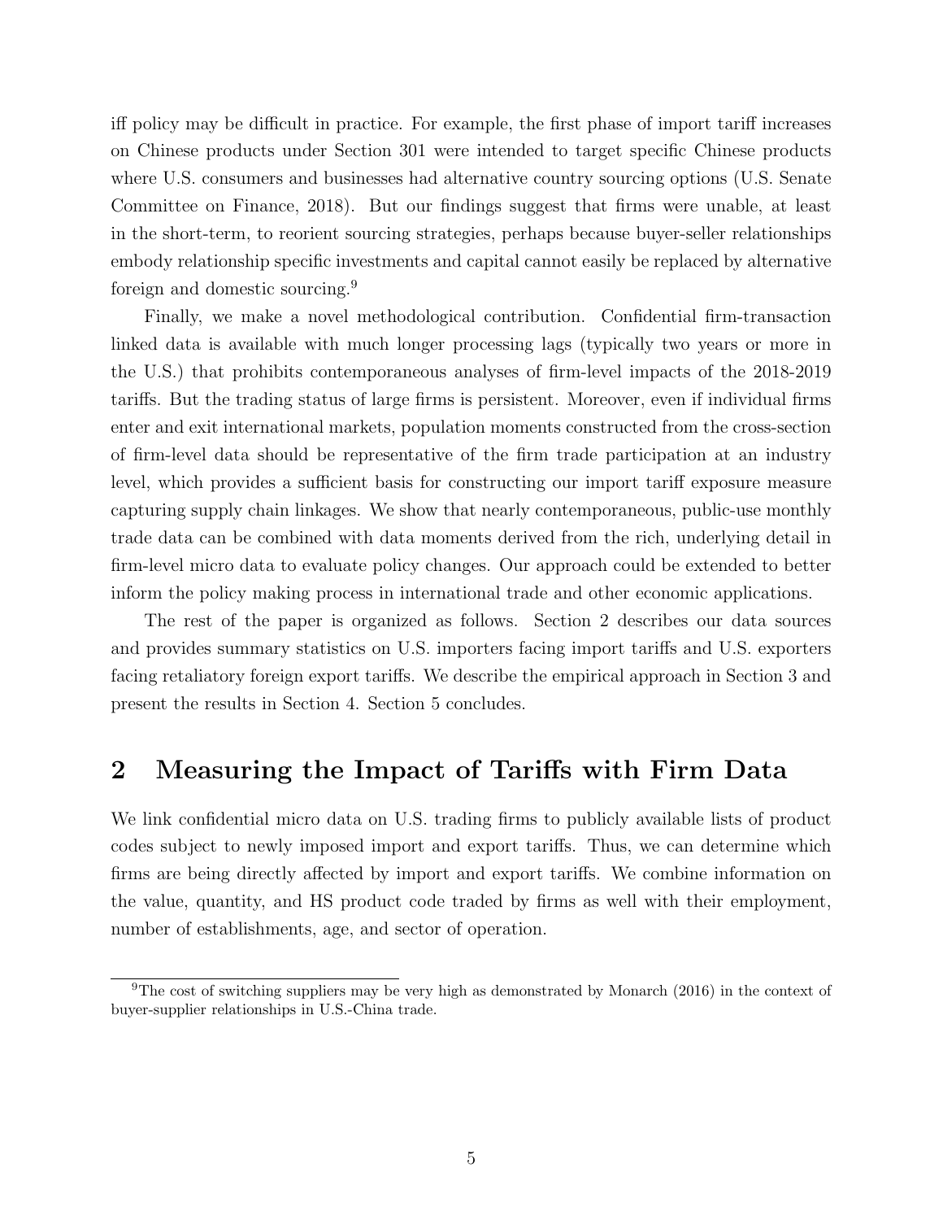iff policy may be difficult in practice. For example, the first phase of import tariff increases on Chinese products under Section 301 were intended to target specific Chinese products where U.S. consumers and businesses had alternative country sourcing options (U.S. Senate Committee on Finance, 2018). But our findings suggest that firms were unable, at least in the short-term, to reorient sourcing strategies, perhaps because buyer-seller relationships embody relationship specific investments and capital cannot easily be replaced by alternative foreign and domestic sourcing.[9]

Finally, we make a novel methodological contribution. Confidential firm-transaction linked data is available with much longer processing lags (typically two years or more in the U.S.) that prohibits contemporaneous analyses of firm-level impacts of the 2018-2019 tariffs. But the trading status of large firms is persistent. Moreover, even if individual firms enter and exit international markets, population moments constructed from the cross-section of firm-level data should be representative of the firm trade participation at an industry level, which provides a sufficient basis for constructing our import tariff exposure measure capturing supply chain linkages. We show that nearly contemporaneous, public-use monthly trade data can be combined with data moments derived from the rich, underlying detail in firm-level micro data to evaluate policy changes. Our approach could be extended to better inform the policy making process in international trade and other economic applications.

The rest of the paper is organized as follows. Section 2 describes our data sources and provides summary statistics on U.S. importers facing import tariffs and U.S. exporters facing retaliatory foreign export tariffs. We describe the empirical approach in Section 3 and present the results in Section 4. Section 5 concludes.

# 2 Measuring the Impact of Tariffs with Firm Data

We link confidential micro data on U.S. trading firms to publicly available lists of product codes subject to newly imposed import and export tariffs. Thus, we can determine which firms are being directly affected by import and export tariffs. We combine information on the value, quantity, and HS product code traded by firms as well with their employment, number of establishments, age, and sector of operation.

[9] The cost of switching suppliers may be very high as demonstrated by Monarch (2016) in the context of buyer-supplier relationships in U.S.-China trade.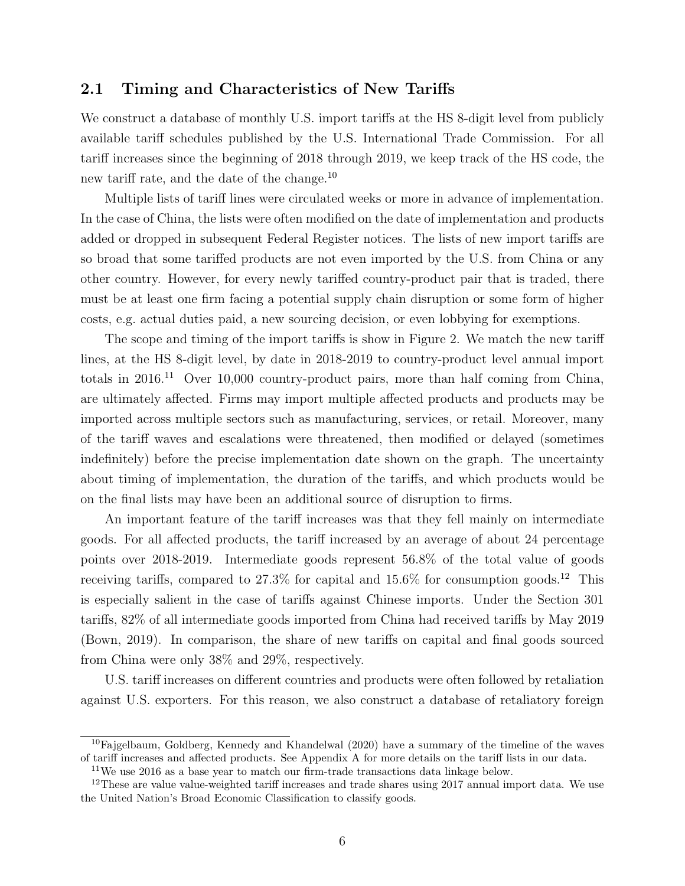## 2.1 Timing and Characteristics of New Tariffs

We construct a database of monthly U.S. import tariffs at the HS 8-digit level from publicly available tariff schedules published by the U.S. International Trade Commission. For all tariff increases since the beginning of 2018 through 2019, we keep track of the HS code, the new tariff rate, and the date of the change.[10]

Multiple lists of tariff lines were circulated weeks or more in advance of implementation. In the case of China, the lists were often modified on the date of implementation and products added or dropped in subsequent Federal Register notices. The lists of new import tariffs are so broad that some tariffed products are not even imported by the U.S. from China or any other country. However, for every newly tariffed country-product pair that is traded, there must be at least one firm facing a potential supply chain disruption or some form of higher costs, e.g. actual duties paid, a new sourcing decision, or even lobbying for exemptions.

The scope and timing of the import tariffs is show in Figure 2. We match the new tariff lines, at the HS 8-digit level, by date in 2018-2019 to country-product level annual import totals in 2016.[11] Over 10,000 country-product pairs, more than half coming from China, are ultimately affected. Firms may import multiple affected products and products may be imported across multiple sectors such as manufacturing, services, or retail. Moreover, many of the tariff waves and escalations were threatened, then modified or delayed (sometimes indefinitely) before the precise implementation date shown on the graph. The uncertainty about timing of implementation, the duration of the tariffs, and which products would be on the final lists may have been an additional source of disruption to firms.

An important feature of the tariff increases was that they fell mainly on intermediate goods. For all affected products, the tariff increased by an average of about 24 percentage points over 2018-2019. Intermediate goods represent 56.8% of the total value of goods receiving tariffs, compared to 27.3% for capital and 15.6% for consumption goods.[12] This is especially salient in the case of tariffs against Chinese imports. Under the Section 301 tariffs, 82% of all intermediate goods imported from China had received tariffs by May 2019 (Bown, 2019). In comparison, the share of new tariffs on capital and final goods sourced from China were only 38% and 29%, respectively.

U.S. tariff increases on different countries and products were often followed by retaliation against U.S. exporters. For this reason, we also construct a database of retaliatory foreign

---

[10] Fajgelbaum, Goldberg, Kennedy and Khandelwal (2020) have a summary of the timeline of the waves of tariff increases and affected products. See Appendix A for more details on the tariff lists in our data.

[11] We use 2016 as a base year to match our firm-trade transactions data linkage below.

[12] These are value value-weighted tariff increases and trade shares using 2017 annual import data. We use the United Nation's Broad Economic Classification to classify goods.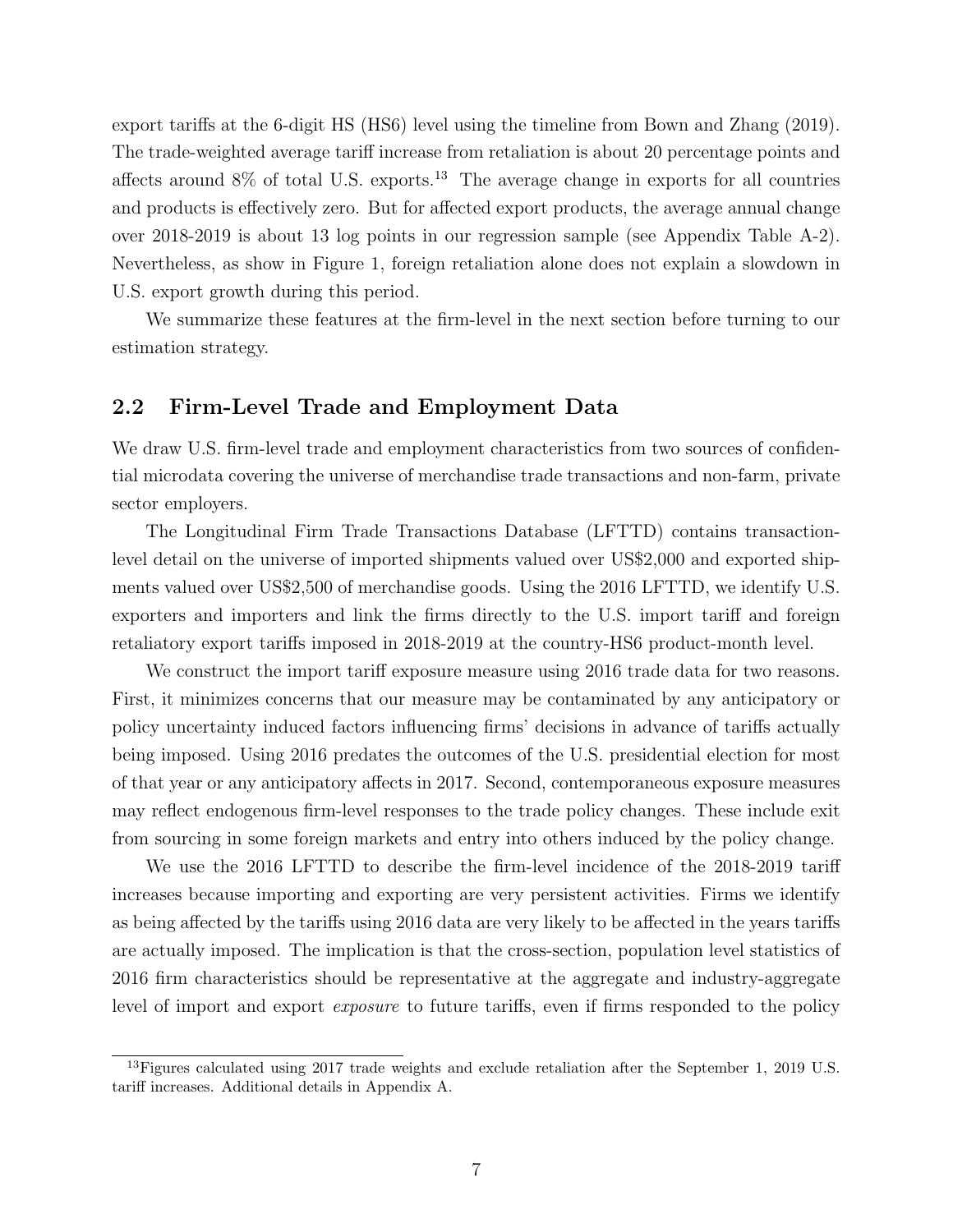export tariffs at the 6-digit HS (HS6) level using the timeline from Bown and Zhang (2019). The trade-weighted average tariff increase from retaliation is about 20 percentage points and affects around 8% of total U.S. exports.[13] The average change in exports for all countries and products is effectively zero. But for affected export products, the average annual change over 2018-2019 is about 13 log points in our regression sample (see Appendix Table A-2). Nevertheless, as show in Figure 1, foreign retaliation alone does not explain a slowdown in U.S. export growth during this period.

We summarize these features at the firm-level in the next section before turning to our estimation strategy.

## 2.2 Firm-Level Trade and Employment Data

We draw U.S. firm-level trade and employment characteristics from two sources of confidential microdata covering the universe of merchandise trade transactions and non-farm, private sector employers.

The Longitudinal Firm Trade Transactions Database (LFTTD) contains transaction-level detail on the universe of imported shipments valued over US$2,000 and exported shipments valued over US$2,500 of merchandise goods. Using the 2016 LFTTD, we identify U.S. exporters and importers and link the firms directly to the U.S. import tariff and foreign retaliatory export tariffs imposed in 2018-2019 at the country-HS6 product-month level.

We construct the import tariff exposure measure using 2016 trade data for two reasons. First, it minimizes concerns that our measure may be contaminated by any anticipatory or policy uncertainty induced factors influencing firms' decisions in advance of tariffs actually being imposed. Using 2016 predates the outcomes of the U.S. presidential election for most of that year or any anticipatory affects in 2017. Second, contemporaneous exposure measures may reflect endogenous firm-level responses to the trade policy changes. These include exit from sourcing in some foreign markets and entry into others induced by the policy change.

We use the 2016 LFTTD to describe the firm-level incidence of the 2018-2019 tariff increases because importing and exporting are very persistent activities. Firms we identify as being affected by the tariffs using 2016 data are very likely to be affected in the years tariffs are actually imposed. The implication is that the cross-section, population level statistics of 2016 firm characteristics should be representative at the aggregate and industry-aggregate level of import and export *exposure* to future tariffs, even if firms responded to the policy

[13] Figures calculated using 2017 trade weights and exclude retaliation after the September 1, 2019 U.S. tariff increases. Additional details in Appendix A.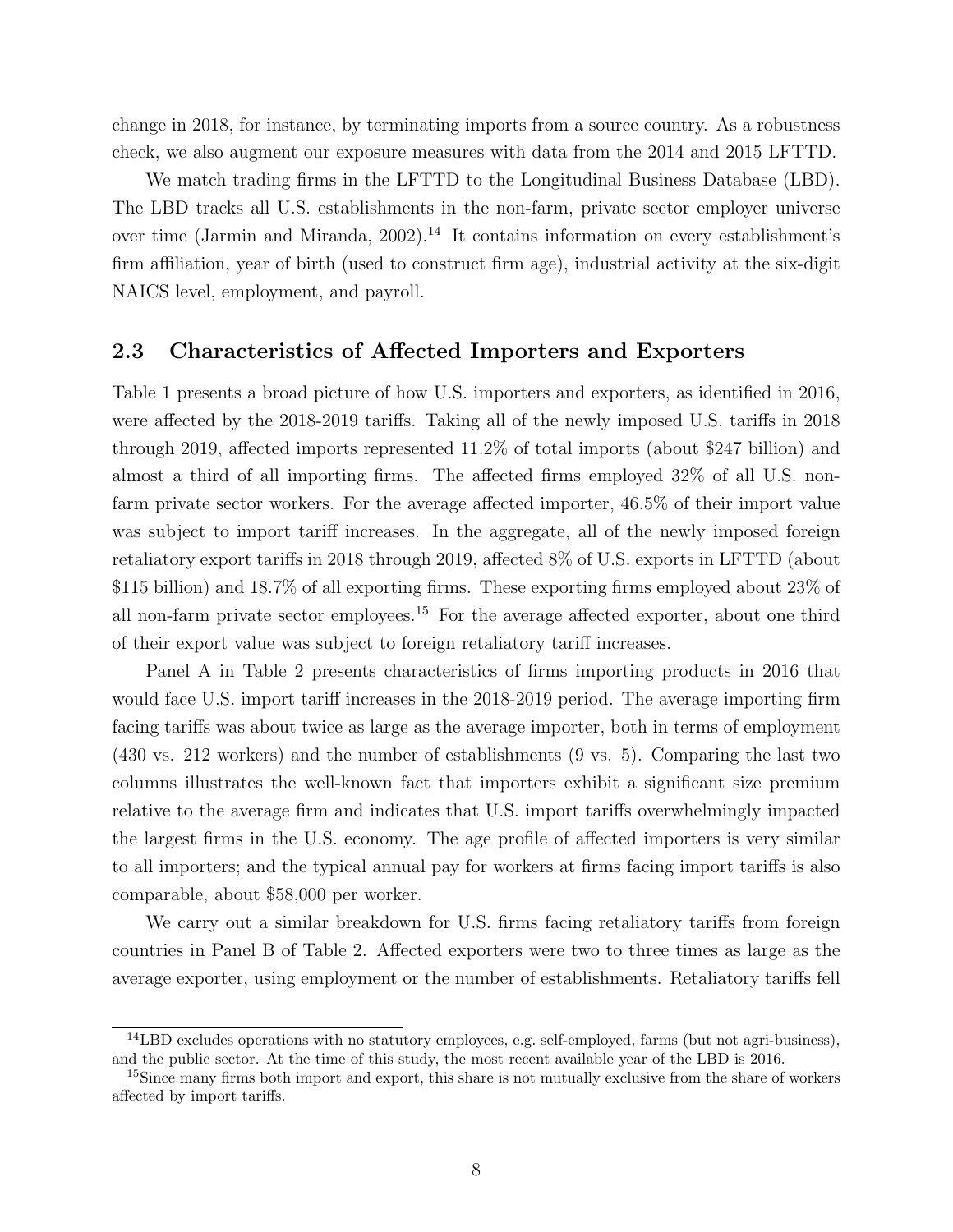change in 2018, for instance, by terminating imports from a source country. As a robustness check, we also augment our exposure measures with data from the 2014 and 2015 LFTTD.

We match trading firms in the LFTTD to the Longitudinal Business Database (LBD). The LBD tracks all U.S. establishments in the non-farm, private sector employer universe over time (Jarmin and Miranda, 2002).[14] It contains information on every establishment's firm affiliation, year of birth (used to construct firm age), industrial activity at the six-digit NAICS level, employment, and payroll.

## 2.3 Characteristics of Affected Importers and Exporters

Table 1 presents a broad picture of how U.S. importers and exporters, as identified in 2016, were affected by the 2018-2019 tariffs. Taking all of the newly imposed U.S. tariffs in 2018 through 2019, affected imports represented 11.2% of total imports (about $247 billion) and almost a third of all importing firms. The affected firms employed 32% of all U.S. non-farm private sector workers. For the average affected importer, 46.5% of their import value was subject to import tariff increases. In the aggregate, all of the newly imposed foreign retaliatory export tariffs in 2018 through 2019, affected 8% of U.S. exports in LFTTD (about $115 billion) and 18.7% of all exporting firms. These exporting firms employed about 23% of all non-farm private sector employees.[15] For the average affected exporter, about one third of their export value was subject to foreign retaliatory tariff increases.

Panel A in Table 2 presents characteristics of firms importing products in 2016 that would face U.S. import tariff increases in the 2018-2019 period. The average importing firm facing tariffs was about twice as large as the average importer, both in terms of employment (430 vs. 212 workers) and the number of establishments (9 vs. 5). Comparing the last two columns illustrates the well-known fact that importers exhibit a significant size premium relative to the average firm and indicates that U.S. import tariffs overwhelmingly impacted the largest firms in the U.S. economy. The age profile of affected importers is very similar to all importers; and the typical annual pay for workers at firms facing import tariffs is also comparable, about $58,000 per worker.

We carry out a similar breakdown for U.S. firms facing retaliatory tariffs from foreign countries in Panel B of Table 2. Affected exporters were two to three times as large as the average exporter, using employment or the number of establishments. Retaliatory tariffs fell

[14] LBD excludes operations with no statutory employees, e.g. self-employed, farms (but not agri-business), and the public sector. At the time of this study, the most recent available year of the LBD is 2016.

[15] Since many firms both import and export, this share is not mutually exclusive from the share of workers affected by import tariffs.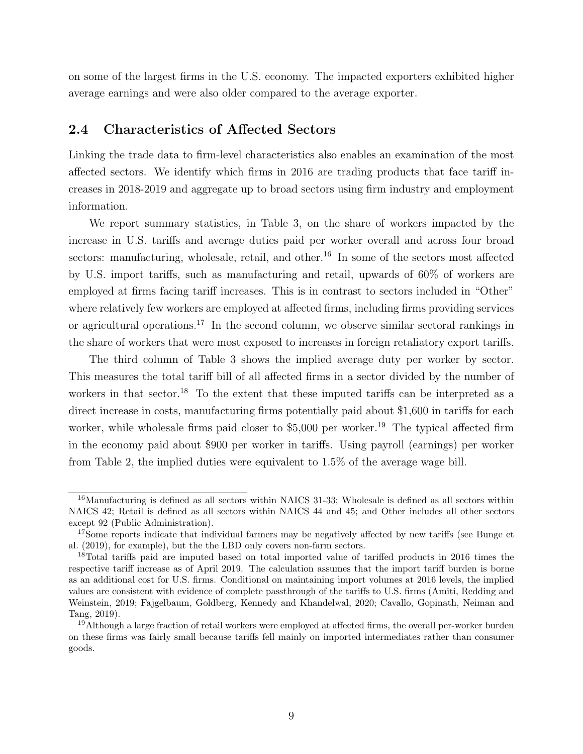on some of the largest firms in the U.S. economy. The impacted exporters exhibited higher average earnings and were also older compared to the average exporter.

## 2.4 Characteristics of Affected Sectors

Linking the trade data to firm-level characteristics also enables an examination of the most affected sectors. We identify which firms in 2016 are trading products that face tariff increases in 2018-2019 and aggregate up to broad sectors using firm industry and employment information.

We report summary statistics, in Table 3, on the share of workers impacted by the increase in U.S. tariffs and average duties paid per worker overall and across four broad sectors: manufacturing, wholesale, retail, and other.[16] In some of the sectors most affected by U.S. import tariffs, such as manufacturing and retail, upwards of 60% of workers are employed at firms facing tariff increases. This is in contrast to sectors included in "Other" where relatively few workers are employed at affected firms, including firms providing services or agricultural operations.[17] In the second column, we observe similar sectoral rankings in the share of workers that were most exposed to increases in foreign retaliatory export tariffs.

The third column of Table 3 shows the implied average duty per worker by sector. This measures the total tariff bill of all affected firms in a sector divided by the number of workers in that sector.[18] To the extent that these imputed tariffs can be interpreted as a direct increase in costs, manufacturing firms potentially paid about $1,600 in tariffs for each worker, while wholesale firms paid closer to $5,000 per worker.[19] The typical affected firm in the economy paid about $900 per worker in tariffs. Using payroll (earnings) per worker from Table 2, the implied duties were equivalent to 1.5% of the average wage bill.

[16] Manufacturing is defined as all sectors within NAICS 31-33; Wholesale is defined as all sectors within NAICS 42; Retail is defined as all sectors within NAICS 44 and 45; and Other includes all other sectors except 92 (Public Administration).

[17] Some reports indicate that individual farmers may be negatively affected by new tariffs (see Bunge et al. (2019), for example), but the the LBD only covers non-farm sectors.

[18] Total tariffs paid are imputed based on total imported value of tariffed products in 2016 times the respective tariff increase as of April 2019. The calculation assumes that the import tariff burden is borne as an additional cost for U.S. firms. Conditional on maintaining import volumes at 2016 levels, the implied values are consistent with evidence of complete passthrough of the tariffs to U.S. firms (Amiti, Redding and Weinstein, 2019; Fajgelbaum, Goldberg, Kennedy and Khandelwal, 2020; Cavallo, Gopinath, Neiman and Tang, 2019).

[19] Although a large fraction of retail workers were employed at affected firms, the overall per-worker burden on these firms was fairly small because tariffs fell mainly on imported intermediates rather than consumer goods.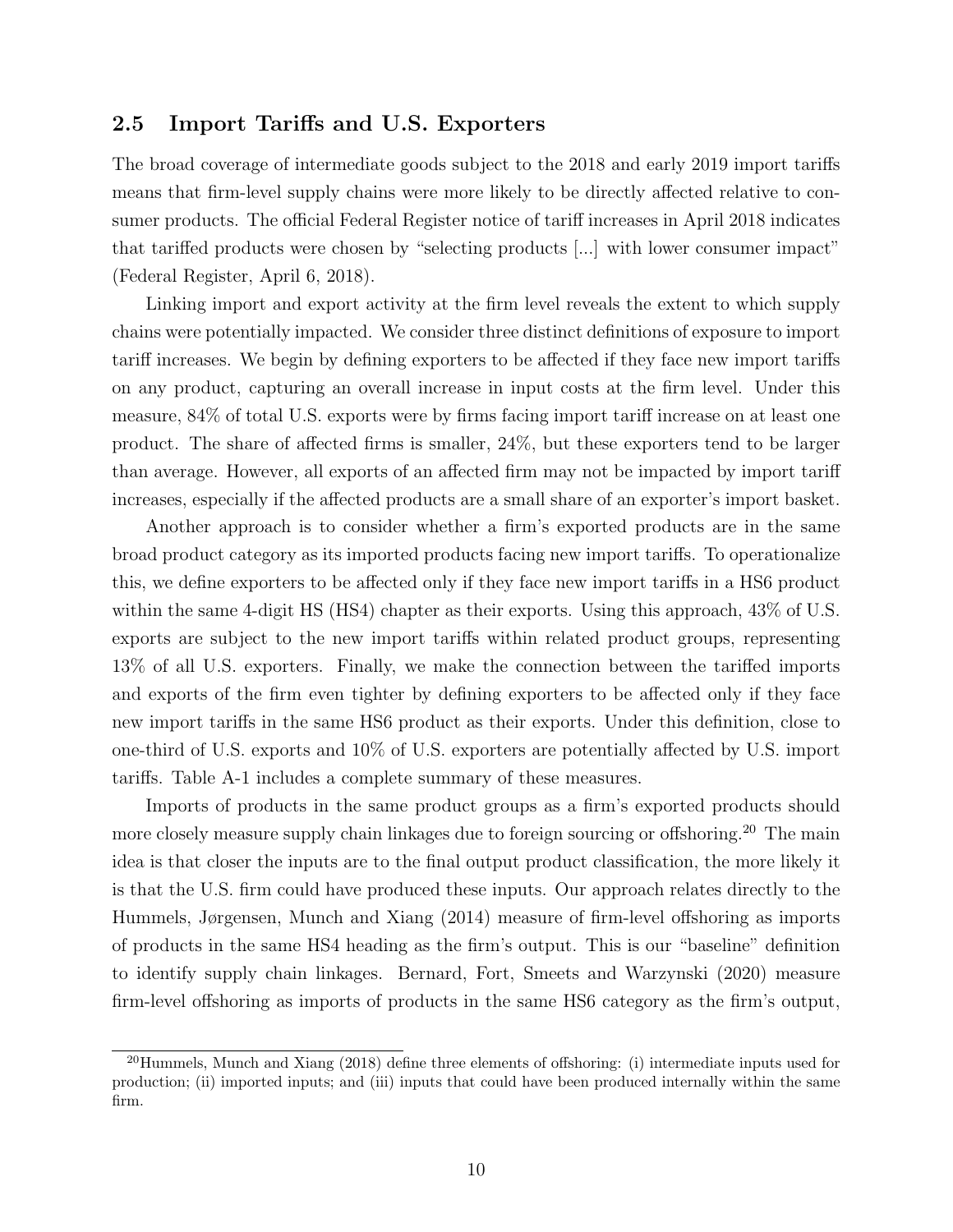## 2.5 Import Tariffs and U.S. Exporters

The broad coverage of intermediate goods subject to the 2018 and early 2019 import tariffs means that firm-level supply chains were more likely to be directly affected relative to consumer products. The official Federal Register notice of tariff increases in April 2018 indicates that tariffed products were chosen by "selecting products [...] with lower consumer impact" (Federal Register, April 6, 2018).

Linking import and export activity at the firm level reveals the extent to which supply chains were potentially impacted. We consider three distinct definitions of exposure to import tariff increases. We begin by defining exporters to be affected if they face new import tariffs on any product, capturing an overall increase in input costs at the firm level. Under this measure, 84% of total U.S. exports were by firms facing import tariff increase on at least one product. The share of affected firms is smaller, 24%, but these exporters tend to be larger than average. However, all exports of an affected firm may not be impacted by import tariff increases, especially if the affected products are a small share of an exporter's import basket.

Another approach is to consider whether a firm's exported products are in the same broad product category as its imported products facing new import tariffs. To operationalize this, we define exporters to be affected only if they face new import tariffs in a HS6 product within the same 4-digit HS (HS4) chapter as their exports. Using this approach, 43% of U.S. exports are subject to the new import tariffs within related product groups, representing 13% of all U.S. exporters. Finally, we make the connection between the tariffed imports and exports of the firm even tighter by defining exporters to be affected only if they face new import tariffs in the same HS6 product as their exports. Under this definition, close to one-third of U.S. exports and 10% of U.S. exporters are potentially affected by U.S. import tariffs. Table A-1 includes a complete summary of these measures.

Imports of products in the same product groups as a firm's exported products should more closely measure supply chain linkages due to foreign sourcing or offshoring.[20] The main idea is that closer the inputs are to the final output product classification, the more likely it is that the U.S. firm could have produced these inputs. Our approach relates directly to the Hummels, Jørgensen, Munch and Xiang (2014) measure of firm-level offshoring as imports of products in the same HS4 heading as the firm's output. This is our "baseline" definition to identify supply chain linkages. Bernard, Fort, Smeets and Warzynski (2020) measure firm-level offshoring as imports of products in the same HS6 category as the firm's output,

[20] Hummels, Munch and Xiang (2018) define three elements of offshoring: (i) intermediate inputs used for production; (ii) imported inputs; and (iii) inputs that could have been produced internally within the same firm.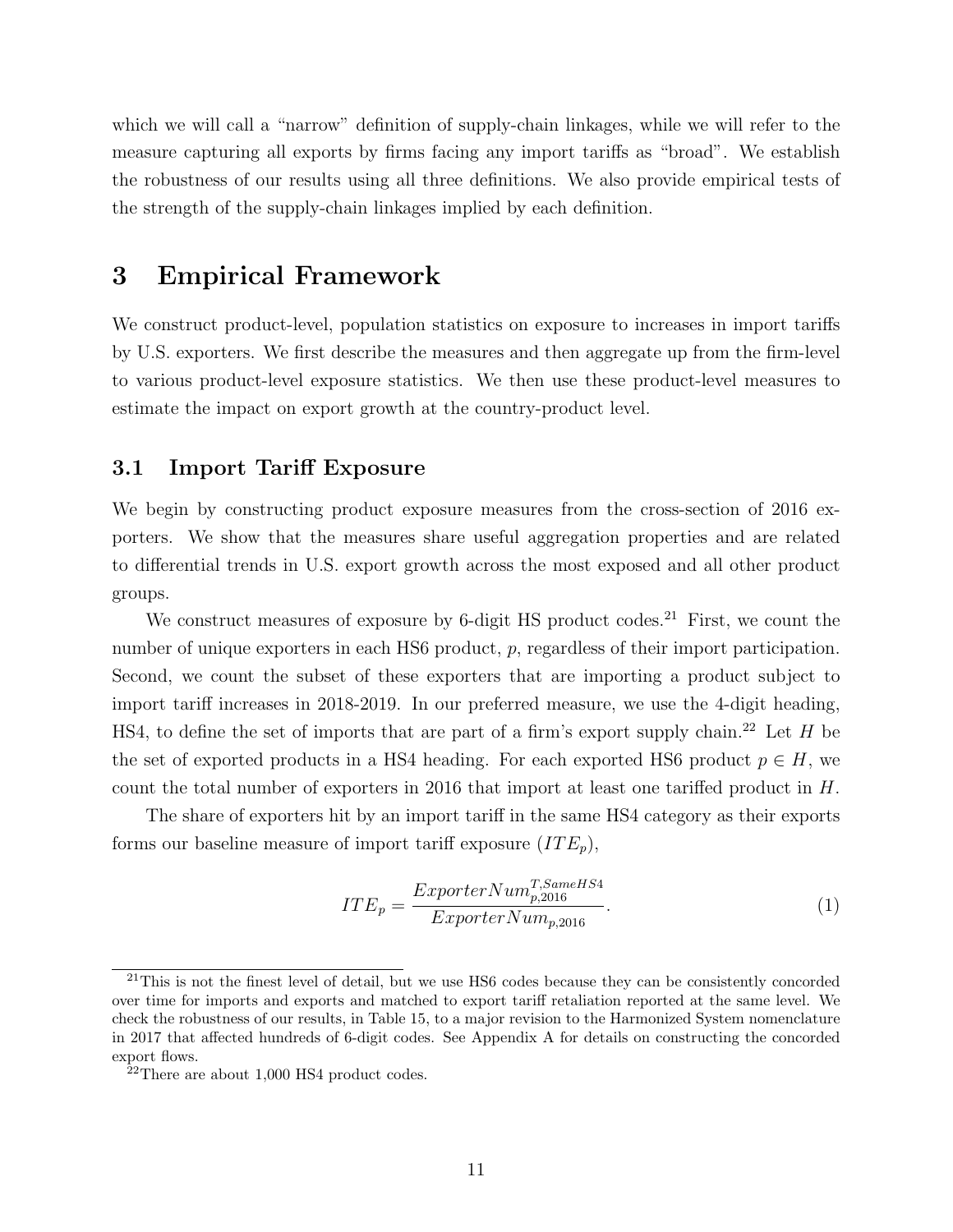which we will call a "narrow" definition of supply-chain linkages, while we will refer to the measure capturing all exports by firms facing any import tariffs as "broad". We establish the robustness of our results using all three definitions. We also provide empirical tests of the strength of the supply-chain linkages implied by each definition.

# 3 Empirical Framework

We construct product-level, population statistics on exposure to increases in import tariffs by U.S. exporters. We first describe the measures and then aggregate up from the firm-level to various product-level exposure statistics. We then use these product-level measures to estimate the impact on export growth at the country-product level.

## 3.1 Import Tariff Exposure

We begin by constructing product exposure measures from the cross-section of 2016 exporters. We show that the measures share useful aggregation properties and are related to differential trends in U.S. export growth across the most exposed and all other product groups.

We construct measures of exposure by 6-digit HS product codes.[21] First, we count the number of unique exporters in each HS6 product, $p$, regardless of their import participation. Second, we count the subset of these exporters that are importing a product subject to import tariff increases in 2018-2019. In our preferred measure, we use the 4-digit heading, HS4, to define the set of imports that are part of a firm's export supply chain.[22] Let $H$ be the set of exported products in a HS4 heading. For each exported HS6 product $p \in H$, we count the total number of exporters in 2016 that import at least one tariffed product in $H$.

The share of exporters hit by an import tariff in the same HS4 category as their exports forms our baseline measure of import tariff exposure ($ITE_p$),

$$ITE_p = \frac{ExporterNum_{p,2016}^{T,SameHS4}}{ExporterNum_{p,2016}}. \tag{1}$$

[21]This is not the finest level of detail, but we use HS6 codes because they can be consistently concorded over time for imports and exports and matched to export tariff retaliation reported at the same level. We check the robustness of our results, in Table 15, to a major revision to the Harmonized System nomenclature in 2017 that affected hundreds of 6-digit codes. See Appendix A for details on constructing the concorded export flows.

[22]There are about 1,000 HS4 product codes.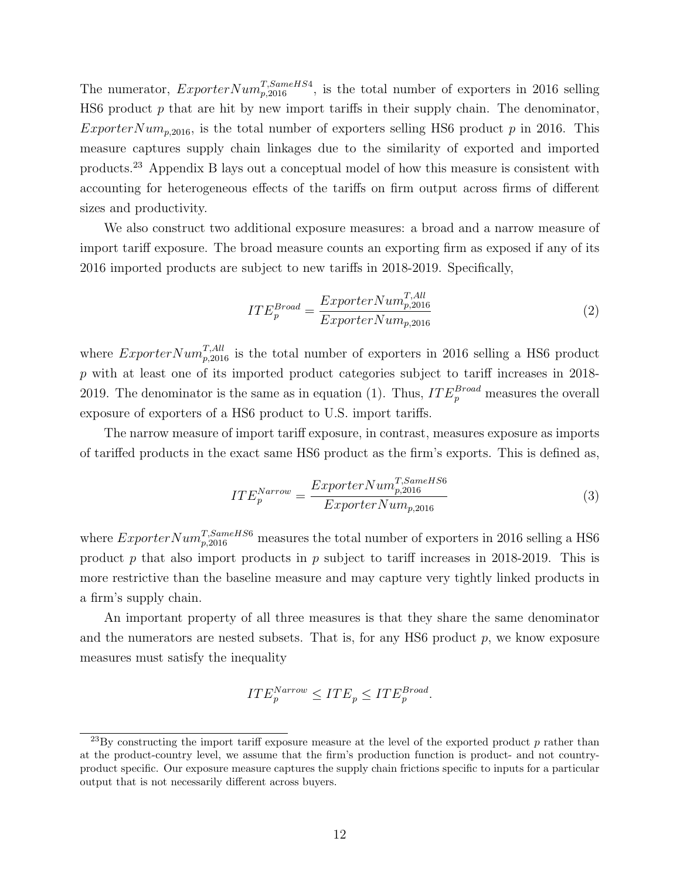The numerator, $ExporterNum^{T,SameHS4}_{p,2016}$, is the total number of exporters in 2016 selling HS6 product $p$ that are hit by new import tariffs in their supply chain. The denominator, $ExporterNum_{p,2016}$, is the total number of exporters selling HS6 product $p$ in 2016. This measure captures supply chain linkages due to the similarity of exported and imported products.[23] Appendix B lays out a conceptual model of how this measure is consistent with accounting for heterogeneous effects of the tariffs on firm output across firms of different sizes and productivity.

We also construct two additional exposure measures: a broad and a narrow measure of import tariff exposure. The broad measure counts an exporting firm as exposed if any of its 2016 imported products are subject to new tariffs in 2018-2019. Specifically,

$$ITE^{Broad}_{p} = \frac{ExporterNum^{T,All}_{p,2016}}{ExporterNum_{p,2016}} \tag{2}$$

where $ExporterNum^{T,All}_{p,2016}$ is the total number of exporters in 2016 selling a HS6 product $p$ with at least one of its imported product categories subject to tariff increases in 2018-2019. The denominator is the same as in equation (1). Thus, $ITE^{Broad}_{p}$ measures the overall exposure of exporters of a HS6 product to U.S. import tariffs.

The narrow measure of import tariff exposure, in contrast, measures exposure as imports of tariffed products in the exact same HS6 product as the firm's exports. This is defined as,

$$ITE^{Narrow}_{p} = \frac{ExporterNum^{T,SameHS6}_{p,2016}}{ExporterNum_{p,2016}} \tag{3}$$

where $ExporterNum^{T,SameHS6}_{p,2016}$ measures the total number of exporters in 2016 selling a HS6 product $p$ that also import products in $p$ subject to tariff increases in 2018-2019. This is more restrictive than the baseline measure and may capture very tightly linked products in a firm's supply chain.

An important property of all three measures is that they share the same denominator and the numerators are nested subsets. That is, for any HS6 product $p$, we know exposure measures must satisfy the inequality

$$ITE^{Narrow}_{p} \leq ITE_{p} \leq ITE^{Broad}_{p}.$$

[23] By constructing the import tariff exposure measure at the level of the exported product $p$ rather than at the product-country level, we assume that the firm's production function is product- and not country-product specific. Our exposure measure captures the supply chain frictions specific to inputs for a particular output that is not necessarily different across buyers.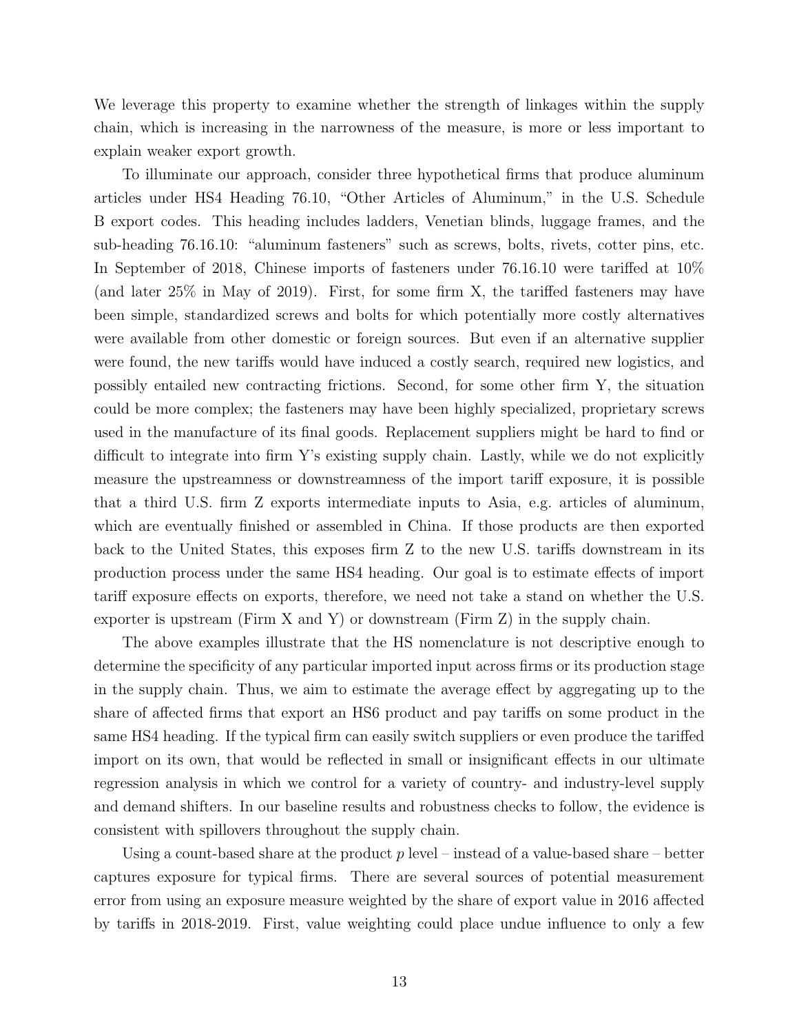We leverage this property to examine whether the strength of linkages within the supply chain, which is increasing in the narrowness of the measure, is more or less important to explain weaker export growth.

To illuminate our approach, consider three hypothetical firms that produce aluminum articles under HS4 Heading 76.10, "Other Articles of Aluminum," in the U.S. Schedule B export codes. This heading includes ladders, Venetian blinds, luggage frames, and the sub-heading 76.16.10: "aluminum fasteners" such as screws, bolts, rivets, cotter pins, etc. In September of 2018, Chinese imports of fasteners under 76.16.10 were tariffed at 10% (and later 25% in May of 2019). First, for some firm X, the tariffed fasteners may have been simple, standardized screws and bolts for which potentially more costly alternatives were available from other domestic or foreign sources. But even if an alternative supplier were found, the new tariffs would have induced a costly search, required new logistics, and possibly entailed new contracting frictions. Second, for some other firm Y, the situation could be more complex; the fasteners may have been highly specialized, proprietary screws used in the manufacture of its final goods. Replacement suppliers might be hard to find or difficult to integrate into firm Y's existing supply chain. Lastly, while we do not explicitly measure the upstreamness or downstreamness of the import tariff exposure, it is possible that a third U.S. firm Z exports intermediate inputs to Asia, e.g. articles of aluminum, which are eventually finished or assembled in China. If those products are then exported back to the United States, this exposes firm Z to the new U.S. tariffs downstream in its production process under the same HS4 heading. Our goal is to estimate effects of import tariff exposure effects on exports, therefore, we need not take a stand on whether the U.S. exporter is upstream (Firm X and Y) or downstream (Firm Z) in the supply chain.

The above examples illustrate that the HS nomenclature is not descriptive enough to determine the specificity of any particular imported input across firms or its production stage in the supply chain. Thus, we aim to estimate the average effect by aggregating up to the share of affected firms that export an HS6 product and pay tariffs on some product in the same HS4 heading. If the typical firm can easily switch suppliers or even produce the tariffed import on its own, that would be reflected in small or insignificant effects in our ultimate regression analysis in which we control for a variety of country- and industry-level supply and demand shifters. In our baseline results and robustness checks to follow, the evidence is consistent with spillovers throughout the supply chain.

Using a count-based share at the product $p$ level – instead of a value-based share – better captures exposure for typical firms. There are several sources of potential measurement error from using an exposure measure weighted by the share of export value in 2016 affected by tariffs in 2018-2019. First, value weighting could place undue influence to only a few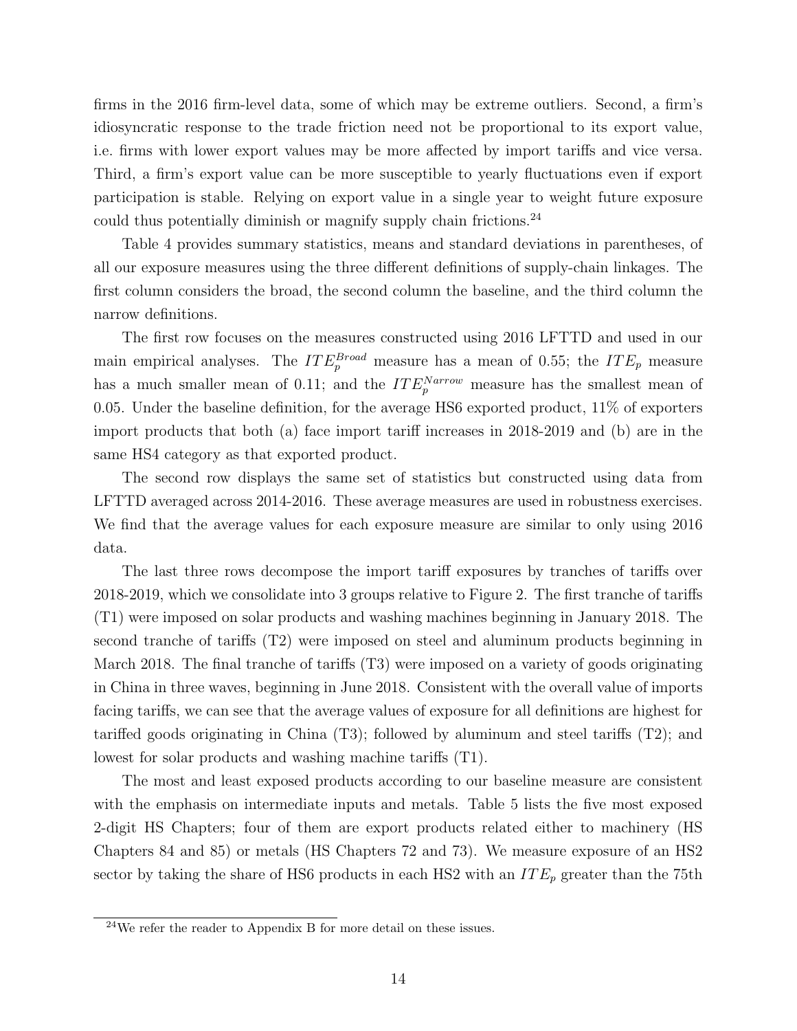firms in the 2016 firm-level data, some of which may be extreme outliers. Second, a firm's idiosyncratic response to the trade friction need not be proportional to its export value, i.e. firms with lower export values may be more affected by import tariffs and vice versa. Third, a firm's export value can be more susceptible to yearly fluctuations even if export participation is stable. Relying on export value in a single year to weight future exposure could thus potentially diminish or magnify supply chain frictions.[24]

Table 4 provides summary statistics, means and standard deviations in parentheses, of all our exposure measures using the three different definitions of supply-chain linkages. The first column considers the broad, the second column the baseline, and the third column the narrow definitions.

The first row focuses on the measures constructed using 2016 LFTTD and used in our main empirical analyses. The $ITE_p^{Broad}$ measure has a mean of 0.55; the $ITE_p$ measure has a much smaller mean of 0.11; and the $ITE_p^{Narrow}$ measure has the smallest mean of 0.05. Under the baseline definition, for the average HS6 exported product, 11% of exporters import products that both (a) face import tariff increases in 2018-2019 and (b) are in the same HS4 category as that exported product.

The second row displays the same set of statistics but constructed using data from LFTTD averaged across 2014-2016. These average measures are used in robustness exercises. We find that the average values for each exposure measure are similar to only using 2016 data.

The last three rows decompose the import tariff exposures by tranches of tariffs over 2018-2019, which we consolidate into 3 groups relative to Figure 2. The first tranche of tariffs (T1) were imposed on solar products and washing machines beginning in January 2018. The second tranche of tariffs (T2) were imposed on steel and aluminum products beginning in March 2018. The final tranche of tariffs (T3) were imposed on a variety of goods originating in China in three waves, beginning in June 2018. Consistent with the overall value of imports facing tariffs, we can see that the average values of exposure for all definitions are highest for tariffed goods originating in China (T3); followed by aluminum and steel tariffs (T2); and lowest for solar products and washing machine tariffs (T1).

The most and least exposed products according to our baseline measure are consistent with the emphasis on intermediate inputs and metals. Table 5 lists the five most exposed 2-digit HS Chapters; four of them are export products related either to machinery (HS Chapters 84 and 85) or metals (HS Chapters 72 and 73). We measure exposure of an HS2 sector by taking the share of HS6 products in each HS2 with an $ITE_p$ greater than the 75th

[24] We refer the reader to Appendix B for more detail on these issues.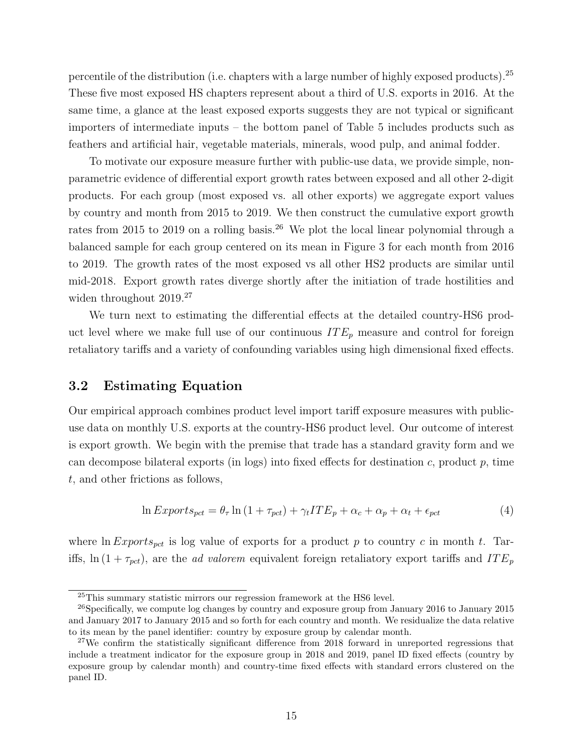percentile of the distribution (i.e. chapters with a large number of highly exposed products).[25] These five most exposed HS chapters represent about a third of U.S. exports in 2016. At the same time, a glance at the least exposed exports suggests they are not typical or significant importers of intermediate inputs – the bottom panel of Table 5 includes products such as feathers and artificial hair, vegetable materials, minerals, wood pulp, and animal fodder.

To motivate our exposure measure further with public-use data, we provide simple, non-parametric evidence of differential export growth rates between exposed and all other 2-digit products. For each group (most exposed vs. all other exports) we aggregate export values by country and month from 2015 to 2019. We then construct the cumulative export growth rates from 2015 to 2019 on a rolling basis.[26] We plot the local linear polynomial through a balanced sample for each group centered on its mean in Figure 3 for each month from 2016 to 2019. The growth rates of the most exposed vs all other HS2 products are similar until mid-2018. Export growth rates diverge shortly after the initiation of trade hostilities and widen throughout 2019.[27]

We turn next to estimating the differential effects at the detailed country-HS6 product level where we make full use of our continuous $ITE_p$ measure and control for foreign retaliatory tariffs and a variety of confounding variables using high dimensional fixed effects.

## 3.2 Estimating Equation

Our empirical approach combines product level import tariff exposure measures with public-use data on monthly U.S. exports at the country-HS6 product level. Our outcome of interest is export growth. We begin with the premise that trade has a standard gravity form and we can decompose bilateral exports (in logs) into fixed effects for destination $c$, product $p$, time $t$, and other frictions as follows,

$$\ln Exports_{pct} = \theta_\tau \ln(1 + \tau_{pct}) + \gamma_t ITE_p + \alpha_c + \alpha_p + \alpha_t + \epsilon_{pct} \tag{4}$$

where $\ln Exports_{pct}$ is log value of exports for a product $p$ to country $c$ in month $t$. Tariffs, $\ln(1 + \tau_{pct})$, are the *ad valorem* equivalent foreign retaliatory export tariffs and $ITE_p$

---

[25] This summary statistic mirrors our regression framework at the HS6 level.

[26] Specifically, we compute log changes by country and exposure group from January 2016 to January 2015 and January 2017 to January 2015 and so forth for each country and month. We residualize the data relative to its mean by the panel identifier: country by exposure group by calendar month.

[27] We confirm the statistically significant difference from 2018 forward in unreported regressions that include a treatment indicator for the exposure group in 2018 and 2019, panel ID fixed effects (country by exposure group by calendar month) and country-time fixed effects with standard errors clustered on the panel ID.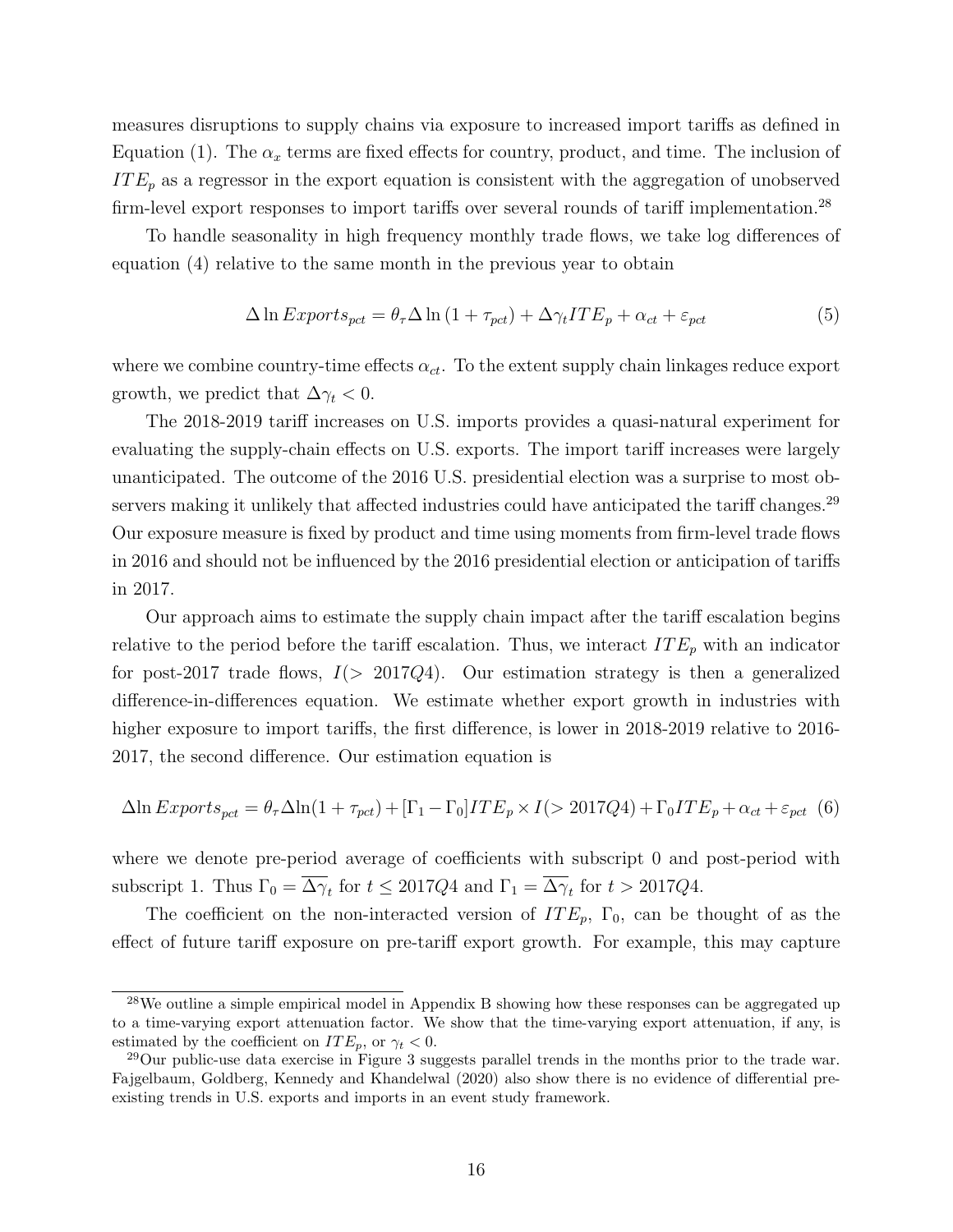measures disruptions to supply chains via exposure to increased import tariffs as defined in Equation (1). The $\alpha_x$ terms are fixed effects for country, product, and time. The inclusion of $ITE_p$ as a regressor in the export equation is consistent with the aggregation of unobserved firm-level export responses to import tariffs over several rounds of tariff implementation.[28]

To handle seasonality in high frequency monthly trade flows, we take log differences of equation (4) relative to the same month in the previous year to obtain

$$\Delta \ln Exports_{pct} = \theta_\tau \Delta \ln (1 + \tau_{pct}) + \Delta\gamma_t ITE_p + \alpha_{ct} + \varepsilon_{pct} \tag{5}$$

where we combine country-time effects $\alpha_{ct}$. To the extent supply chain linkages reduce export growth, we predict that $\Delta\gamma_t < 0$.

The 2018-2019 tariff increases on U.S. imports provides a quasi-natural experiment for evaluating the supply-chain effects on U.S. exports. The import tariff increases were largely unanticipated. The outcome of the 2016 U.S. presidential election was a surprise to most observers making it unlikely that affected industries could have anticipated the tariff changes.[29] Our exposure measure is fixed by product and time using moments from firm-level trade flows in 2016 and should not be influenced by the 2016 presidential election or anticipation of tariffs in 2017.

Our approach aims to estimate the supply chain impact after the tariff escalation begins relative to the period before the tariff escalation. Thus, we interact $ITE_p$ with an indicator for post-2017 trade flows, $I(> 2017Q4)$. Our estimation strategy is then a generalized difference-in-differences equation. We estimate whether export growth in industries with higher exposure to import tariffs, the first difference, is lower in 2018-2019 relative to 2016-2017, the second difference. Our estimation equation is

$$\Delta \ln Exports_{pct} = \theta_\tau \Delta \ln(1 + \tau_{pct}) + [\Gamma_1 - \Gamma_0] ITE_p \times I(> 2017Q4) + \Gamma_0 ITE_p + \alpha_{ct} + \varepsilon_{pct} \tag{6}$$

where we denote pre-period average of coefficients with subscript 0 and post-period with subscript 1. Thus $\Gamma_0 = \overline{\Delta\gamma_t}$ for $t \leq 2017Q4$ and $\Gamma_1 = \overline{\Delta\gamma_t}$ for $t > 2017Q4$.

The coefficient on the non-interacted version of $ITE_p$, $\Gamma_0$, can be thought of as the effect of future tariff exposure on pre-tariff export growth. For example, this may capture

[28] We outline a simple empirical model in Appendix B showing how these responses can be aggregated up to a time-varying export attenuation factor. We show that the time-varying export attenuation, if any, is estimated by the coefficient on $ITE_p$, or $\gamma_t < 0$.

[29] Our public-use data exercise in Figure 3 suggests parallel trends in the months prior to the trade war. Fajgelbaum, Goldberg, Kennedy and Khandelwal (2020) also show there is no evidence of differential pre-existing trends in U.S. exports and imports in an event study framework.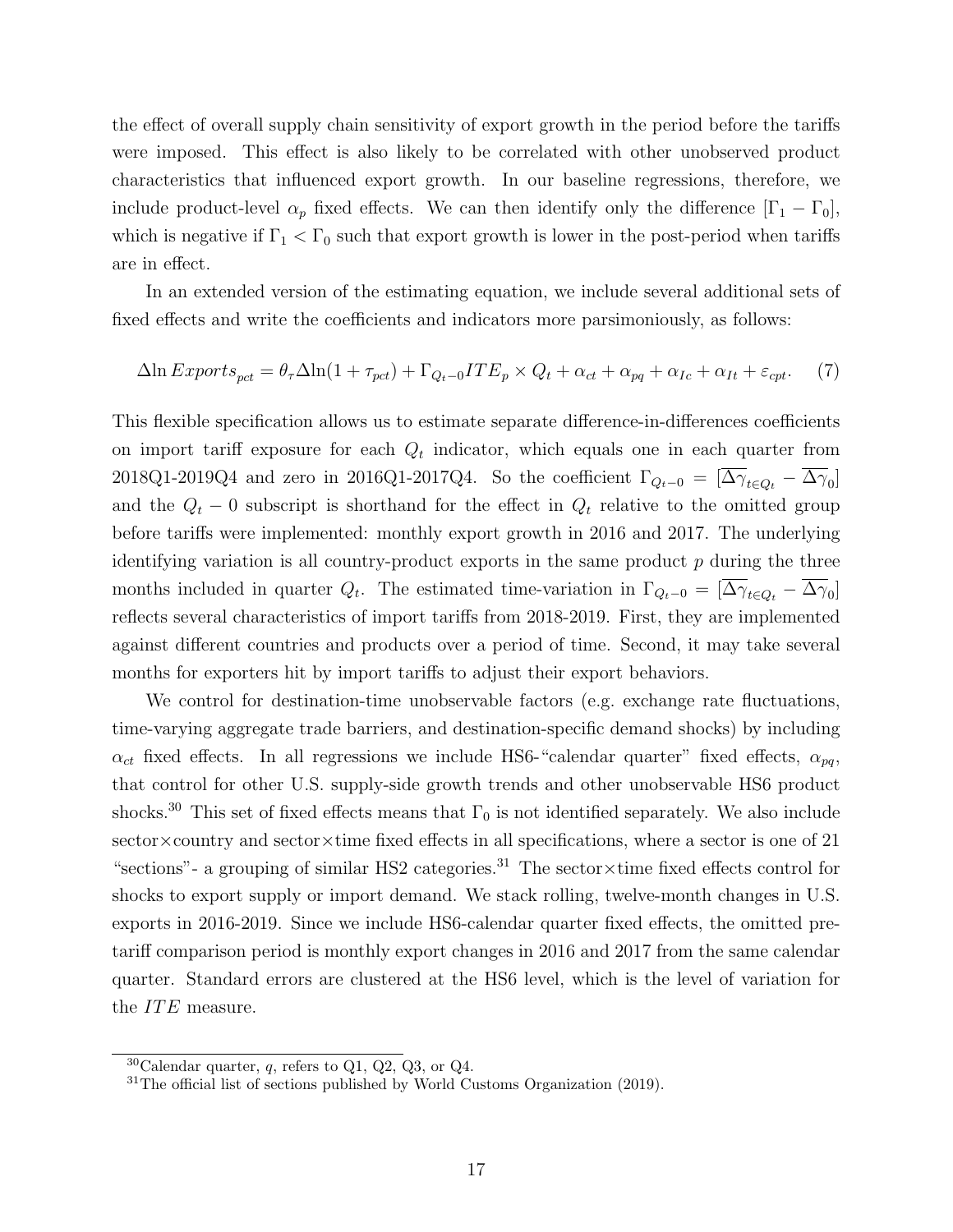the effect of overall supply chain sensitivity of export growth in the period before the tariffs were imposed. This effect is also likely to be correlated with other unobserved product characteristics that influenced export growth. In our baseline regressions, therefore, we include product-level $\alpha_p$ fixed effects. We can then identify only the difference $[\Gamma_1 - \Gamma_0]$, which is negative if $\Gamma_1 < \Gamma_0$ such that export growth is lower in the post-period when tariffs are in effect.

In an extended version of the estimating equation, we include several additional sets of fixed effects and write the coefficients and indicators more parsimoniously, as follows:

$$\Delta \ln Exports_{pct} = \theta_\tau \Delta \ln(1+\tau_{pct}) + \Gamma_{Q_t - 0} ITE_p \times Q_t + \alpha_{ct} + \alpha_{pq} + \alpha_{Ic} + \alpha_{It} + \varepsilon_{cpt}. \quad (7)$$

This flexible specification allows us to estimate separate difference-in-differences coefficients on import tariff exposure for each $Q_t$ indicator, which equals one in each quarter from 2018Q1-2019Q4 and zero in 2016Q1-2017Q4. So the coefficient $\Gamma_{Q_t-0} = [\overline{\Delta\gamma}_{t\in Q_t} - \overline{\Delta\gamma}_0]$ and the $Q_t - 0$ subscript is shorthand for the effect in $Q_t$ relative to the omitted group before tariffs were implemented: monthly export growth in 2016 and 2017. The underlying identifying variation is all country-product exports in the same product $p$ during the three months included in quarter $Q_t$. The estimated time-variation in $\Gamma_{Q_t-0} = [\overline{\Delta\gamma}_{t\in Q_t} - \overline{\Delta\gamma}_0]$ reflects several characteristics of import tariffs from 2018-2019. First, they are implemented against different countries and products over a period of time. Second, it may take several months for exporters hit by import tariffs to adjust their export behaviors.

We control for destination-time unobservable factors (e.g. exchange rate fluctuations, time-varying aggregate trade barriers, and destination-specific demand shocks) by including $\alpha_{ct}$ fixed effects. In all regressions we include HS6-"calendar quarter" fixed effects, $\alpha_{pq}$, that control for other U.S. supply-side growth trends and other unobservable HS6 product shocks.[30] This set of fixed effects means that $\Gamma_0$ is not identified separately. We also include sector×country and sector×time fixed effects in all specifications, where a sector is one of 21 "sections"- a grouping of similar HS2 categories.[31] The sector×time fixed effects control for shocks to export supply or import demand. We stack rolling, twelve-month changes in U.S. exports in 2016-2019. Since we include HS6-calendar quarter fixed effects, the omitted pre-tariff comparison period is monthly export changes in 2016 and 2017 from the same calendar quarter. Standard errors are clustered at the HS6 level, which is the level of variation for the $ITE$ measure.

[30] Calendar quarter, $q$, refers to Q1, Q2, Q3, or Q4.

[31] The official list of sections published by World Customs Organization (2019).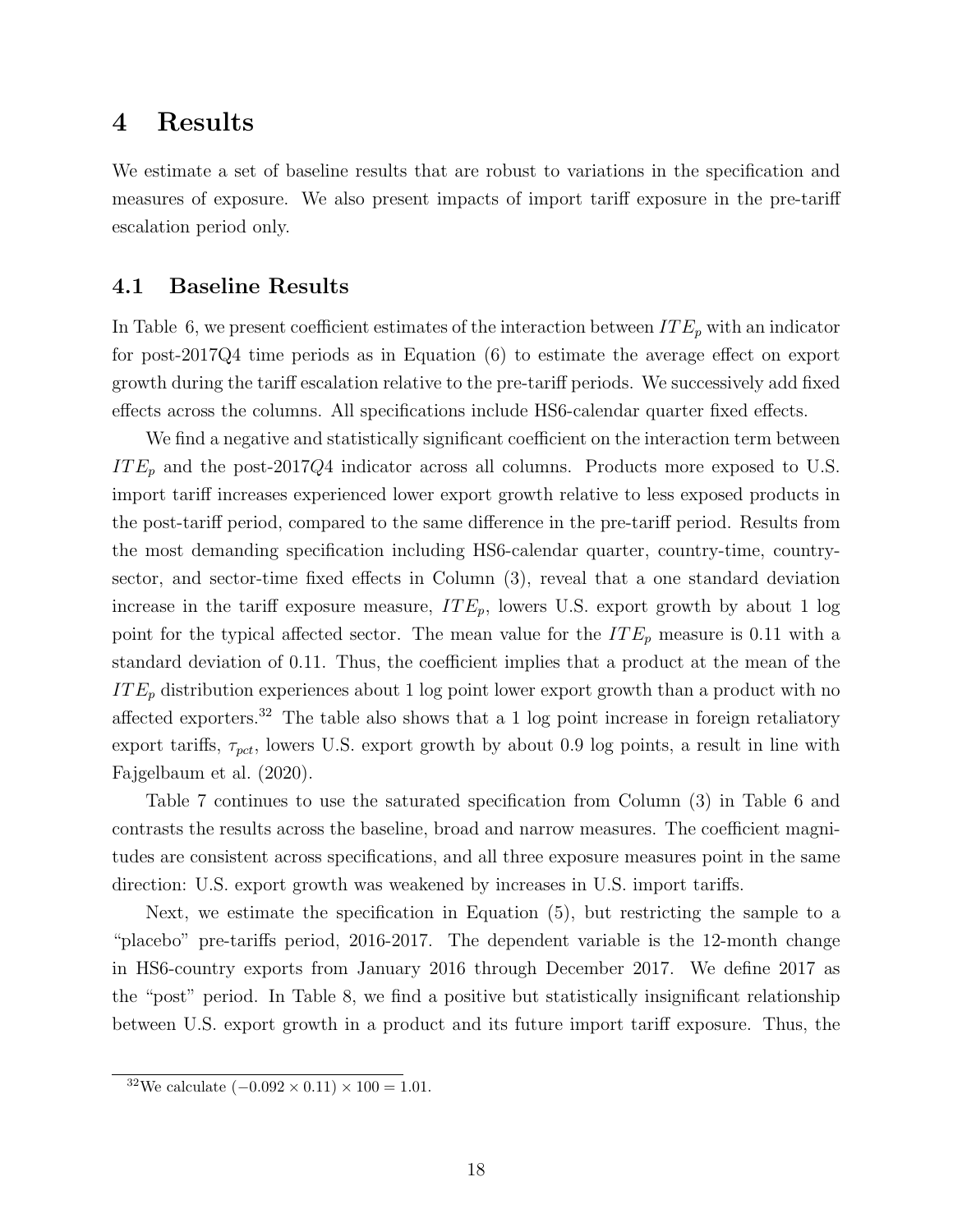# 4 Results

We estimate a set of baseline results that are robust to variations in the specification and measures of exposure. We also present impacts of import tariff exposure in the pre-tariff escalation period only.

## 4.1 Baseline Results

In Table 6, we present coefficient estimates of the interaction between $ITE_p$ with an indicator for post-2017Q4 time periods as in Equation (6) to estimate the average effect on export growth during the tariff escalation relative to the pre-tariff periods. We successively add fixed effects across the columns. All specifications include HS6-calendar quarter fixed effects.

We find a negative and statistically significant coefficient on the interaction term between $ITE_p$ and the post-2017$Q4$ indicator across all columns. Products more exposed to U.S. import tariff increases experienced lower export growth relative to less exposed products in the post-tariff period, compared to the same difference in the pre-tariff period. Results from the most demanding specification including HS6-calendar quarter, country-time, country-sector, and sector-time fixed effects in Column (3), reveal that a one standard deviation increase in the tariff exposure measure, $ITE_p$, lowers U.S. export growth by about 1 log point for the typical affected sector. The mean value for the $ITE_p$ measure is 0.11 with a standard deviation of 0.11. Thus, the coefficient implies that a product at the mean of the $ITE_p$ distribution experiences about 1 log point lower export growth than a product with no affected exporters.[32] The table also shows that a 1 log point increase in foreign retaliatory export tariffs, $\tau_{pct}$, lowers U.S. export growth by about 0.9 log points, a result in line with Fajgelbaum et al. (2020).

Table 7 continues to use the saturated specification from Column (3) in Table 6 and contrasts the results across the baseline, broad and narrow measures. The coefficient magnitudes are consistent across specifications, and all three exposure measures point in the same direction: U.S. export growth was weakened by increases in U.S. import tariffs.

Next, we estimate the specification in Equation (5), but restricting the sample to a "placebo" pre-tariffs period, 2016-2017. The dependent variable is the 12-month change in HS6-country exports from January 2016 through December 2017. We define 2017 as the "post" period. In Table 8, we find a positive but statistically insignificant relationship between U.S. export growth in a product and its future import tariff exposure. Thus, the

[32] We calculate $(-0.092 \times 0.11) \times 100 = 1.01$.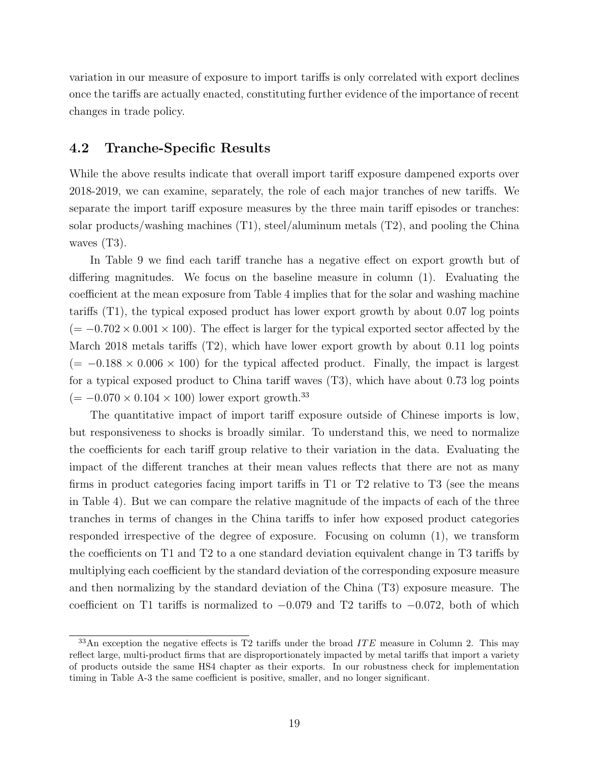variation in our measure of exposure to import tariffs is only correlated with export declines once the tariffs are actually enacted, constituting further evidence of the importance of recent changes in trade policy.

## 4.2 Tranche-Specific Results

While the above results indicate that overall import tariff exposure dampened exports over 2018-2019, we can examine, separately, the role of each major tranches of new tariffs. We separate the import tariff exposure measures by the three main tariff episodes or tranches: solar products/washing machines (T1), steel/aluminum metals (T2), and pooling the China waves (T3).

In Table 9 we find each tariff tranche has a negative effect on export growth but of differing magnitudes. We focus on the baseline measure in column (1). Evaluating the coefficient at the mean exposure from Table 4 implies that for the solar and washing machine tariffs (T1), the typical exposed product has lower export growth by about 0.07 log points ($= -0.702 \times 0.001 \times 100$). The effect is larger for the typical exported sector affected by the March 2018 metals tariffs (T2), which have lower export growth by about 0.11 log points ($= -0.188 \times 0.006 \times 100$) for the typical affected product. Finally, the impact is largest for a typical exposed product to China tariff waves (T3), which have about 0.73 log points ($= -0.070 \times 0.104 \times 100$) lower export growth.[33]

The quantitative impact of import tariff exposure outside of Chinese imports is low, but responsiveness to shocks is broadly similar. To understand this, we need to normalize the coefficients for each tariff group relative to their variation in the data. Evaluating the impact of the different tranches at their mean values reflects that there are not as many firms in product categories facing import tariffs in T1 or T2 relative to T3 (see the means in Table 4). But we can compare the relative magnitude of the impacts of each of the three tranches in terms of changes in the China tariffs to infer how exposed product categories responded irrespective of the degree of exposure. Focusing on column (1), we transform the coefficients on T1 and T2 to a one standard deviation equivalent change in T3 tariffs by multiplying each coefficient by the standard deviation of the corresponding exposure measure and then normalizing by the standard deviation of the China (T3) exposure measure. The coefficient on T1 tariffs is normalized to $-0.079$ and T2 tariffs to $-0.072$, both of which

[33] An exception the negative effects is T2 tariffs under the broad $ITE$ measure in Column 2. This may reflect large, multi-product firms that are disproportionately impacted by metal tariffs that import a variety of products outside the same HS4 chapter as their exports. In our robustness check for implementation timing in Table A-3 the same coefficient is positive, smaller, and no longer significant.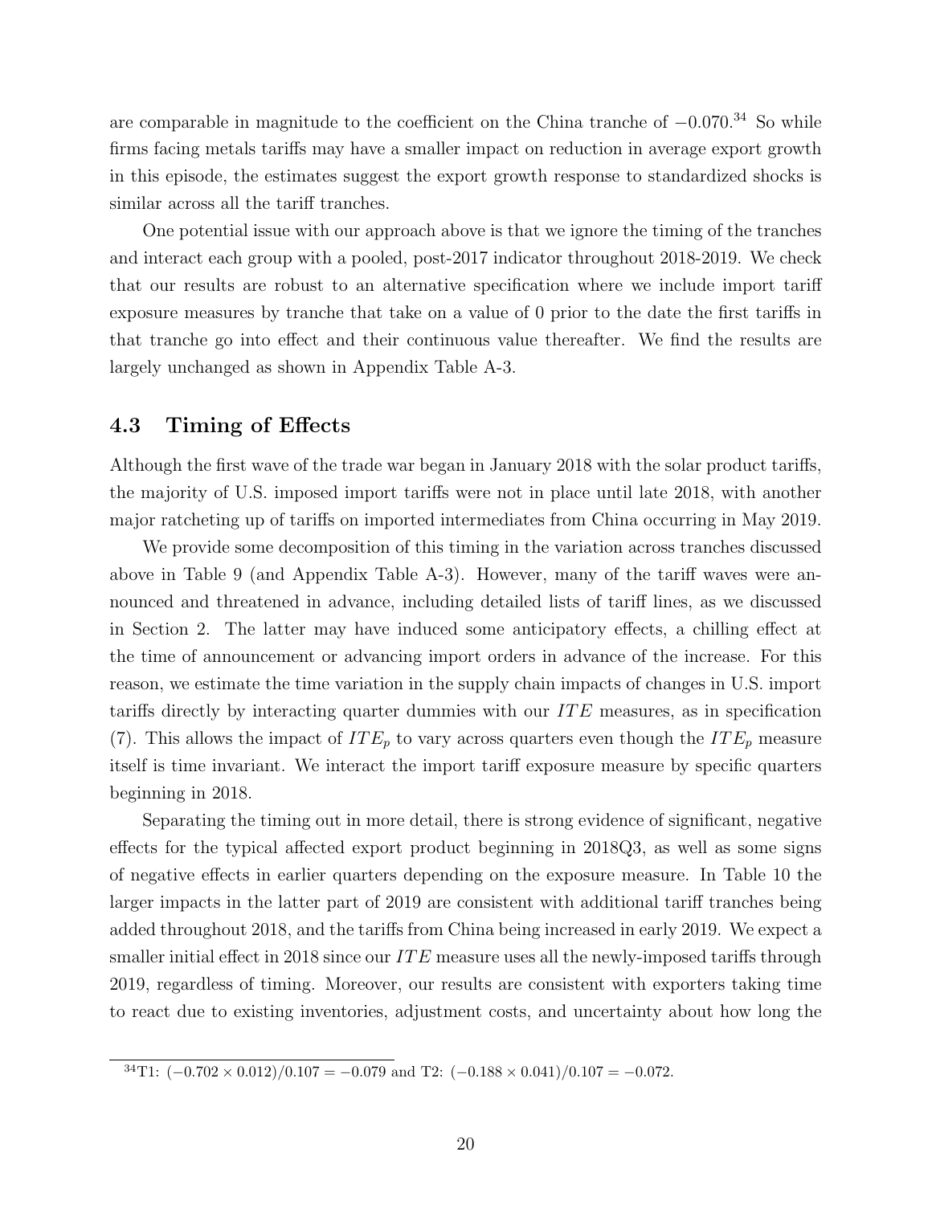are comparable in magnitude to the coefficient on the China tranche of $-0.070$.[34] So while firms facing metals tariffs may have a smaller impact on reduction in average export growth in this episode, the estimates suggest the export growth response to standardized shocks is similar across all the tariff tranches.

One potential issue with our approach above is that we ignore the timing of the tranches and interact each group with a pooled, post-2017 indicator throughout 2018-2019. We check that our results are robust to an alternative specification where we include import tariff exposure measures by tranche that take on a value of 0 prior to the date the first tariffs in that tranche go into effect and their continuous value thereafter. We find the results are largely unchanged as shown in Appendix Table A-3.

### 4.3 Timing of Effects

Although the first wave of the trade war began in January 2018 with the solar product tariffs, the majority of U.S. imposed import tariffs were not in place until late 2018, with another major ratcheting up of tariffs on imported intermediates from China occurring in May 2019.

We provide some decomposition of this timing in the variation across tranches discussed above in Table 9 (and Appendix Table A-3). However, many of the tariff waves were announced and threatened in advance, including detailed lists of tariff lines, as we discussed in Section 2. The latter may have induced some anticipatory effects, a chilling effect at the time of announcement or advancing import orders in advance of the increase. For this reason, we estimate the time variation in the supply chain impacts of changes in U.S. import tariffs directly by interacting quarter dummies with our $ITE$ measures, as in specification (7). This allows the impact of $ITE_p$ to vary across quarters even though the $ITE_p$ measure itself is time invariant. We interact the import tariff exposure measure by specific quarters beginning in 2018.

Separating the timing out in more detail, there is strong evidence of significant, negative effects for the typical affected export product beginning in 2018Q3, as well as some signs of negative effects in earlier quarters depending on the exposure measure. In Table 10 the larger impacts in the latter part of 2019 are consistent with additional tariff tranches being added throughout 2018, and the tariffs from China being increased in early 2019. We expect a smaller initial effect in 2018 since our $ITE$ measure uses all the newly-imposed tariffs through 2019, regardless of timing. Moreover, our results are consistent with exporters taking time to react due to existing inventories, adjustment costs, and uncertainty about how long the

---

[34] T1: $(-0.702 \times 0.012)/0.107 = -0.079$ and T2: $(-0.188 \times 0.041)/0.107 = -0.072$.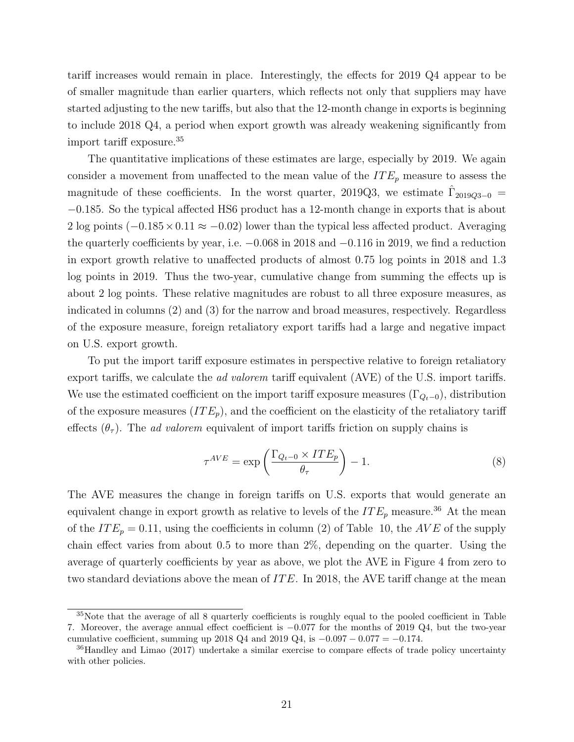tariff increases would remain in place. Interestingly, the effects for 2019 Q4 appear to be of smaller magnitude than earlier quarters, which reflects not only that suppliers may have started adjusting to the new tariffs, but also that the 12-month change in exports is beginning to include 2018 Q4, a period when export growth was already weakening significantly from import tariff exposure.[35]

The quantitative implications of these estimates are large, especially by 2019. We again consider a movement from unaffected to the mean value of the $ITE_p$ measure to assess the magnitude of these coefficients. In the worst quarter, 2019Q3, we estimate $\hat{\Gamma}_{2019Q3-0} = -0.185$. So the typical affected HS6 product has a 12-month change in exports that is about 2 log points ($-0.185 \times 0.11 \approx -0.02$) lower than the typical less affected product. Averaging the quarterly coefficients by year, i.e. $-0.068$ in 2018 and $-0.116$ in 2019, we find a reduction in export growth relative to unaffected products of almost 0.75 log points in 2018 and 1.3 log points in 2019. Thus the two-year, cumulative change from summing the effects up is about 2 log points. These relative magnitudes are robust to all three exposure measures, as indicated in columns (2) and (3) for the narrow and broad measures, respectively. Regardless of the exposure measure, foreign retaliatory export tariffs had a large and negative impact on U.S. export growth.

To put the import tariff exposure estimates in perspective relative to foreign retaliatory export tariffs, we calculate the *ad valorem* tariff equivalent (AVE) of the U.S. import tariffs. We use the estimated coefficient on the import tariff exposure measures ($\Gamma_{Q_t-0}$), distribution of the exposure measures ($ITE_p$), and the coefficient on the elasticity of the retaliatory tariff effects ($\theta_\tau$). The *ad valorem* equivalent of import tariffs friction on supply chains is

$$\tau^{AVE} = \exp\left(\frac{\Gamma_{Q_t-0} \times ITE_p}{\theta_\tau}\right) - 1. \tag{8}$$

The AVE measures the change in foreign tariffs on U.S. exports that would generate an equivalent change in export growth as relative to levels of the $ITE_p$ measure.[36] At the mean of the $ITE_p = 0.11$, using the coefficients in column (2) of Table 10, the $AVE$ of the supply chain effect varies from about 0.5 to more than 2%, depending on the quarter. Using the average of quarterly coefficients by year as above, we plot the AVE in Figure 4 from zero to two standard deviations above the mean of $ITE$. In 2018, the AVE tariff change at the mean

[35] Note that the average of all 8 quarterly coefficients is roughly equal to the pooled coefficient in Table 7. Moreover, the average annual effect coefficient is $-0.077$ for the months of 2019 Q4, but the two-year cumulative coefficient, summing up 2018 Q4 and 2019 Q4, is $-0.097 - 0.077 = -0.174$.

[36] Handley and Limao (2017) undertake a similar exercise to compare effects of trade policy uncertainty with other policies.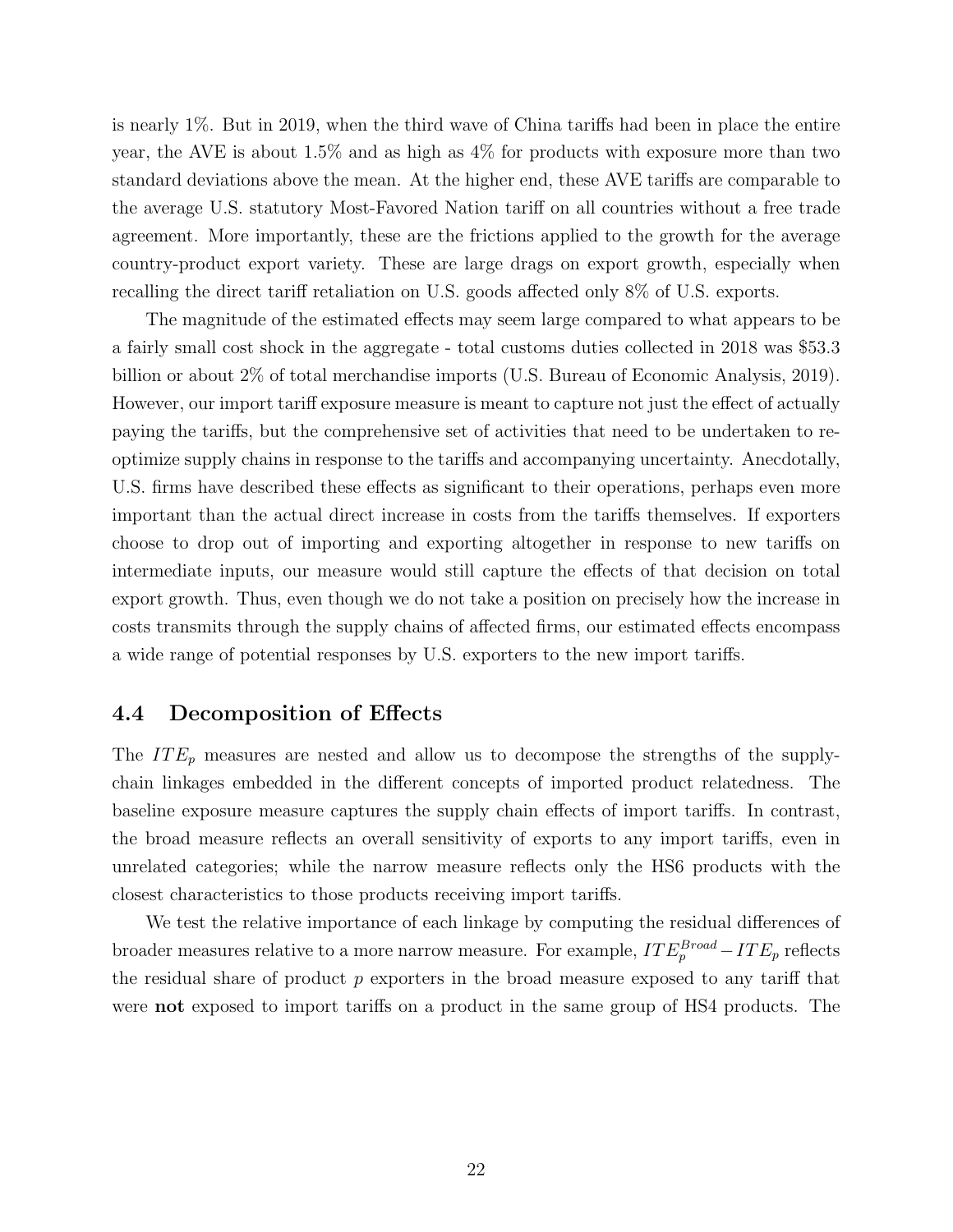is nearly 1%. But in 2019, when the third wave of China tariffs had been in place the entire year, the AVE is about 1.5% and as high as 4% for products with exposure more than two standard deviations above the mean. At the higher end, these AVE tariffs are comparable to the average U.S. statutory Most-Favored Nation tariff on all countries without a free trade agreement. More importantly, these are the frictions applied to the growth for the average country-product export variety. These are large drags on export growth, especially when recalling the direct tariff retaliation on U.S. goods affected only 8% of U.S. exports.

The magnitude of the estimated effects may seem large compared to what appears to be a fairly small cost shock in the aggregate - total customs duties collected in 2018 was $53.3 billion or about 2% of total merchandise imports (U.S. Bureau of Economic Analysis, 2019). However, our import tariff exposure measure is meant to capture not just the effect of actually paying the tariffs, but the comprehensive set of activities that need to be undertaken to re-optimize supply chains in response to the tariffs and accompanying uncertainty. Anecdotally, U.S. firms have described these effects as significant to their operations, perhaps even more important than the actual direct increase in costs from the tariffs themselves. If exporters choose to drop out of importing and exporting altogether in response to new tariffs on intermediate inputs, our measure would still capture the effects of that decision on total export growth. Thus, even though we do not take a position on precisely how the increase in costs transmits through the supply chains of affected firms, our estimated effects encompass a wide range of potential responses by U.S. exporters to the new import tariffs.

## 4.4 Decomposition of Effects

The $ITE_p$ measures are nested and allow us to decompose the strengths of the supply-chain linkages embedded in the different concepts of imported product relatedness. The baseline exposure measure captures the supply chain effects of import tariffs. In contrast, the broad measure reflects an overall sensitivity of exports to any import tariffs, even in unrelated categories; while the narrow measure reflects only the HS6 products with the closest characteristics to those products receiving import tariffs.

We test the relative importance of each linkage by computing the residual differences of broader measures relative to a more narrow measure. For example, $ITE_p^{Broad} - ITE_p$ reflects the residual share of product $p$ exporters in the broad measure exposed to any tariff that were **not** exposed to import tariffs on a product in the same group of HS4 products. The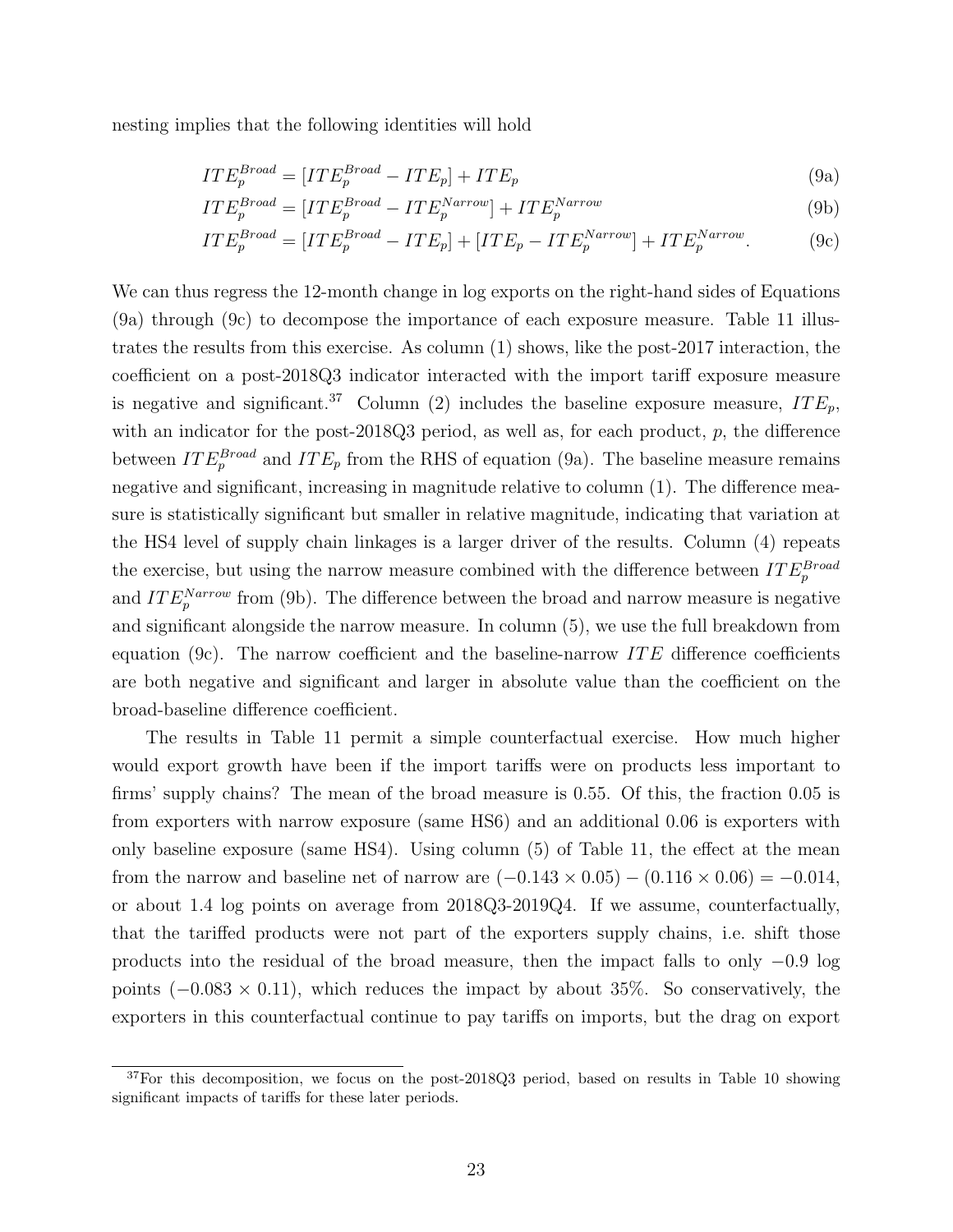nesting implies that the following identities will hold

$$ITE_p^{Broad} = [ITE_p^{Broad} - ITE_p] + ITE_p \tag{9a}$$

$$ITE_p^{Broad} = [ITE_p^{Broad} - ITE_p^{Narrow}] + ITE_p^{Narrow} \tag{9b}$$

$$ITE_p^{Broad} = [ITE_p^{Broad} - ITE_p] + [ITE_p - ITE_p^{Narrow}] + ITE_p^{Narrow}. \tag{9c}$$

We can thus regress the 12-month change in log exports on the right-hand sides of Equations (9a) through (9c) to decompose the importance of each exposure measure. Table 11 illustrates the results from this exercise. As column (1) shows, like the post-2017 interaction, the coefficient on a post-2018Q3 indicator interacted with the import tariff exposure measure is negative and significant.[37] Column (2) includes the baseline exposure measure, $ITE_p$, with an indicator for the post-2018Q3 period, as well as, for each product, $p$, the difference between $ITE_p^{Broad}$ and $ITE_p$ from the RHS of equation (9a). The baseline measure remains negative and significant, increasing in magnitude relative to column (1). The difference measure is statistically significant but smaller in relative magnitude, indicating that variation at the HS4 level of supply chain linkages is a larger driver of the results. Column (4) repeats the exercise, but using the narrow measure combined with the difference between $ITE_p^{Broad}$ and $ITE_p^{Narrow}$ from (9b). The difference between the broad and narrow measure is negative and significant alongside the narrow measure. In column (5), we use the full breakdown from equation (9c). The narrow coefficient and the baseline-narrow $ITE$ difference coefficients are both negative and significant and larger in absolute value than the coefficient on the broad-baseline difference coefficient.

The results in Table 11 permit a simple counterfactual exercise. How much higher would export growth have been if the import tariffs were on products less important to firms' supply chains? The mean of the broad measure is 0.55. Of this, the fraction 0.05 is from exporters with narrow exposure (same HS6) and an additional 0.06 is exporters with only baseline exposure (same HS4). Using column (5) of Table 11, the effect at the mean from the narrow and baseline net of narrow are $(-0.143 \times 0.05) - (0.116 \times 0.06) = -0.014$, or about 1.4 log points on average from 2018Q3-2019Q4. If we assume, counterfactually, that the tariffed products were not part of the exporters supply chains, i.e. shift those products into the residual of the broad measure, then the impact falls to only $-0.9$ log points $(-0.083 \times 0.11)$, which reduces the impact by about 35%. So conservatively, the exporters in this counterfactual continue to pay tariffs on imports, but the drag on export

[37] For this decomposition, we focus on the post-2018Q3 period, based on results in Table 10 showing significant impacts of tariffs for these later periods.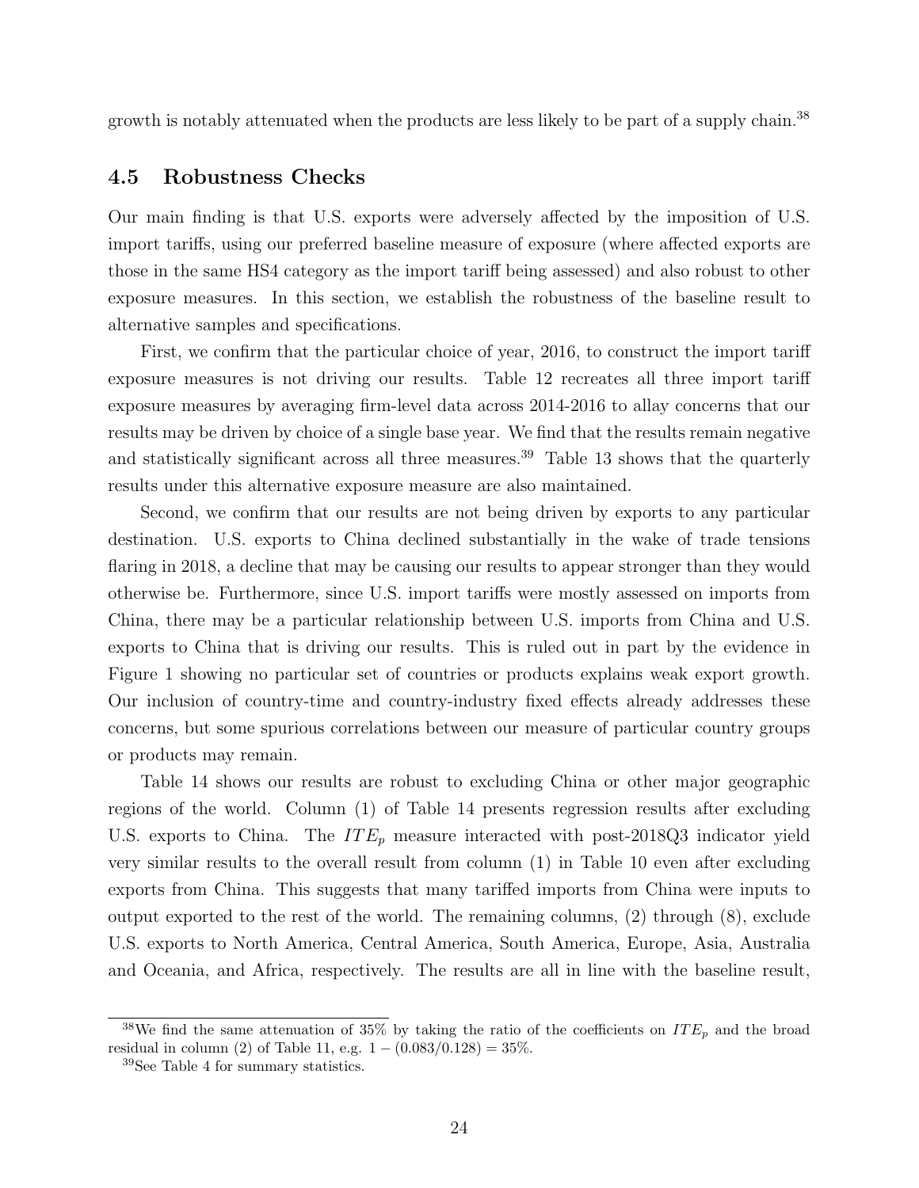growth is notably attenuated when the products are less likely to be part of a supply chain.[38]

### 4.5 Robustness Checks

Our main finding is that U.S. exports were adversely affected by the imposition of U.S. import tariffs, using our preferred baseline measure of exposure (where affected exports are those in the same HS4 category as the import tariff being assessed) and also robust to other exposure measures. In this section, we establish the robustness of the baseline result to alternative samples and specifications.

First, we confirm that the particular choice of year, 2016, to construct the import tariff exposure measures is not driving our results. Table 12 recreates all three import tariff exposure measures by averaging firm-level data across 2014-2016 to allay concerns that our results may be driven by choice of a single base year. We find that the results remain negative and statistically significant across all three measures.[39] Table 13 shows that the quarterly results under this alternative exposure measure are also maintained.

Second, we confirm that our results are not being driven by exports to any particular destination. U.S. exports to China declined substantially in the wake of trade tensions flaring in 2018, a decline that may be causing our results to appear stronger than they would otherwise be. Furthermore, since U.S. import tariffs were mostly assessed on imports from China, there may be a particular relationship between U.S. imports from China and U.S. exports to China that is driving our results. This is ruled out in part by the evidence in Figure 1 showing no particular set of countries or products explains weak export growth. Our inclusion of country-time and country-industry fixed effects already addresses these concerns, but some spurious correlations between our measure of particular country groups or products may remain.

Table 14 shows our results are robust to excluding China or other major geographic regions of the world. Column (1) of Table 14 presents regression results after excluding U.S. exports to China. The $ITE_p$ measure interacted with post-2018Q3 indicator yield very similar results to the overall result from column (1) in Table 10 even after excluding exports from China. This suggests that many tariffed imports from China were inputs to output exported to the rest of the world. The remaining columns, (2) through (8), exclude U.S. exports to North America, Central America, South America, Europe, Asia, Australia and Oceania, and Africa, respectively. The results are all in line with the baseline result,

[38] We find the same attenuation of 35% by taking the ratio of the coefficients on $ITE_p$ and the broad residual in column (2) of Table 11, e.g. $1 - (0.083/0.128) = 35\%$.

[39] See Table 4 for summary statistics.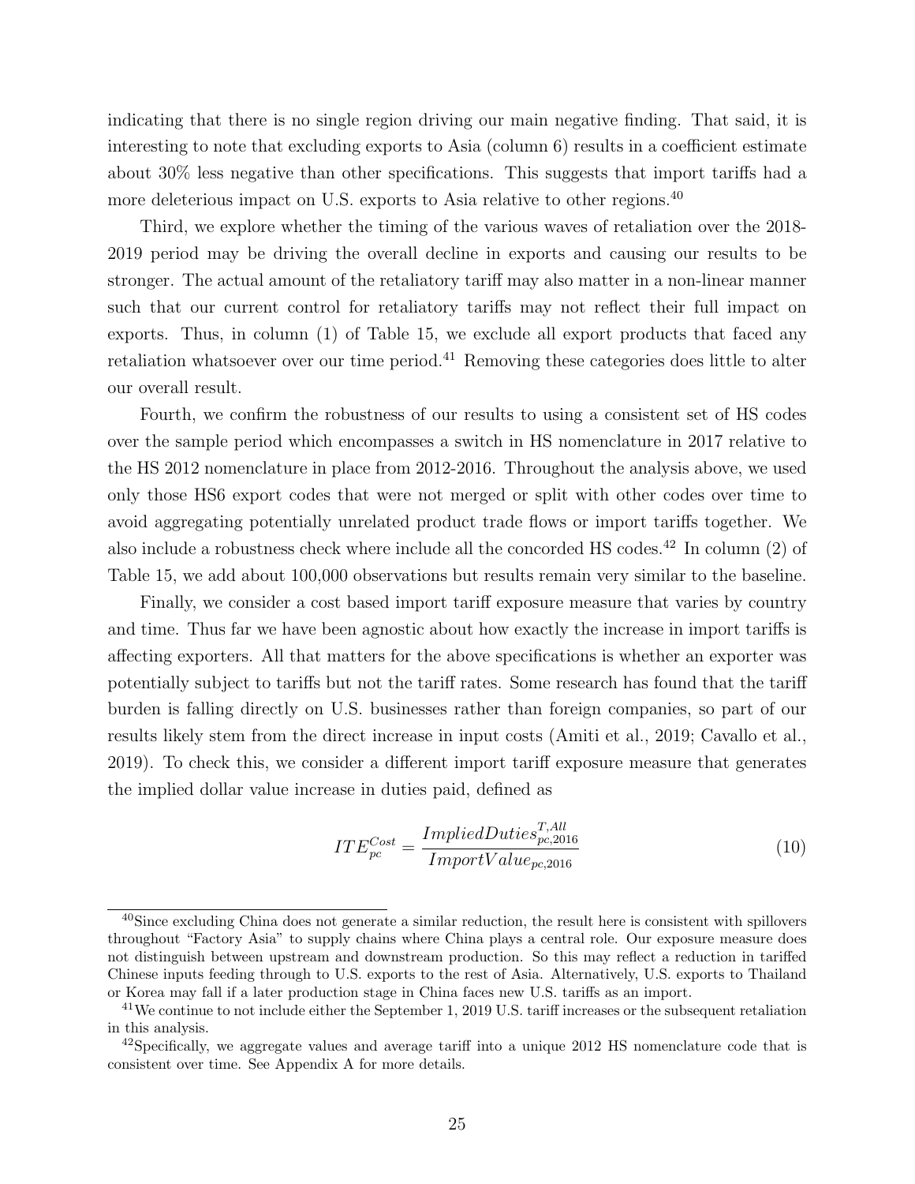indicating that there is no single region driving our main negative finding. That said, it is interesting to note that excluding exports to Asia (column 6) results in a coefficient estimate about 30% less negative than other specifications. This suggests that import tariffs had a more deleterious impact on U.S. exports to Asia relative to other regions.[40]

Third, we explore whether the timing of the various waves of retaliation over the 2018-2019 period may be driving the overall decline in exports and causing our results to be stronger. The actual amount of the retaliatory tariff may also matter in a non-linear manner such that our current control for retaliatory tariffs may not reflect their full impact on exports. Thus, in column (1) of Table 15, we exclude all export products that faced any retaliation whatsoever over our time period.[41] Removing these categories does little to alter our overall result.

Fourth, we confirm the robustness of our results to using a consistent set of HS codes over the sample period which encompasses a switch in HS nomenclature in 2017 relative to the HS 2012 nomenclature in place from 2012-2016. Throughout the analysis above, we used only those HS6 export codes that were not merged or split with other codes over time to avoid aggregating potentially unrelated product trade flows or import tariffs together. We also include a robustness check where include all the concorded HS codes.[42] In column (2) of Table 15, we add about 100,000 observations but results remain very similar to the baseline.

Finally, we consider a cost based import tariff exposure measure that varies by country and time. Thus far we have been agnostic about how exactly the increase in import tariffs is affecting exporters. All that matters for the above specifications is whether an exporter was potentially subject to tariffs but not the tariff rates. Some research has found that the tariff burden is falling directly on U.S. businesses rather than foreign companies, so part of our results likely stem from the direct increase in input costs (Amiti et al., 2019; Cavallo et al., 2019). To check this, we consider a different import tariff exposure measure that generates the implied dollar value increase in duties paid, defined as

$$ITE_{pc}^{Cost} = \frac{ImpliedDuties_{pc,2016}^{T,All}}{ImportValue_{pc,2016}} \tag{10}$$

[40]Since excluding China does not generate a similar reduction, the result here is consistent with spillovers throughout "Factory Asia" to supply chains where China plays a central role. Our exposure measure does not distinguish between upstream and downstream production. So this may reflect a reduction in tariffed Chinese inputs feeding through to U.S. exports to the rest of Asia. Alternatively, U.S. exports to Thailand or Korea may fall if a later production stage in China faces new U.S. tariffs as an import.

[41]We continue to not include either the September 1, 2019 U.S. tariff increases or the subsequent retaliation in this analysis.

[42]Specifically, we aggregate values and average tariff into a unique 2012 HS nomenclature code that is consistent over time. See Appendix A for more details.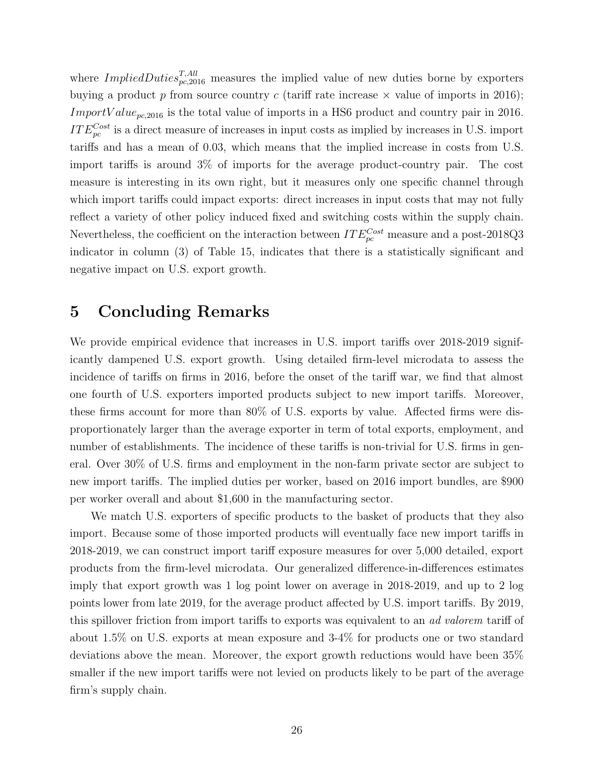where $ImpliedDuties^{T,All}_{pc,2016}$ measures the implied value of new duties borne by exporters buying a product $p$ from source country $c$ (tariff rate increase × value of imports in 2016); $ImportValue_{pc,2016}$ is the total value of imports in a HS6 product and country pair in 2016. $ITE^{Cost}_{pc}$ is a direct measure of increases in input costs as implied by increases in U.S. import tariffs and has a mean of 0.03, which means that the implied increase in costs from U.S. import tariffs is around 3% of imports for the average product-country pair. The cost measure is interesting in its own right, but it measures only one specific channel through which import tariffs could impact exports: direct increases in input costs that may not fully reflect a variety of other policy induced fixed and switching costs within the supply chain. Nevertheless, the coefficient on the interaction between $ITE^{Cost}_{pc}$ measure and a post-2018Q3 indicator in column (3) of Table 15, indicates that there is a statistically significant and negative impact on U.S. export growth.

# 5 Concluding Remarks

We provide empirical evidence that increases in U.S. import tariffs over 2018-2019 significantly dampened U.S. export growth. Using detailed firm-level microdata to assess the incidence of tariffs on firms in 2016, before the onset of the tariff war, we find that almost one fourth of U.S. exporters imported products subject to new import tariffs. Moreover, these firms account for more than 80% of U.S. exports by value. Affected firms were disproportionately larger than the average exporter in term of total exports, employment, and number of establishments. The incidence of these tariffs is non-trivial for U.S. firms in general. Over 30% of U.S. firms and employment in the non-farm private sector are subject to new import tariffs. The implied duties per worker, based on 2016 import bundles, are \$900 per worker overall and about \$1,600 in the manufacturing sector.

We match U.S. exporters of specific products to the basket of products that they also import. Because some of those imported products will eventually face new import tariffs in 2018-2019, we can construct import tariff exposure measures for over 5,000 detailed, export products from the firm-level microdata. Our generalized difference-in-differences estimates imply that export growth was 1 log point lower on average in 2018-2019, and up to 2 log points lower from late 2019, for the average product affected by U.S. import tariffs. By 2019, this spillover friction from import tariffs to exports was equivalent to an *ad valorem* tariff of about 1.5% on U.S. exports at mean exposure and 3-4% for products one or two standard deviations above the mean. Moreover, the export growth reductions would have been 35% smaller if the new import tariffs were not levied on products likely to be part of the average firm's supply chain.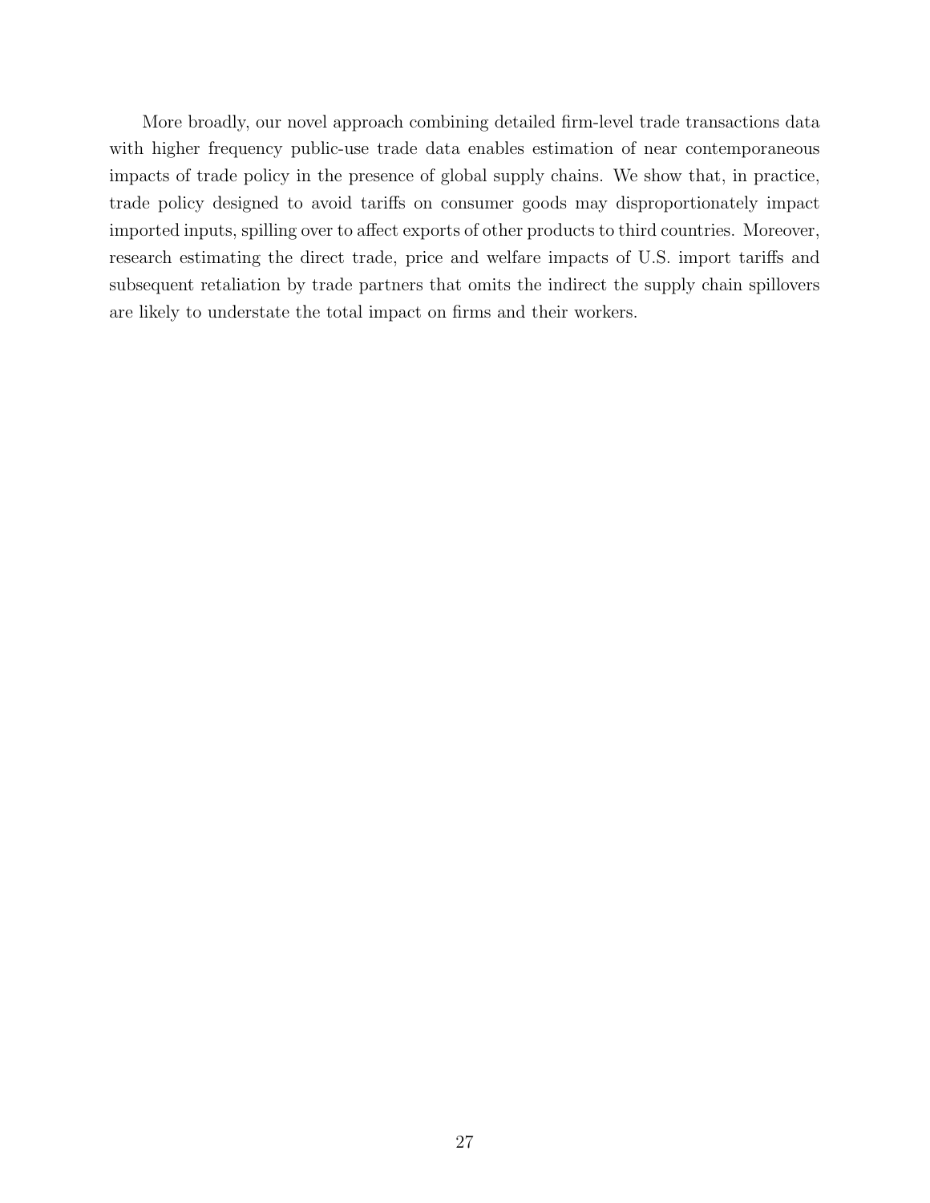More broadly, our novel approach combining detailed firm-level trade transactions data with higher frequency public-use trade data enables estimation of near contemporaneous impacts of trade policy in the presence of global supply chains. We show that, in practice, trade policy designed to avoid tariffs on consumer goods may disproportionately impact imported inputs, spilling over to affect exports of other products to third countries. Moreover, research estimating the direct trade, price and welfare impacts of U.S. import tariffs and subsequent retaliation by trade partners that omits the indirect the supply chain spillovers are likely to understate the total impact on firms and their workers.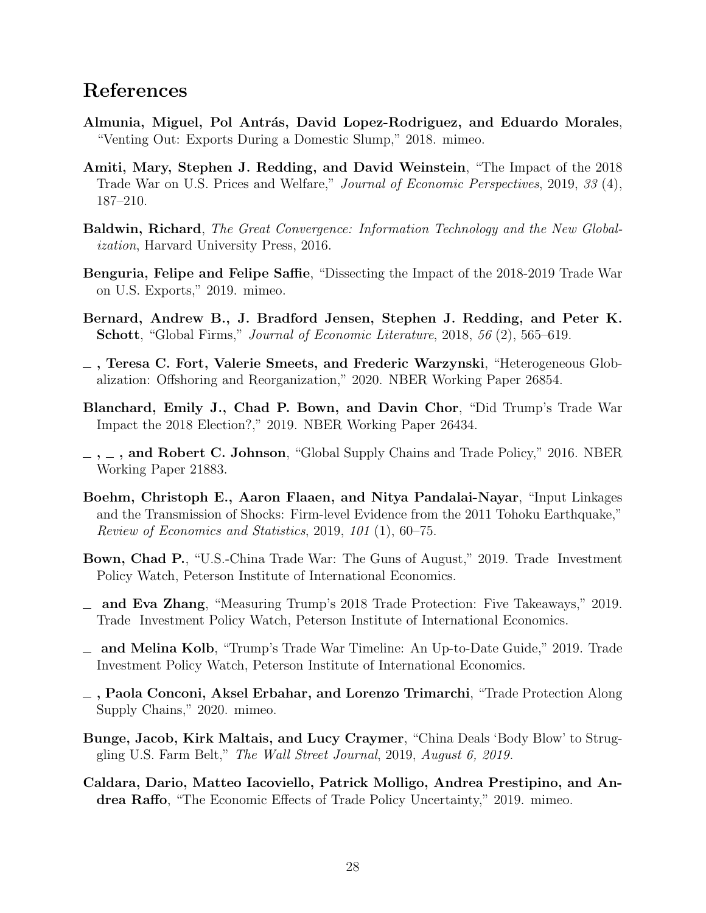# References

**Almunia, Miguel, Pol Antrás, David Lopez-Rodriguez, and Eduardo Morales**, "Venting Out: Exports During a Domestic Slump," 2018. mimeo.

**Amiti, Mary, Stephen J. Redding, and David Weinstein**, "The Impact of the 2018 Trade War on U.S. Prices and Welfare," *Journal of Economic Perspectives*, 2019, *33* (4), 187–210.

**Baldwin, Richard**, *The Great Convergence: Information Technology and the New Globalization*, Harvard University Press, 2016.

**Benguria, Felipe and Felipe Saffie**, "Dissecting the Impact of the 2018-2019 Trade War on U.S. Exports," 2019. mimeo.

**Bernard, Andrew B., J. Bradford Jensen, Stephen J. Redding, and Peter K. Schott**, "Global Firms," *Journal of Economic Literature*, 2018, *56* (2), 565–619.

**_ , Teresa C. Fort, Valerie Smeets, and Frederic Warzynski**, "Heterogeneous Globalization: Offshoring and Reorganization," 2020. NBER Working Paper 26854.

**Blanchard, Emily J., Chad P. Bown, and Davin Chor**, "Did Trump's Trade War Impact the 2018 Election?," 2019. NBER Working Paper 26434.

**_ , _ , and Robert C. Johnson**, "Global Supply Chains and Trade Policy," 2016. NBER Working Paper 21883.

**Boehm, Christoph E., Aaron Flaaen, and Nitya Pandalai-Nayar**, "Input Linkages and the Transmission of Shocks: Firm-level Evidence from the 2011 Tohoku Earthquake," *Review of Economics and Statistics*, 2019, *101* (1), 60–75.

**Bown, Chad P.**, "U.S.-China Trade War: The Guns of August," 2019. Trade Investment Policy Watch, Peterson Institute of International Economics.

**_ and Eva Zhang**, "Measuring Trump's 2018 Trade Protection: Five Takeaways," 2019. Trade Investment Policy Watch, Peterson Institute of International Economics.

**_ and Melina Kolb**, "Trump's Trade War Timeline: An Up-to-Date Guide," 2019. Trade Investment Policy Watch, Peterson Institute of International Economics.

**_ , Paola Conconi, Aksel Erbahar, and Lorenzo Trimarchi**, "Trade Protection Along Supply Chains," 2020. mimeo.

**Bunge, Jacob, Kirk Maltais, and Lucy Craymer**, "China Deals 'Body Blow' to Struggling U.S. Farm Belt," *The Wall Street Journal*, 2019, *August 6, 2019.*

**Caldara, Dario, Matteo Iacoviello, Patrick Molligo, Andrea Prestipino, and Andrea Raffo**, "The Economic Effects of Trade Policy Uncertainty," 2019. mimeo.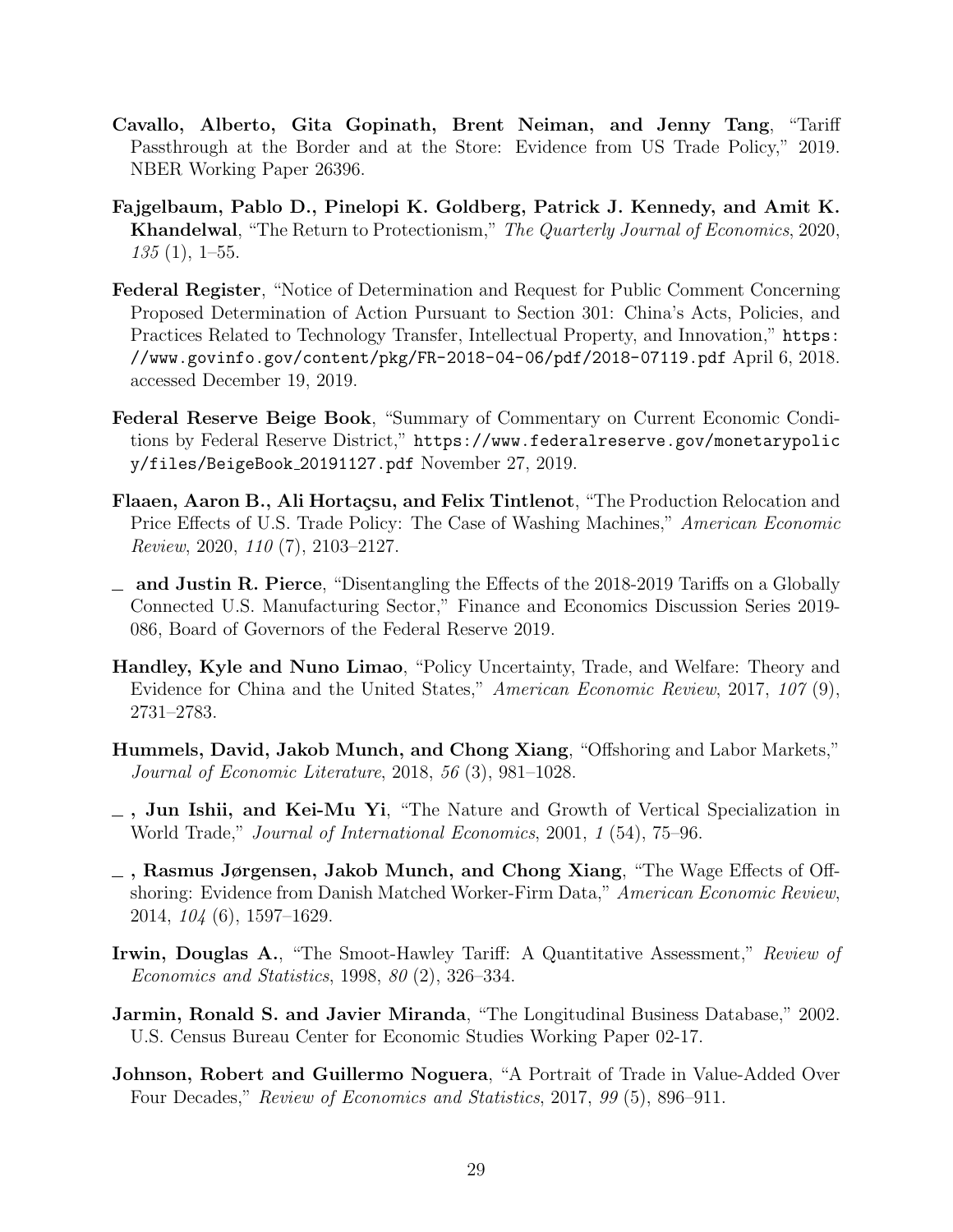**Cavallo, Alberto, Gita Gopinath, Brent Neiman, and Jenny Tang**, "Tariff Passthrough at the Border and at the Store: Evidence from US Trade Policy," 2019. NBER Working Paper 26396.

**Fajgelbaum, Pablo D., Pinelopi K. Goldberg, Patrick J. Kennedy, and Amit K. Khandelwal**, "The Return to Protectionism," *The Quarterly Journal of Economics*, 2020, *135* (1), 1–55.

**Federal Register**, "Notice of Determination and Request for Public Comment Concerning Proposed Determination of Action Pursuant to Section 301: China's Acts, Policies, and Practices Related to Technology Transfer, Intellectual Property, and Innovation," `https://www.govinfo.gov/content/pkg/FR-2018-04-06/pdf/2018-07119.pdf` April 6, 2018. accessed December 19, 2019.

**Federal Reserve Beige Book**, "Summary of Commentary on Current Economic Conditions by Federal Reserve District," `https://www.federalreserve.gov/monetarypolicy/files/BeigeBook_20191127.pdf` November 27, 2019.

**Flaaen, Aaron B., Ali Hortaçsu, and Felix Tintlenot**, "The Production Relocation and Price Effects of U.S. Trade Policy: The Case of Washing Machines," *American Economic Review*, 2020, *110* (7), 2103–2127.

_ **and Justin R. Pierce**, "Disentangling the Effects of the 2018-2019 Tariffs on a Globally Connected U.S. Manufacturing Sector," Finance and Economics Discussion Series 2019-086, Board of Governors of the Federal Reserve 2019.

**Handley, Kyle and Nuno Limao**, "Policy Uncertainty, Trade, and Welfare: Theory and Evidence for China and the United States," *American Economic Review*, 2017, *107* (9), 2731–2783.

**Hummels, David, Jakob Munch, and Chong Xiang**, "Offshoring and Labor Markets," *Journal of Economic Literature*, 2018, *56* (3), 981–1028.

_ **, Jun Ishii, and Kei-Mu Yi**, "The Nature and Growth of Vertical Specialization in World Trade," *Journal of International Economics*, 2001, *1* (54), 75–96.

_ **, Rasmus Jørgensen, Jakob Munch, and Chong Xiang**, "The Wage Effects of Offshoring: Evidence from Danish Matched Worker-Firm Data," *American Economic Review*, 2014, *104* (6), 1597–1629.

**Irwin, Douglas A.**, "The Smoot-Hawley Tariff: A Quantitative Assessment," *Review of Economics and Statistics*, 1998, *80* (2), 326–334.

**Jarmin, Ronald S. and Javier Miranda**, "The Longitudinal Business Database," 2002. U.S. Census Bureau Center for Economic Studies Working Paper 02-17.

**Johnson, Robert and Guillermo Noguera**, "A Portrait of Trade in Value-Added Over Four Decades," *Review of Economics and Statistics*, 2017, *99* (5), 896–911.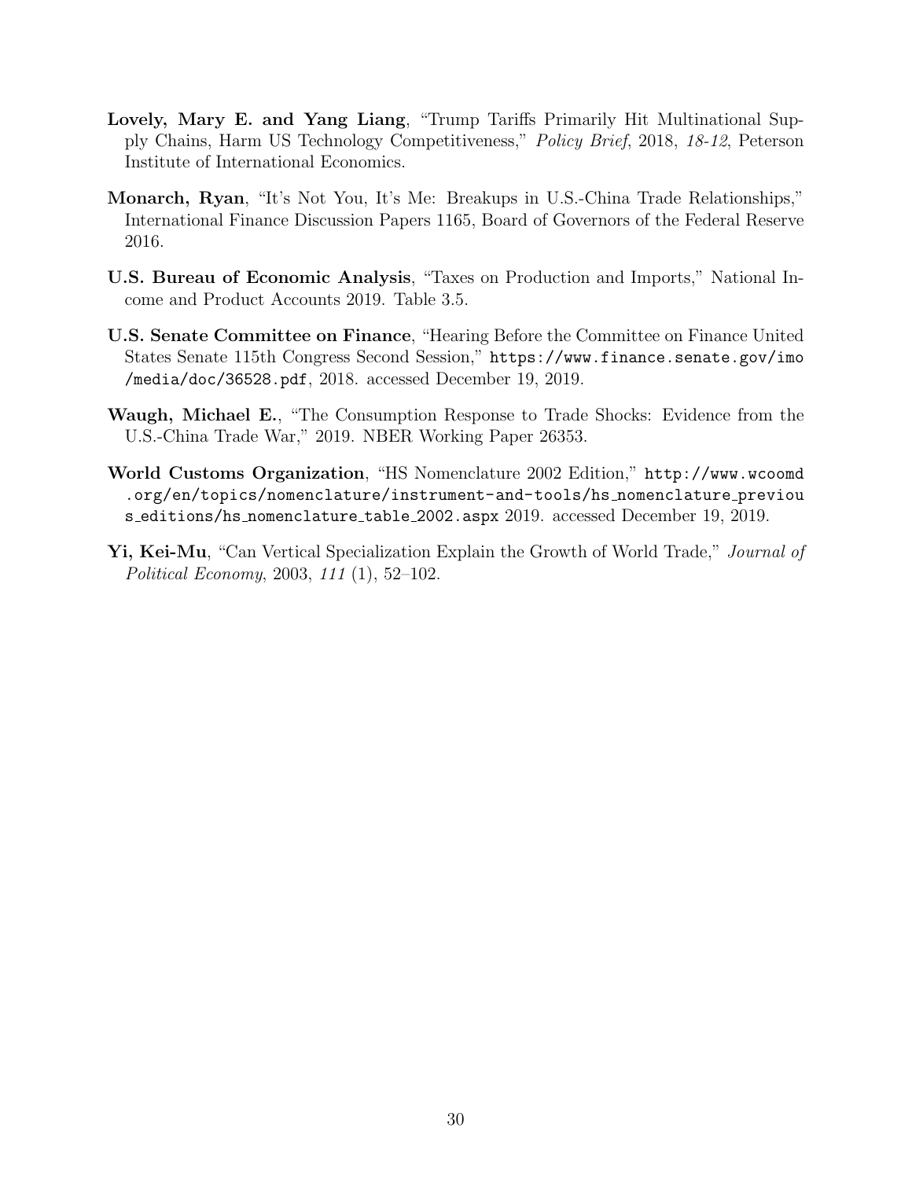**Lovely, Mary E. and Yang Liang**, "Trump Tariffs Primarily Hit Multinational Supply Chains, Harm US Technology Competitiveness," *Policy Brief*, 2018, *18-12*, Peterson Institute of International Economics.

**Monarch, Ryan**, "It's Not You, It's Me: Breakups in U.S.-China Trade Relationships," International Finance Discussion Papers 1165, Board of Governors of the Federal Reserve 2016.

**U.S. Bureau of Economic Analysis**, "Taxes on Production and Imports," National Income and Product Accounts 2019. Table 3.5.

**U.S. Senate Committee on Finance**, "Hearing Before the Committee on Finance United States Senate 115th Congress Second Session," `https://www.finance.senate.gov/imo/media/doc/36528.pdf`, 2018. accessed December 19, 2019.

**Waugh, Michael E.**, "The Consumption Response to Trade Shocks: Evidence from the U.S.-China Trade War," 2019. NBER Working Paper 26353.

**World Customs Organization**, "HS Nomenclature 2002 Edition," `http://www.wcoomd.org/en/topics/nomenclature/instrument-and-tools/hs_nomenclature_previous_editions/hs_nomenclature_table_2002.aspx` 2019. accessed December 19, 2019.

**Yi, Kei-Mu**, "Can Vertical Specialization Explain the Growth of World Trade," *Journal of Political Economy*, 2003, *111* (1), 52–102.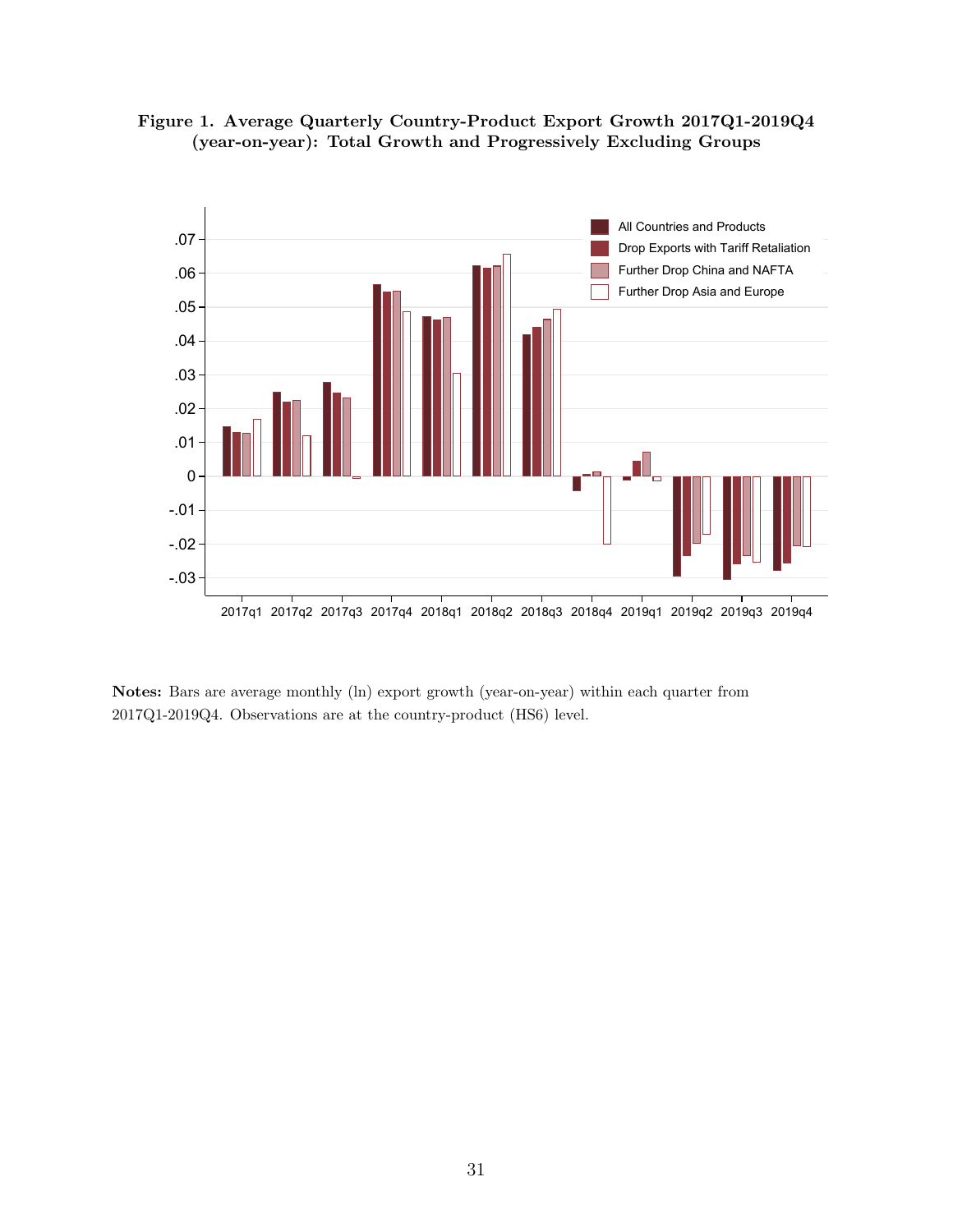**Figure 1. Average Quarterly Country-Product Export Growth 2017Q1-2019Q4 (year-on-year): Total Growth and Progressively Excluding Groups**

**Notes:** Bars are average monthly (ln) export growth (year-on-year) within each quarter from 2017Q1-2019Q4. Observations are at the country-product (HS6) level.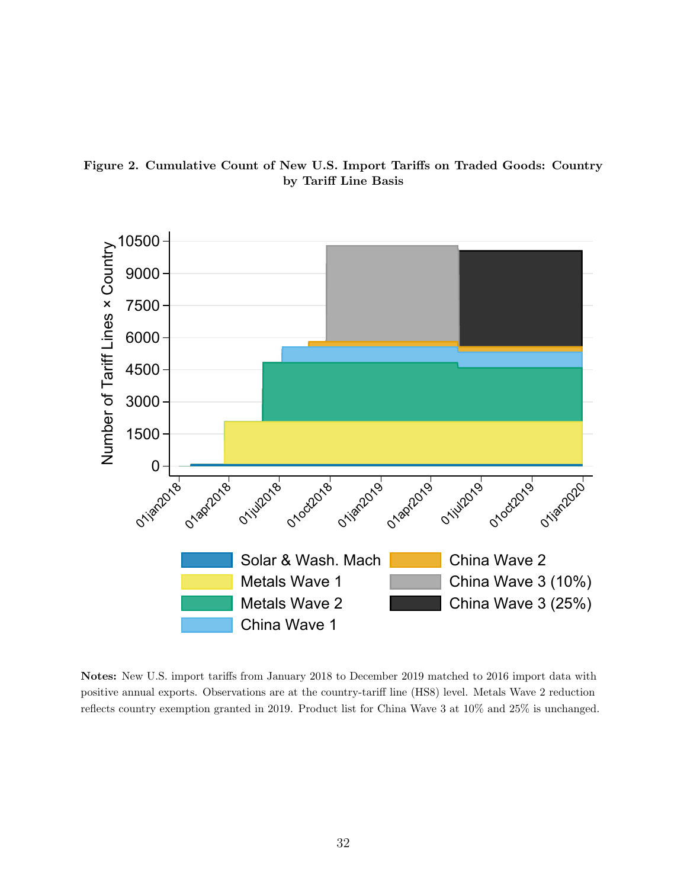**Figure 2. Cumulative Count of New U.S. Import Tariffs on Traded Goods: Country by Tariff Line Basis**

**Notes:** New U.S. import tariffs from January 2018 to December 2019 matched to 2016 import data with positive annual exports. Observations are at the country-tariff line (HS8) level. Metals Wave 2 reduction reflects country exemption granted in 2019. Product list for China Wave 3 at 10% and 25% is unchanged.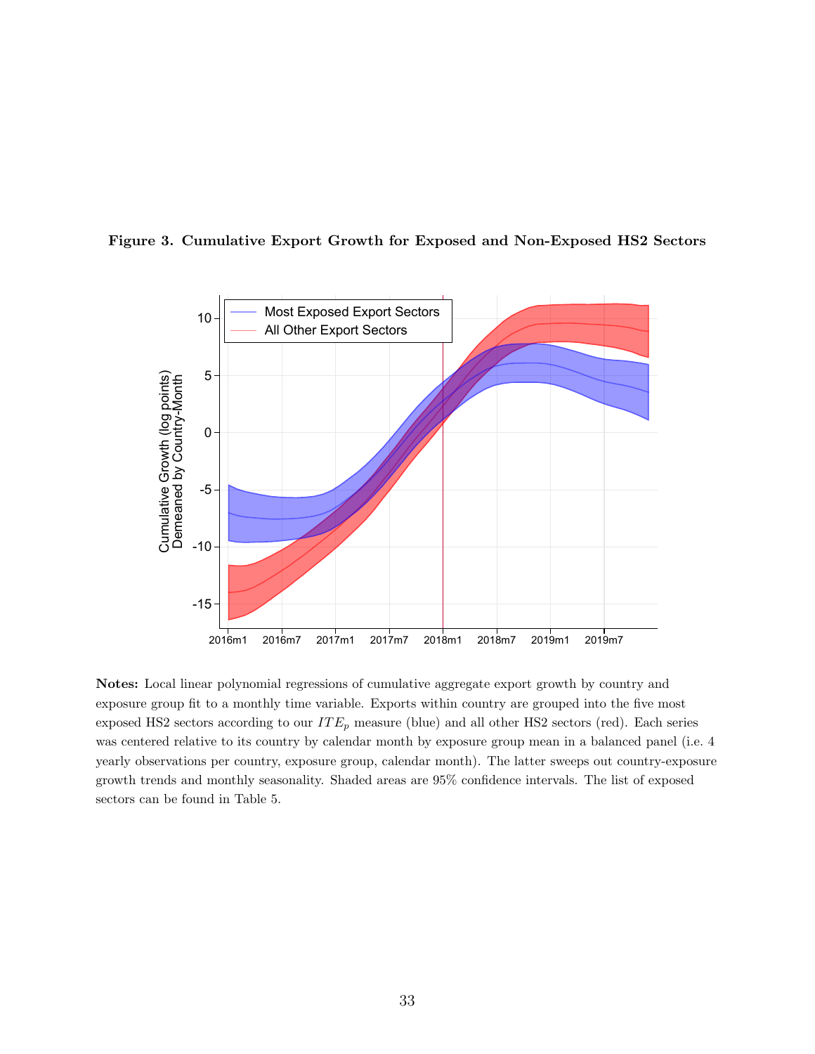**Figure 3. Cumulative Export Growth for Exposed and Non-Exposed HS2 Sectors**

**Notes:** Local linear polynomial regressions of cumulative aggregate export growth by country and exposure group fit to a monthly time variable. Exports within country are grouped into the five most exposed HS2 sectors according to our $ITE_p$ measure (blue) and all other HS2 sectors (red). Each series was centered relative to its country by calendar month by exposure group mean in a balanced panel (i.e. 4 yearly observations per country, exposure group, calendar month). The latter sweeps out country-exposure growth trends and monthly seasonality. Shaded areas are 95% confidence intervals. The list of exposed sectors can be found in Table 5.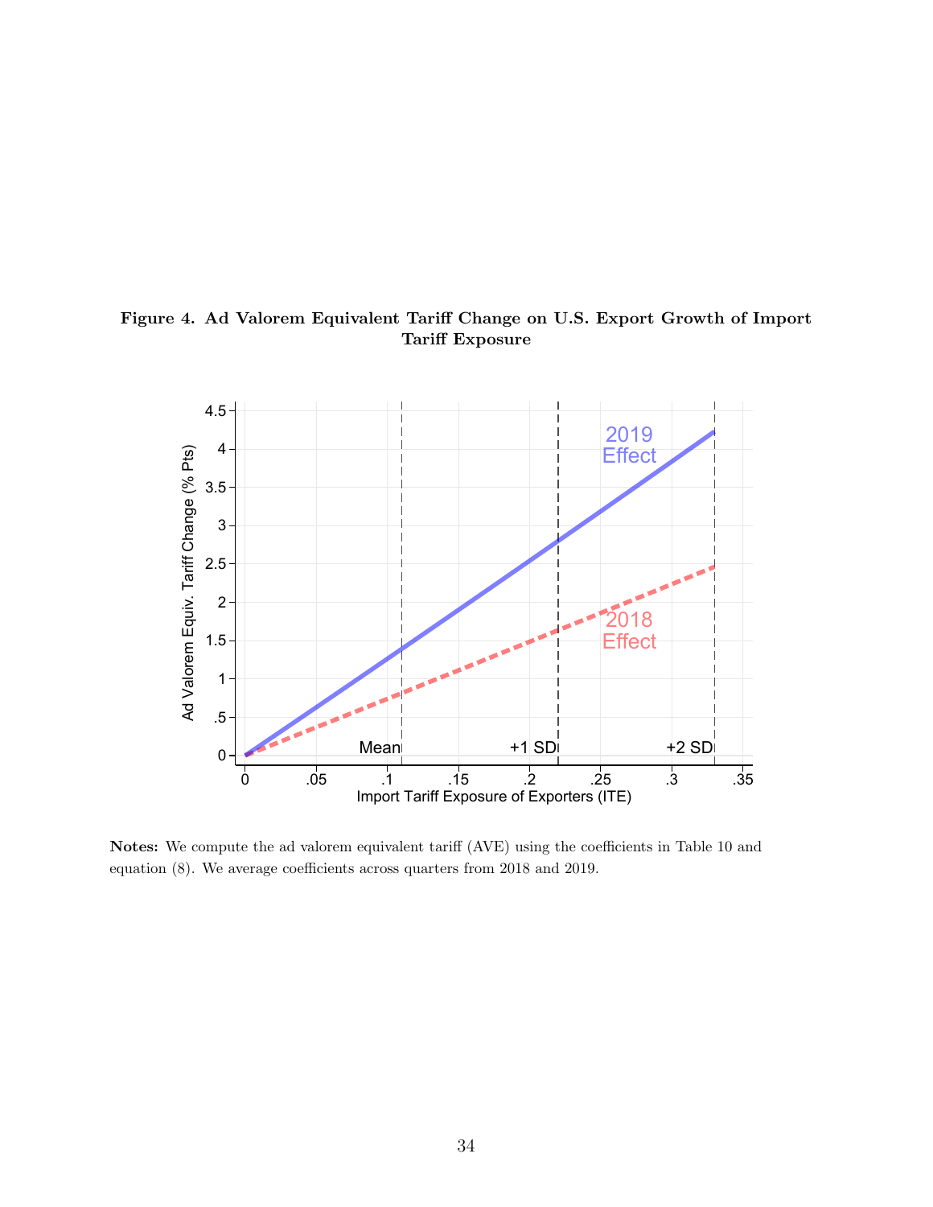**Figure 4. Ad Valorem Equivalent Tariff Change on U.S. Export Growth of Import Tariff Exposure**

**Notes:** We compute the ad valorem equivalent tariff (AVE) using the coefficients in Table 10 and equation (8). We average coefficients across quarters from 2018 and 2019.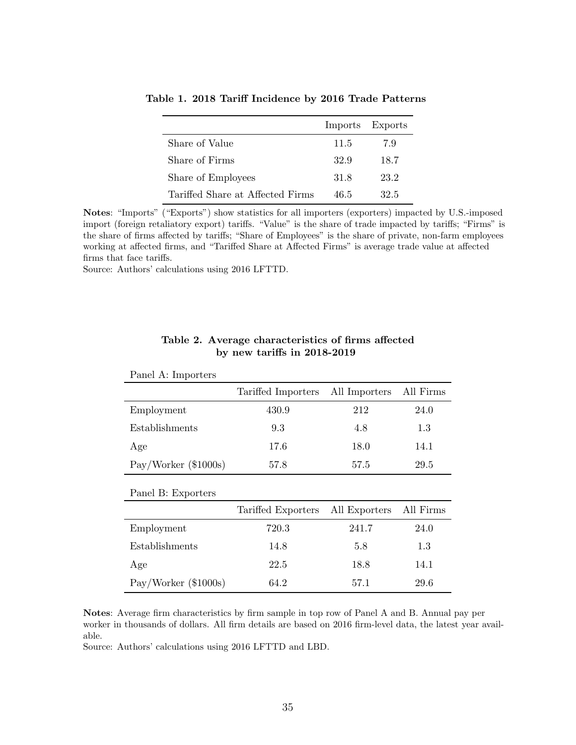**Table 1. 2018 Tariff Incidence by 2016 Trade Patterns**

| | Imports | Exports |
|---|---|---|
| Share of Value | 11.5 | 7.9 |
| Share of Firms | 32.9 | 18.7 |
| Share of Employees | 31.8 | 23.2 |
| Tariffed Share at Affected Firms | 46.5 | 32.5 |

**Notes**: "Imports" ("Exports") show statistics for all importers (exporters) impacted by U.S.-imposed import (foreign retaliatory export) tariffs. "Value" is the share of trade impacted by tariffs; "Firms" is the share of firms affected by tariffs; "Share of Employees" is the share of private, non-farm employees working at affected firms, and "Tariffed Share at Affected Firms" is average trade value at affected firms that face tariffs.
Source: Authors' calculations using 2016 LFTTD.

**Table 2. Average characteristics of firms affected by new tariffs in 2018-2019**

Panel A: Importers

| | Tariffed Importers | All Importers | All Firms |
|---|---|---|---|
| Employment | 430.9 | 212 | 24.0 |
| Establishments | 9.3 | 4.8 | 1.3 |
| Age | 17.6 | 18.0 | 14.1 |
| Pay/Worker ($1000s) | 57.8 | 57.5 | 29.5 |

Panel B: Exporters

| | Tariffed Exporters | All Exporters | All Firms |
|---|---|---|---|
| Employment | 720.3 | 241.7 | 24.0 |
| Establishments | 14.8 | 5.8 | 1.3 |
| Age | 22.5 | 18.8 | 14.1 |
| Pay/Worker ($1000s) | 64.2 | 57.1 | 29.6 |

**Notes**: Average firm characteristics by firm sample in top row of Panel A and B. Annual pay per worker in thousands of dollars. All firm details are based on 2016 firm-level data, the latest year available.
Source: Authors' calculations using 2016 LFTTD and LBD.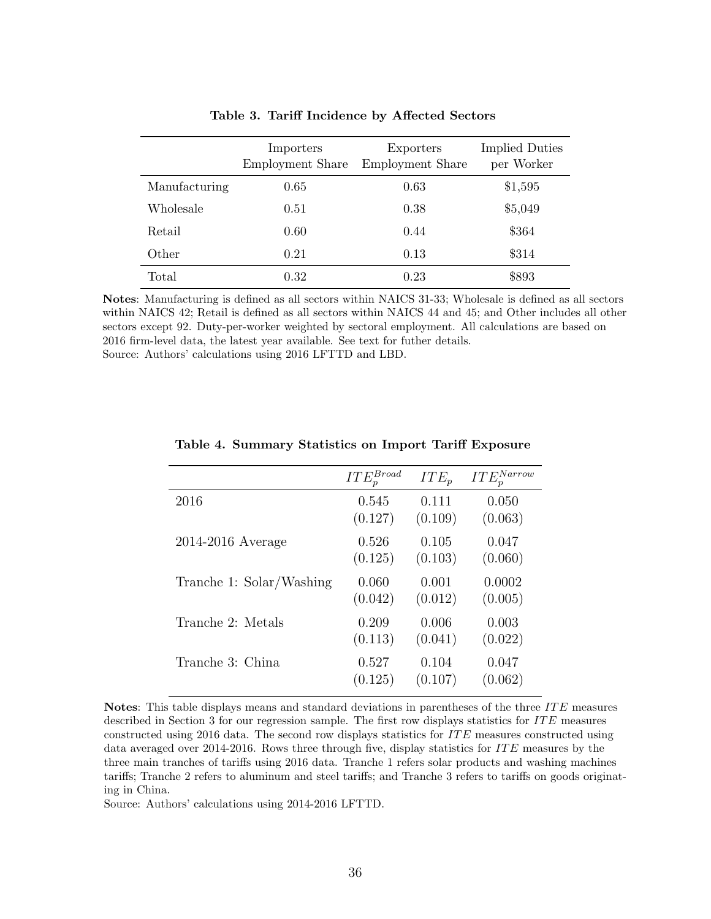**Table 3. Tariff Incidence by Affected Sectors**

| | Importers Employment Share | Exporters Employment Share | Implied Duties per Worker |
|---|---|---|---|
| Manufacturing | 0.65 | 0.63 | $1,595 |
| Wholesale | 0.51 | 0.38 | $5,049 |
| Retail | 0.60 | 0.44 | $364 |
| Other | 0.21 | 0.13 | $314 |
| Total | 0.32 | 0.23 | $893 |

**Notes**: Manufacturing is defined as all sectors within NAICS 31-33; Wholesale is defined as all sectors within NAICS 42; Retail is defined as all sectors within NAICS 44 and 45; and Other includes all other sectors except 92. Duty-per-worker weighted by sectoral employment. All calculations are based on 2016 firm-level data, the latest year available. See text for futher details.
Source: Authors' calculations using 2016 LFTTD and LBD.

**Table 4. Summary Statistics on Import Tariff Exposure**

| | $ITE_p^{Broad}$ | $ITE_p$ | $ITE_p^{Narrow}$ |
|---|---|---|---|
| 2016 | 0.545 | 0.111 | 0.050 |
| | (0.127) | (0.109) | (0.063) |
| 2014-2016 Average | 0.526 | 0.105 | 0.047 |
| | (0.125) | (0.103) | (0.060) |
| Tranche 1: Solar/Washing | 0.060 | 0.001 | 0.0002 |
| | (0.042) | (0.012) | (0.005) |
| Tranche 2: Metals | 0.209 | 0.006 | 0.003 |
| | (0.113) | (0.041) | (0.022) |
| Tranche 3: China | 0.527 | 0.104 | 0.047 |
| | (0.125) | (0.107) | (0.062) |

**Notes**: This table displays means and standard deviations in parentheses of the three $ITE$ measures described in Section 3 for our regression sample. The first row displays statistics for $ITE$ measures constructed using 2016 data. The second row displays statistics for $ITE$ measures constructed using data averaged over 2014-2016. Rows three through five, display statistics for $ITE$ measures by the three main tranches of tariffs using 2016 data. Tranche 1 refers solar products and washing machines tariffs; Tranche 2 refers to aluminum and steel tariffs; and Tranche 3 refers to tariffs on goods originating in China.
Source: Authors' calculations using 2014-2016 LFTTD.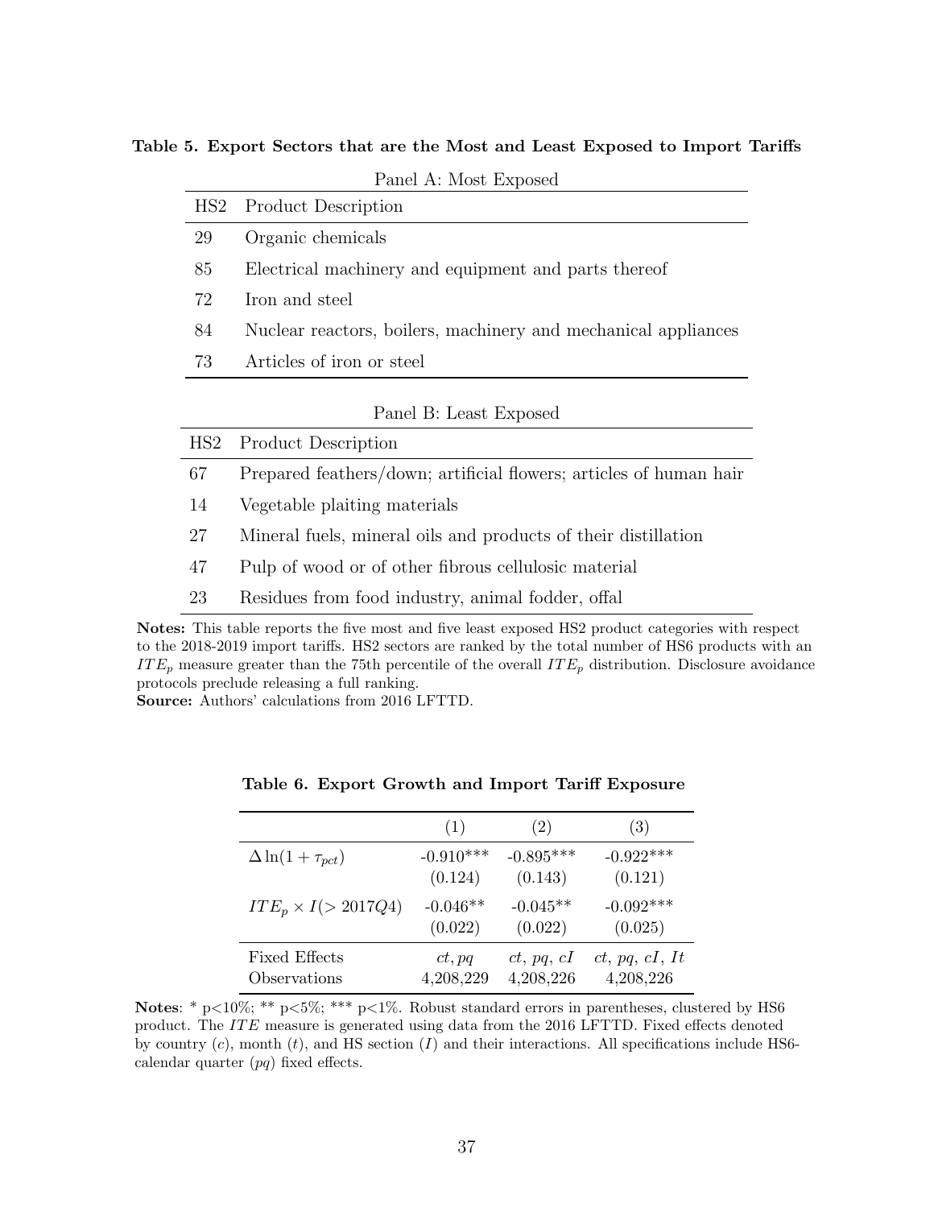**Table 5. Export Sectors that are the Most and Least Exposed to Import Tariffs**

Panel A: Most Exposed

| HS2 | Product Description |
|---|---|
| 29 | Organic chemicals |
| 85 | Electrical machinery and equipment and parts thereof |
| 72 | Iron and steel |
| 84 | Nuclear reactors, boilers, machinery and mechanical appliances |
| 73 | Articles of iron or steel |

Panel B: Least Exposed

| HS2 | Product Description |
|---|---|
| 67 | Prepared feathers/down; artificial flowers; articles of human hair |
| 14 | Vegetable plaiting materials |
| 27 | Mineral fuels, mineral oils and products of their distillation |
| 47 | Pulp of wood or of other fibrous cellulosic material |
| 23 | Residues from food industry, animal fodder, offal |

**Notes:** This table reports the five most and five least exposed HS2 product categories with respect to the 2018-2019 import tariffs. HS2 sectors are ranked by the total number of HS6 products with an $ITE_p$ measure greater than the 75th percentile of the overall $ITE_p$ distribution. Disclosure avoidance protocols preclude releasing a full ranking.
**Source:** Authors' calculations from 2016 LFTTD.

**Table 6. Export Growth and Import Tariff Exposure**

| | (1) | (2) | (3) |
|---|---|---|---|
| $\Delta \ln(1 + \tau_{pct})$ | -0.910*** | -0.895*** | -0.922*** |
| | (0.124) | (0.143) | (0.121) |
| $ITE_p \times I(> 2017Q4)$ | -0.046** | -0.045** | -0.092*** |
| | (0.022) | (0.022) | (0.025) |
| Fixed Effects | $ct, pq$ | $ct$, $pq$, $cI$ | $ct$, $pq$, $cI$, $It$ |
| Observations | 4,208,229 | 4,208,226 | 4,208,226 |

**Notes**: * p<10%; ** p<5%; *** p<1%. Robust standard errors in parentheses, clustered by HS6 product. The $ITE$ measure is generated using data from the 2016 LFTTD. Fixed effects denoted by country ($c$), month ($t$), and HS section ($I$) and their interactions. All specifications include HS6-calendar quarter ($pq$) fixed effects.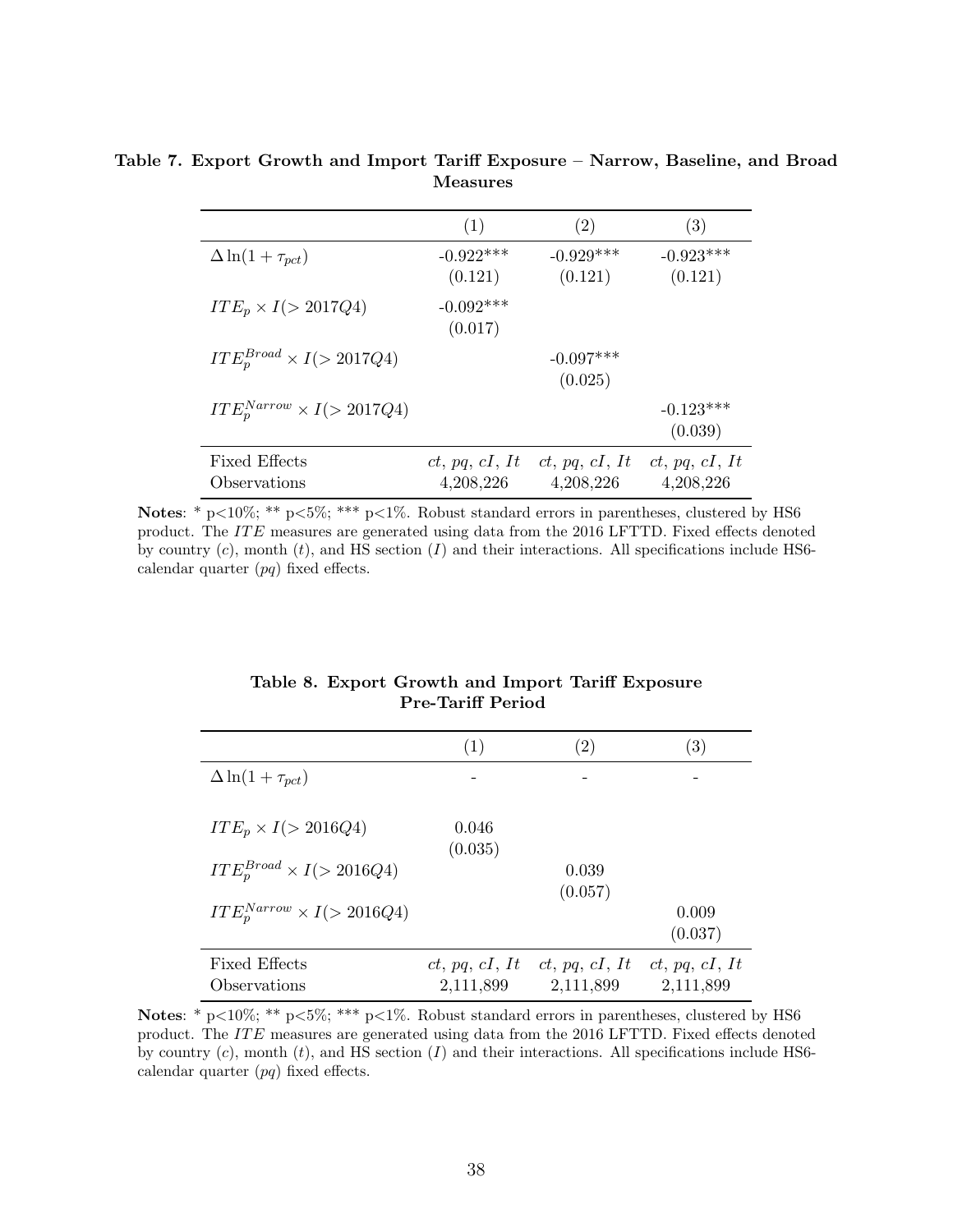**Table 7. Export Growth and Import Tariff Exposure – Narrow, Baseline, and Broad Measures**

| | (1) | (2) | (3) |
|---|---|---|---|
| $\Delta \ln(1 + \tau_{pct})$ | -0.922*** | -0.929*** | -0.923*** |
| | (0.121) | (0.121) | (0.121) |
| $ITE_p \times I(> 2017Q4)$ | -0.092*** | | |
| | (0.017) | | |
| $ITE_p^{Broad} \times I(> 2017Q4)$ | | -0.097*** | |
| | | (0.025) | |
| $ITE_p^{Narrow} \times I(> 2017Q4)$ | | | -0.123*** |
| | | | (0.039) |
| Fixed Effects | $ct$, $pq$, $cI$, $It$ | $ct$, $pq$, $cI$, $It$ | $ct$, $pq$, $cI$, $It$ |
| Observations | 4,208,226 | 4,208,226 | 4,208,226 |

**Notes**: * p<10%; ** p<5%; *** p<1%. Robust standard errors in parentheses, clustered by HS6 product. The $ITE$ measures are generated using data from the 2016 LFTTD. Fixed effects denoted by country ($c$), month ($t$), and HS section ($I$) and their interactions. All specifications include HS6-calendar quarter ($pq$) fixed effects.

**Table 8. Export Growth and Import Tariff Exposure Pre-Tariff Period**

| | (1) | (2) | (3) |
|---|---|---|---|
| $\Delta \ln(1 + \tau_{pct})$ | - | - | - |
| $ITE_p \times I(> 2016Q4)$ | 0.046 | | |
| | (0.035) | | |
| $ITE_p^{Broad} \times I(> 2016Q4)$ | | 0.039 | |
| | | (0.057) | |
| $ITE_p^{Narrow} \times I(> 2016Q4)$ | | | 0.009 |
| | | | (0.037) |
| Fixed Effects | $ct$, $pq$, $cI$, $It$ | $ct$, $pq$, $cI$, $It$ | $ct$, $pq$, $cI$, $It$ |
| Observations | 2,111,899 | 2,111,899 | 2,111,899 |

**Notes**: * p<10%; ** p<5%; *** p<1%. Robust standard errors in parentheses, clustered by HS6 product. The $ITE$ measures are generated using data from the 2016 LFTTD. Fixed effects denoted by country ($c$), month ($t$), and HS section ($I$) and their interactions. All specifications include HS6-calendar quarter ($pq$) fixed effects.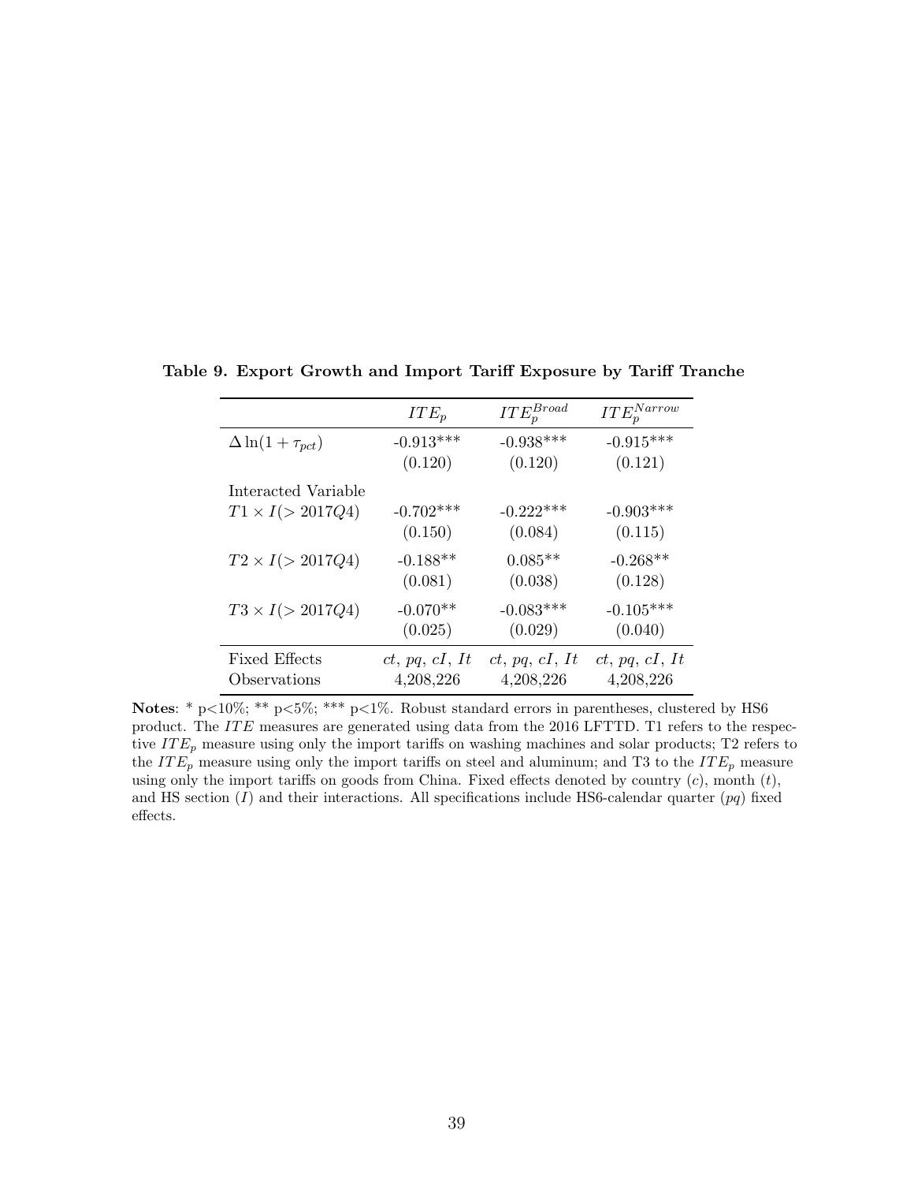**Table 9. Export Growth and Import Tariff Exposure by Tariff Tranche**

| | $ITE_p$ | $ITE_p^{Broad}$ | $ITE_p^{Narrow}$ |
|---|---|---|---|
| $\Delta \ln(1+\tau_{pct})$ | -0.913*** | -0.938*** | -0.915*** |
| | (0.120) | (0.120) | (0.121) |
| Interacted Variable | | | |
| $T1 \times I(>2017Q4)$ | -0.702*** | -0.222*** | -0.903*** |
| | (0.150) | (0.084) | (0.115) |
| $T2 \times I(>2017Q4)$ | -0.188** | 0.085** | -0.268** |
| | (0.081) | (0.038) | (0.128) |
| $T3 \times I(>2017Q4)$ | -0.070** | -0.083*** | -0.105*** |
| | (0.025) | (0.029) | (0.040) |
| Fixed Effects | $ct$, $pq$, $cI$, $It$ | $ct$, $pq$, $cI$, $It$ | $ct$, $pq$, $cI$, $It$ |
| Observations | 4,208,226 | 4,208,226 | 4,208,226 |

**Notes**: * p<10%; ** p<5%; *** p<1%. Robust standard errors in parentheses, clustered by HS6 product. The $ITE$ measures are generated using data from the 2016 LFTTD. T1 refers to the respective $ITE_p$ measure using only the import tariffs on washing machines and solar products; T2 refers to the $ITE_p$ measure using only the import tariffs on steel and aluminum; and T3 to the $ITE_p$ measure using only the import tariffs on goods from China. Fixed effects denoted by country ($c$), month ($t$), and HS section ($I$) and their interactions. All specifications include HS6-calendar quarter ($pq$) fixed effects.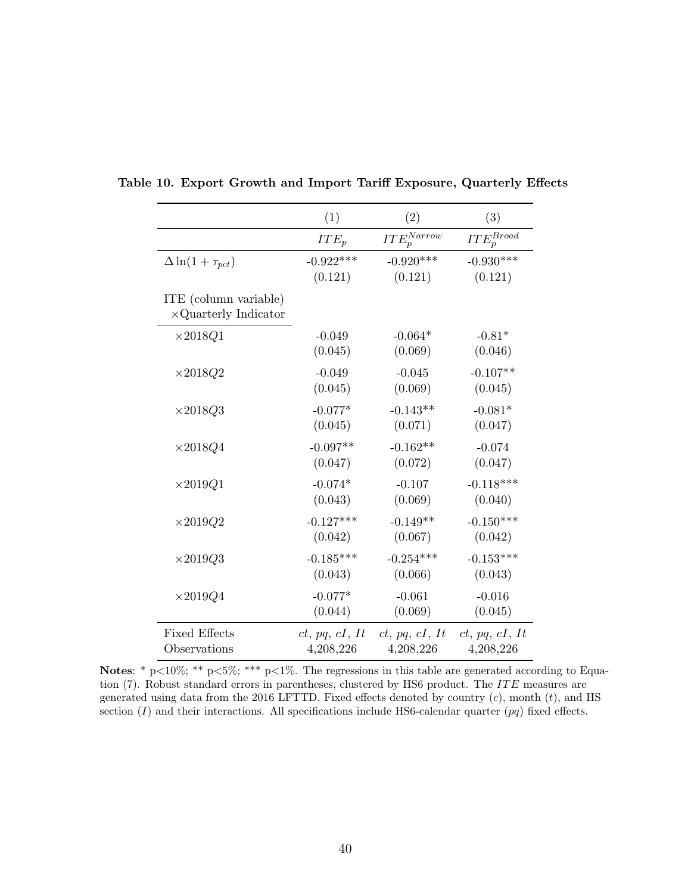**Table 10. Export Growth and Import Tariff Exposure, Quarterly Effects**

| | (1) | (2) | (3) |
|---|---|---|---|
| | $ITE_p$ | $ITE_p^{Narrow}$ | $ITE_p^{Broad}$ |
| $\Delta \ln(1+\tau_{pct})$ | -0.922*** | -0.920*** | -0.930*** |
| | (0.121) | (0.121) | (0.121) |
| ITE (column variable) $\times$Quarterly Indicator | | | |
| $\times 2018Q1$ | -0.049 | -0.064* | -0.81* |
| | (0.045) | (0.069) | (0.046) |
| $\times 2018Q2$ | -0.049 | -0.045 | -0.107** |
| | (0.045) | (0.069) | (0.045) |
| $\times 2018Q3$ | -0.077* | -0.143** | -0.081* |
| | (0.045) | (0.071) | (0.047) |
| $\times 2018Q4$ | -0.097** | -0.162** | -0.074 |
| | (0.047) | (0.072) | (0.047) |
| $\times 2019Q1$ | -0.074* | -0.107 | -0.118*** |
| | (0.043) | (0.069) | (0.040) |
| $\times 2019Q2$ | -0.127*** | -0.149** | -0.150*** |
| | (0.042) | (0.067) | (0.042) |
| $\times 2019Q3$ | -0.185*** | -0.254*** | -0.153*** |
| | (0.043) | (0.066) | (0.043) |
| $\times 2019Q4$ | -0.077* | -0.061 | -0.016 |
| | (0.044) | (0.069) | (0.045) |
| Fixed Effects | $ct$, $pq$, $cI$, $It$ | $ct$, $pq$, $cI$, $It$ | $ct$, $pq$, $cI$, $It$ |
| Observations | 4,208,226 | 4,208,226 | 4,208,226 |

**Notes**: * p<10%; ** p<5%; *** p<1%. The regressions in this table are generated according to Equation (7). Robust standard errors in parentheses, clustered by HS6 product. The $ITE$ measures are generated using data from the 2016 LFTTD. Fixed effects denoted by country ($c$), month ($t$), and HS section ($I$) and their interactions. All specifications include HS6-calendar quarter ($pq$) fixed effects.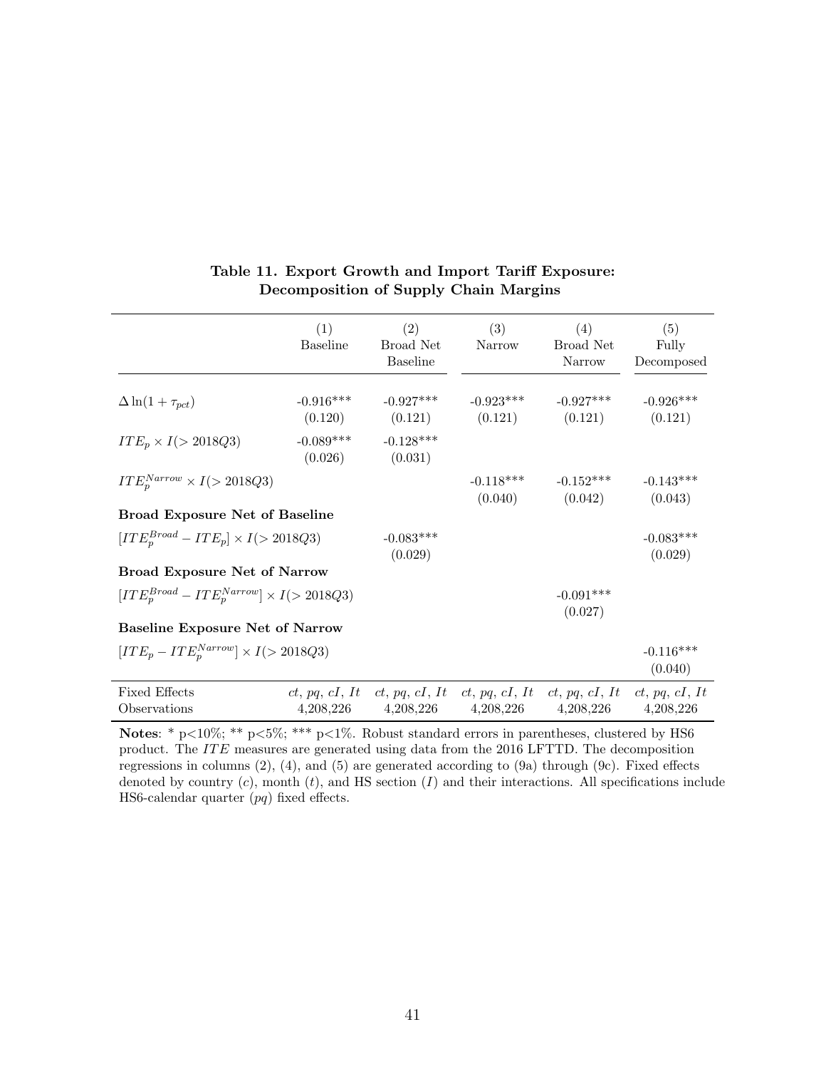**Table 11. Export Growth and Import Tariff Exposure: Decomposition of Supply Chain Margins**

| | (1) Baseline | (2) Broad Net Baseline | (3) Narrow | (4) Broad Net Narrow | (5) Fully Decomposed |
|---|---|---|---|---|---|
| $\Delta \ln(1+\tau_{pct})$ | -0.916*** | -0.927*** | -0.923*** | -0.927*** | -0.926*** |
| | (0.120) | (0.121) | (0.121) | (0.121) | (0.121) |
| $ITE_p \times I(>2018Q3)$ | -0.089*** | -0.128*** | | | |
| | (0.026) | (0.031) | | | |
| $ITE_p^{Narrow} \times I(>2018Q3)$ | | | -0.118*** | -0.152*** | -0.143*** |
| | | | (0.040) | (0.042) | (0.043) |
| **Broad Exposure Net of Baseline** | | | | | |
| $[ITE_p^{Broad} - ITE_p] \times I(>2018Q3)$ | | -0.083*** | | | -0.083*** |
| | | (0.029) | | | (0.029) |
| **Broad Exposure Net of Narrow** | | | | | |
| $[ITE_p^{Broad} - ITE_p^{Narrow}] \times I(>2018Q3)$ | | | | -0.091*** | |
| | | | | (0.027) | |
| **Baseline Exposure Net of Narrow** | | | | | |
| $[ITE_p - ITE_p^{Narrow}] \times I(>2018Q3)$ | | | | | -0.116*** |
| | | | | | (0.040) |
| Fixed Effects | $ct$, $pq$, $cI$, $It$ | $ct$, $pq$, $cI$, $It$ | $ct$, $pq$, $cI$, $It$ | $ct$, $pq$, $cI$, $It$ | $ct$, $pq$, $cI$, $It$ |
| Observations | 4,208,226 | 4,208,226 | 4,208,226 | 4,208,226 | 4,208,226 |

**Notes**: * p<10%; ** p<5%; *** p<1%. Robust standard errors in parentheses, clustered by HS6 product. The $ITE$ measures are generated using data from the 2016 LFTTD. The decomposition regressions in columns (2), (4), and (5) are generated according to (9a) through (9c). Fixed effects denoted by country ($c$), month ($t$), and HS section ($I$) and their interactions. All specifications include HS6-calendar quarter ($pq$) fixed effects.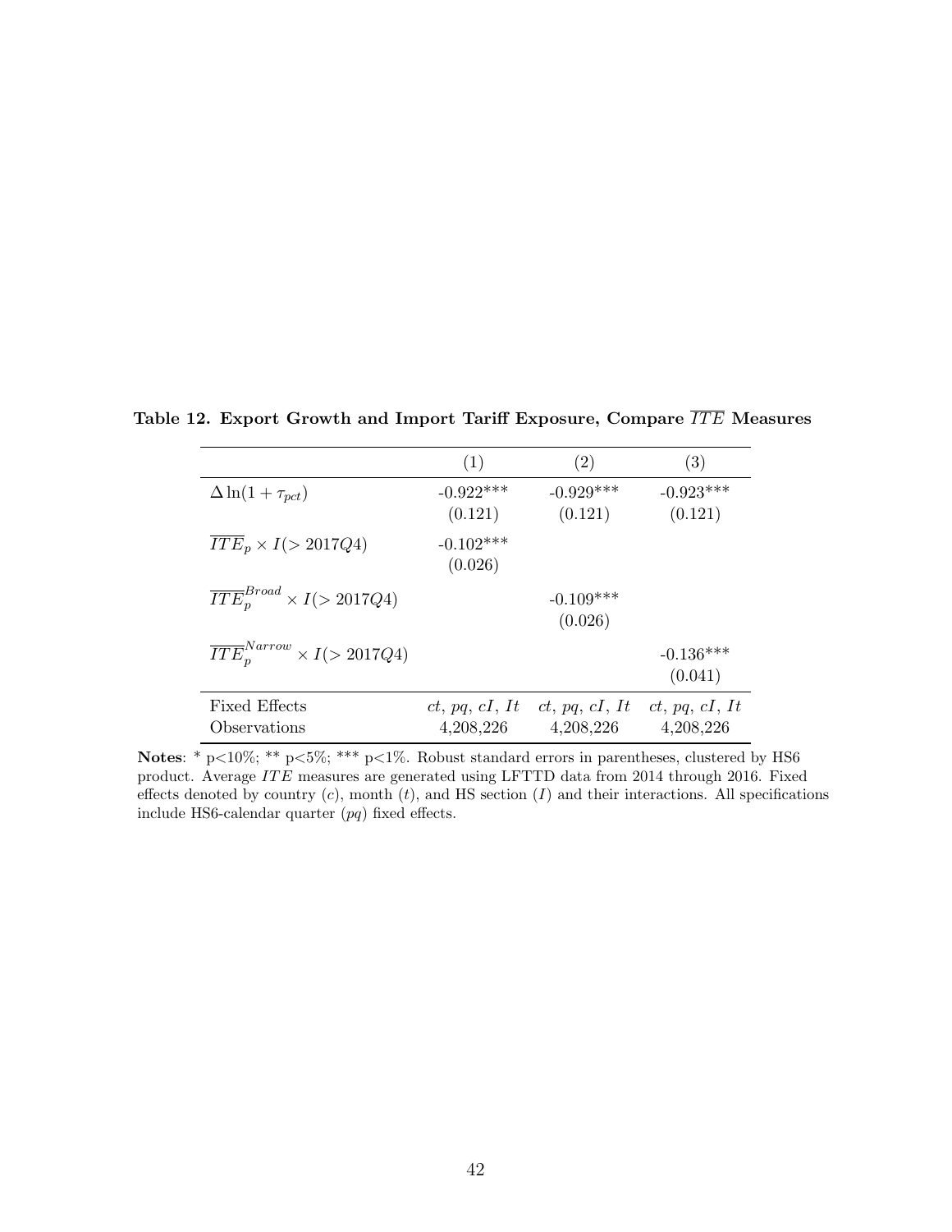**Table 12. Export Growth and Import Tariff Exposure, Compare $\overline{ITE}$ Measures**

| | (1) | (2) | (3) |
|---|---|---|---|
| $\Delta \ln(1+\tau_{pct})$ | -0.922*** | -0.929*** | -0.923*** |
| | (0.121) | (0.121) | (0.121) |
| $\overline{ITE}_p \times I(>2017Q4)$ | -0.102*** | | |
| | (0.026) | | |
| $\overline{ITE}_p^{Broad} \times I(>2017Q4)$ | | -0.109*** | |
| | | (0.026) | |
| $\overline{ITE}_p^{Narrow} \times I(>2017Q4)$ | | | -0.136*** |
| | | | (0.041) |
| Fixed Effects | $ct$, $pq$, $cI$, $It$ | $ct$, $pq$, $cI$, $It$ | $ct$, $pq$, $cI$, $It$ |
| Observations | 4,208,226 | 4,208,226 | 4,208,226 |

**Notes**: * p<10%; ** p<5%; *** p<1%. Robust standard errors in parentheses, clustered by HS6 product. Average $ITE$ measures are generated using LFTTD data from 2014 through 2016. Fixed effects denoted by country ($c$), month ($t$), and HS section ($I$) and their interactions. All specifications include HS6-calendar quarter ($pq$) fixed effects.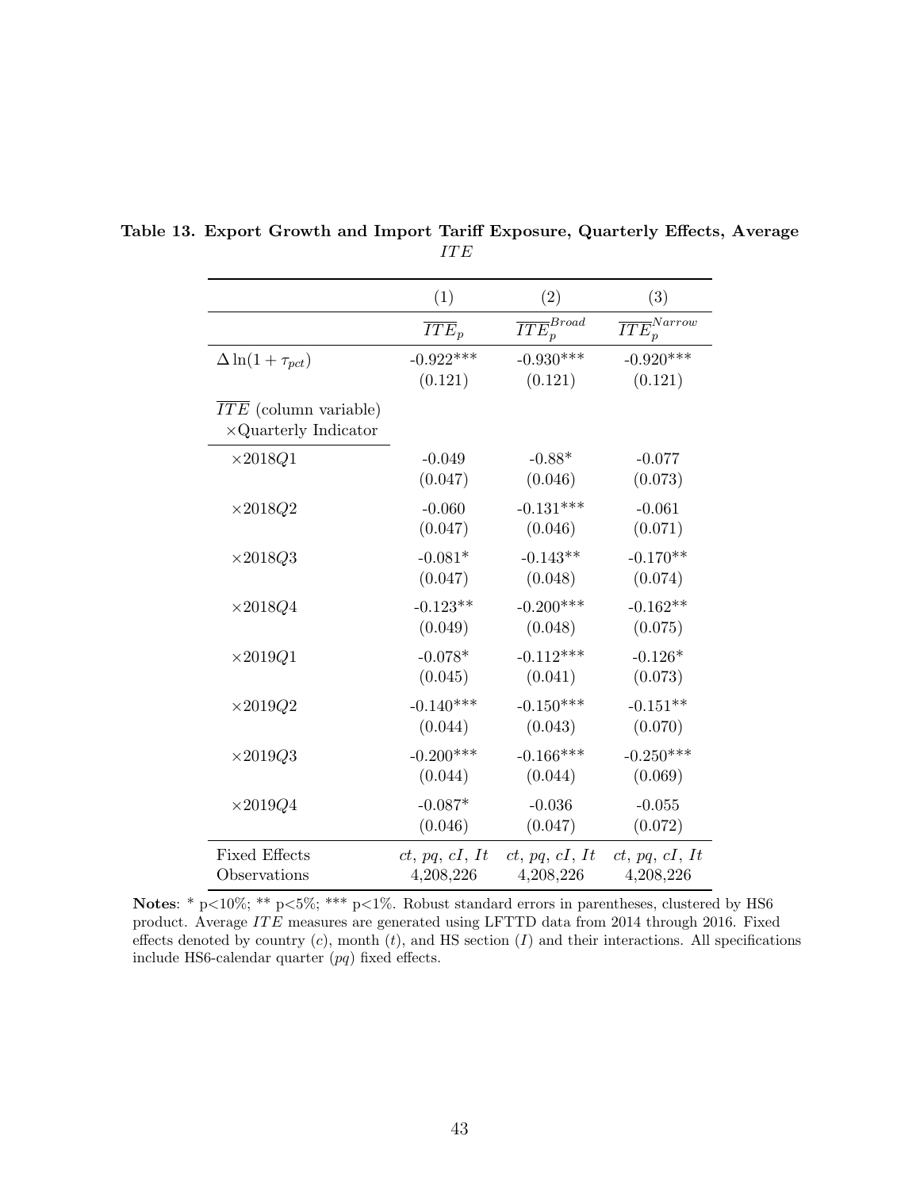**Table 13. Export Growth and Import Tariff Exposure, Quarterly Effects, Average $ITE$**

| | (1) | (2) | (3) |
|---|---|---|---|
| | $\overline{ITE}_p$ | $\overline{ITE}_p^{Broad}$ | $\overline{ITE}_p^{Narrow}$ |
| $\Delta \ln(1 + \tau_{pct})$ | -0.922*** | -0.930*** | -0.920*** |
| | (0.121) | (0.121) | (0.121) |
| $\overline{ITE}$ (column variable) $\times$Quarterly Indicator | | | |
| $\times 2018Q1$ | -0.049 | -0.88* | -0.077 |
| | (0.047) | (0.046) | (0.073) |
| $\times 2018Q2$ | -0.060 | -0.131*** | -0.061 |
| | (0.047) | (0.046) | (0.071) |
| $\times 2018Q3$ | -0.081* | -0.143** | -0.170** |
| | (0.047) | (0.048) | (0.074) |
| $\times 2018Q4$ | -0.123** | -0.200*** | -0.162** |
| | (0.049) | (0.048) | (0.075) |
| $\times 2019Q1$ | -0.078* | -0.112*** | -0.126* |
| | (0.045) | (0.041) | (0.073) |
| $\times 2019Q2$ | -0.140*** | -0.150*** | -0.151** |
| | (0.044) | (0.043) | (0.070) |
| $\times 2019Q3$ | -0.200*** | -0.166*** | -0.250*** |
| | (0.044) | (0.044) | (0.069) |
| $\times 2019Q4$ | -0.087* | -0.036 | -0.055 |
| | (0.046) | (0.047) | (0.072) |
| Fixed Effects | $ct$, $pq$, $cI$, $It$ | $ct$, $pq$, $cI$, $It$ | $ct$, $pq$, $cI$, $It$ |
| Observations | 4,208,226 | 4,208,226 | 4,208,226 |

**Notes**: * p<10%; ** p<5%; *** p<1%. Robust standard errors in parentheses, clustered by HS6 product. Average $ITE$ measures are generated using LFTTD data from 2014 through 2016. Fixed effects denoted by country ($c$), month ($t$), and HS section ($I$) and their interactions. All specifications include HS6-calendar quarter ($pq$) fixed effects.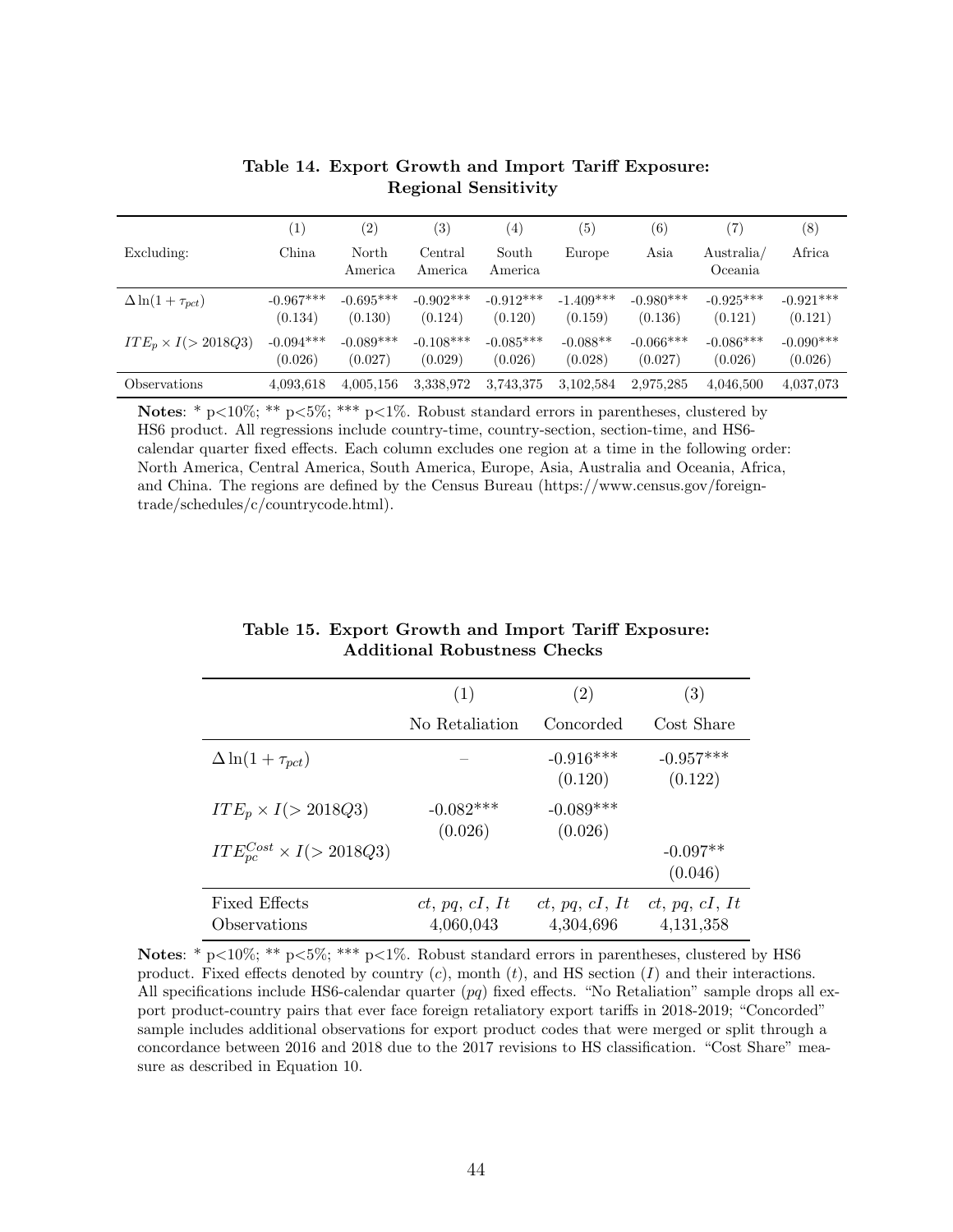**Table 14. Export Growth and Import Tariff Exposure: Regional Sensitivity**

| | (1) | (2) | (3) | (4) | (5) | (6) | (7) | (8) |
|---|---|---|---|---|---|---|---|---|
| Excluding: | China | North America | Central America | South America | Europe | Asia | Australia/ Oceania | Africa |
| $\Delta \ln(1+\tau_{pct})$ | -0.967*** | -0.695*** | -0.902*** | -0.912*** | -1.409*** | -0.980*** | -0.925*** | -0.921*** |
| | (0.134) | (0.130) | (0.124) | (0.120) | (0.159) | (0.136) | (0.121) | (0.121) |
| $ITE_p \times I(>2018Q3)$ | -0.094*** | -0.089*** | -0.108*** | -0.085*** | -0.088** | -0.066*** | -0.086*** | -0.090*** |
| | (0.026) | (0.027) | (0.029) | (0.026) | (0.028) | (0.027) | (0.026) | (0.026) |
| Observations | 4,093,618 | 4,005,156 | 3,338,972 | 3,743,375 | 3,102,584 | 2,975,285 | 4,046,500 | 4,037,073 |

**Notes**: * p<10%; ** p<5%; *** p<1%. Robust standard errors in parentheses, clustered by HS6 product. All regressions include country-time, country-section, section-time, and HS6-calendar quarter fixed effects. Each column excludes one region at a time in the following order: North America, Central America, South America, Europe, Asia, Australia and Oceania, Africa, and China. The regions are defined by the Census Bureau (https://www.census.gov/foreign-trade/schedules/c/countrycode.html).

**Table 15. Export Growth and Import Tariff Exposure: Additional Robustness Checks**

| | (1) | (2) | (3) |
|---|---|---|---|
| | No Retaliation | Concorded | Cost Share |
| $\Delta \ln(1+\tau_{pct})$ | – | -0.916*** | -0.957*** |
| | | (0.120) | (0.122) |
| $ITE_p \times I(>2018Q3)$ | -0.082*** | -0.089*** | |
| | (0.026) | (0.026) | |
| $ITE_{pc}^{Cost} \times I(>2018Q3)$ | | | -0.097** |
| | | | (0.046) |
| Fixed Effects | $ct$, $pq$, $cI$, $It$ | $ct$, $pq$, $cI$, $It$ | $ct$, $pq$, $cI$, $It$ |
| Observations | 4,060,043 | 4,304,696 | 4,131,358 |

**Notes**: * p<10%; ** p<5%; *** p<1%. Robust standard errors in parentheses, clustered by HS6 product. Fixed effects denoted by country ($c$), month ($t$), and HS section ($I$) and their interactions. All specifications include HS6-calendar quarter ($pq$) fixed effects. "No Retaliation" sample drops all export product-country pairs that ever face foreign retaliatory export tariffs in 2018-2019; "Concorded" sample includes additional observations for export product codes that were merged or split through a concordance between 2016 and 2018 due to the 2017 revisions to HS classification. "Cost Share" measure as described in Equation 10.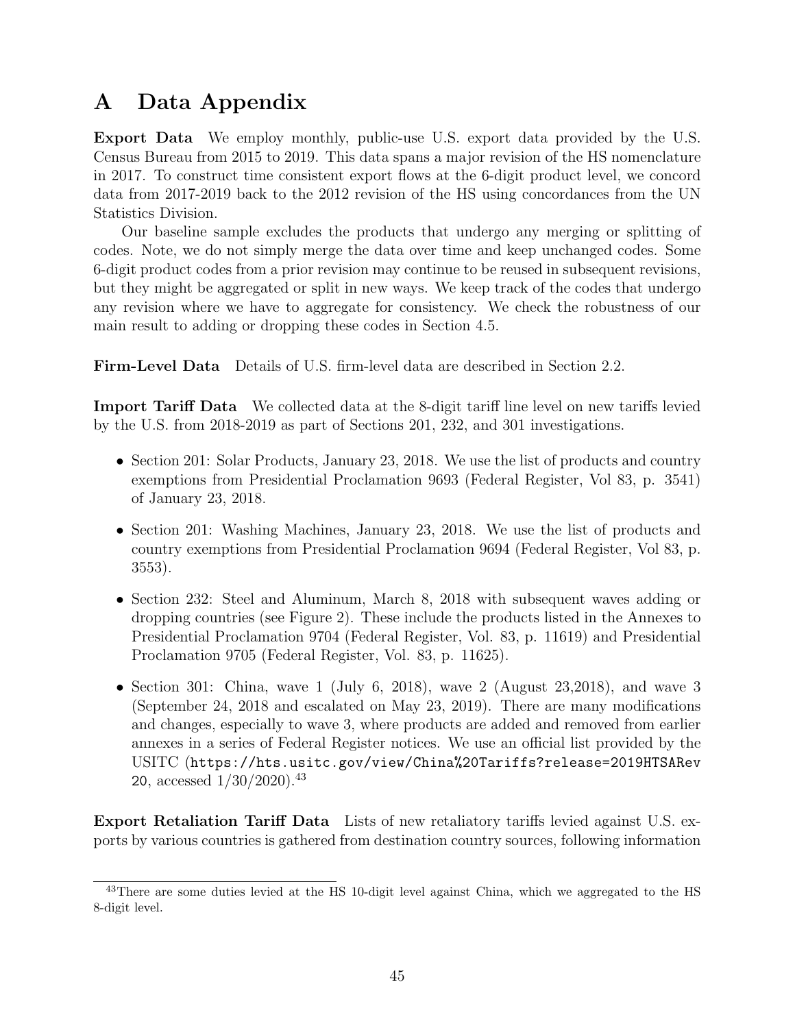# A Data Appendix

**Export Data** We employ monthly, public-use U.S. export data provided by the U.S. Census Bureau from 2015 to 2019. This data spans a major revision of the HS nomenclature in 2017. To construct time consistent export flows at the 6-digit product level, we concord data from 2017-2019 back to the 2012 revision of the HS using concordances from the UN Statistics Division.

Our baseline sample excludes the products that undergo any merging or splitting of codes. Note, we do not simply merge the data over time and keep unchanged codes. Some 6-digit product codes from a prior revision may continue to be reused in subsequent revisions, but they might be aggregated or split in new ways. We keep track of the codes that undergo any revision where we have to aggregate for consistency. We check the robustness of our main result to adding or dropping these codes in Section 4.5.

**Firm-Level Data** Details of U.S. firm-level data are described in Section 2.2.

**Import Tariff Data** We collected data at the 8-digit tariff line level on new tariffs levied by the U.S. from 2018-2019 as part of Sections 201, 232, and 301 investigations.

- Section 201: Solar Products, January 23, 2018. We use the list of products and country exemptions from Presidential Proclamation 9693 (Federal Register, Vol 83, p. 3541) of January 23, 2018.
- Section 201: Washing Machines, January 23, 2018. We use the list of products and country exemptions from Presidential Proclamation 9694 (Federal Register, Vol 83, p. 3553).
- Section 232: Steel and Aluminum, March 8, 2018 with subsequent waves adding or dropping countries (see Figure 2). These include the products listed in the Annexes to Presidential Proclamation 9704 (Federal Register, Vol. 83, p. 11619) and Presidential Proclamation 9705 (Federal Register, Vol. 83, p. 11625).
- Section 301: China, wave 1 (July 6, 2018), wave 2 (August 23,2018), and wave 3 (September 24, 2018 and escalated on May 23, 2019). There are many modifications and changes, especially to wave 3, where products are added and removed from earlier annexes in a series of Federal Register notices. We use an official list provided by the USITC (`https://hts.usitc.gov/view/China%20Tariffs?release=2019HTSARev20`, accessed 1/30/2020).[43]

**Export Retaliation Tariff Data** Lists of new retaliatory tariffs levied against U.S. exports by various countries is gathered from destination country sources, following information

[43] There are some duties levied at the HS 10-digit level against China, which we aggregated to the HS 8-digit level.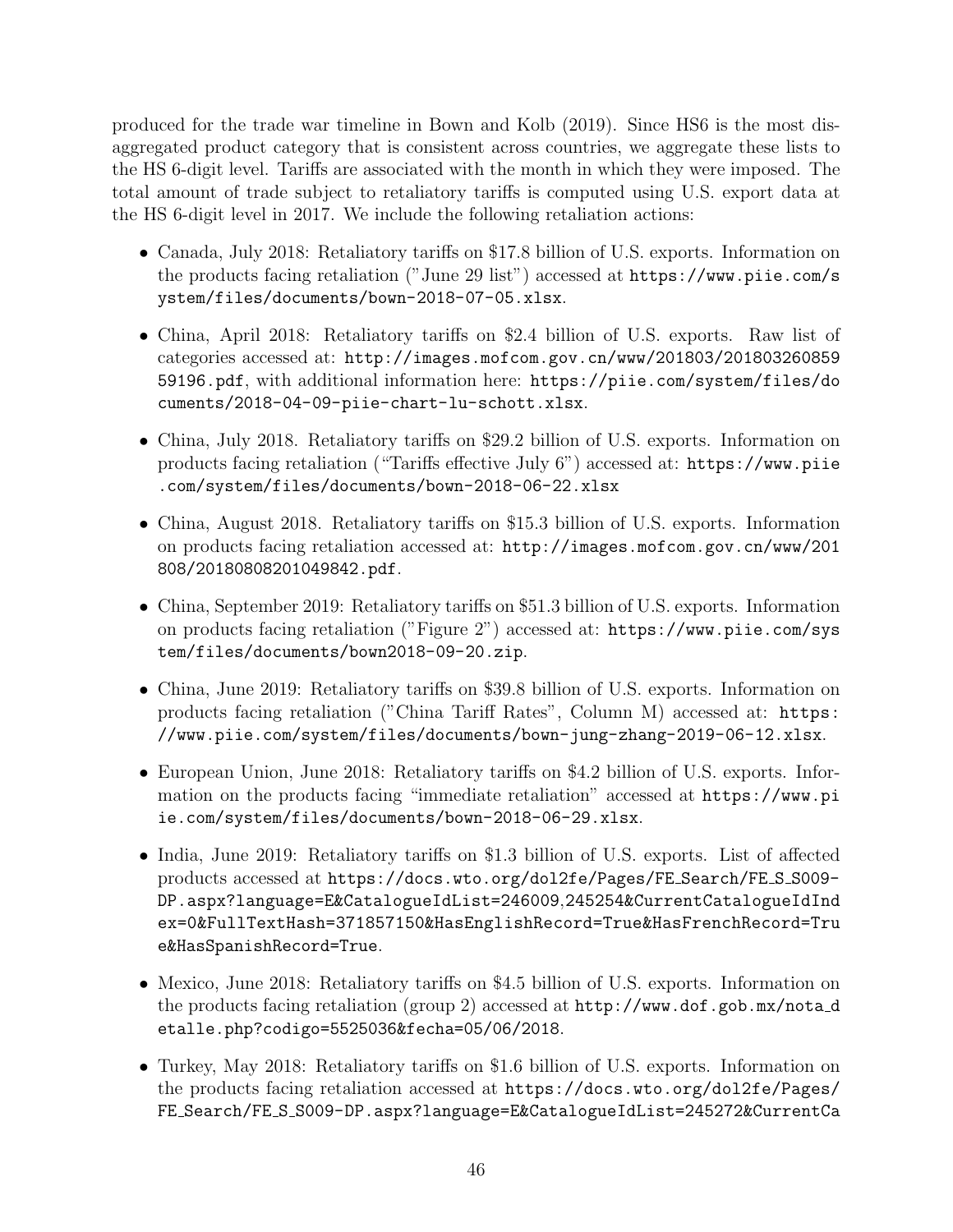produced for the trade war timeline in Bown and Kolb (2019). Since HS6 is the most disaggregated product category that is consistent across countries, we aggregate these lists to the HS 6-digit level. Tariffs are associated with the month in which they were imposed. The total amount of trade subject to retaliatory tariffs is computed using U.S. export data at the HS 6-digit level in 2017. We include the following retaliation actions:

- Canada, July 2018: Retaliatory tariffs on $17.8 billion of U.S. exports. Information on the products facing retaliation ("June 29 list") accessed at https://www.piie.com/system/files/documents/bown-2018-07-05.xlsx.
- China, April 2018: Retaliatory tariffs on $2.4 billion of U.S. exports. Raw list of categories accessed at: http://images.mofcom.gov.cn/www/201803/20180326085959196.pdf, with additional information here: https://piie.com/system/files/documents/2018-04-09-piie-chart-lu-schott.xlsx.
- China, July 2018. Retaliatory tariffs on $29.2 billion of U.S. exports. Information on products facing retaliation ("Tariffs effective July 6") accessed at: https://www.piie.com/system/files/documents/bown-2018-06-22.xlsx
- China, August 2018. Retaliatory tariffs on $15.3 billion of U.S. exports. Information on products facing retaliation accessed at: http://images.mofcom.gov.cn/www/201808/20180808201049842.pdf.
- China, September 2019: Retaliatory tariffs on $51.3 billion of U.S. exports. Information on products facing retaliation ("Figure 2") accessed at: https://www.piie.com/system/files/documents/bown2018-09-20.zip.
- China, June 2019: Retaliatory tariffs on $39.8 billion of U.S. exports. Information on products facing retaliation ("China Tariff Rates", Column M) accessed at: https://www.piie.com/system/files/documents/bown-jung-zhang-2019-06-12.xlsx.
- European Union, June 2018: Retaliatory tariffs on $4.2 billion of U.S. exports. Information on the products facing "immediate retaliation" accessed at https://www.piie.com/system/files/documents/bown-2018-06-29.xlsx.
- India, June 2019: Retaliatory tariffs on $1.3 billion of U.S. exports. List of affected products accessed at https://docs.wto.org/dol2fe/Pages/FE_Search/FE_S_S009-DP.aspx?language=E&CatalogueIdList=246009,245254&CurrentCatalogueIdIndex=0&FullTextHash=371857150&HasEnglishRecord=True&HasFrenchRecord=True&HasSpanishRecord=True.
- Mexico, June 2018: Retaliatory tariffs on $4.5 billion of U.S. exports. Information on the products facing retaliation (group 2) accessed at http://www.dof.gob.mx/nota_detalle.php?codigo=5525036&fecha=05/06/2018.
- Turkey, May 2018: Retaliatory tariffs on $1.6 billion of U.S. exports. Information on the products facing retaliation accessed at https://docs.wto.org/dol2fe/Pages/FE_Search/FE_S_S009-DP.aspx?language=E&CatalogueIdList=245272&CurrentCa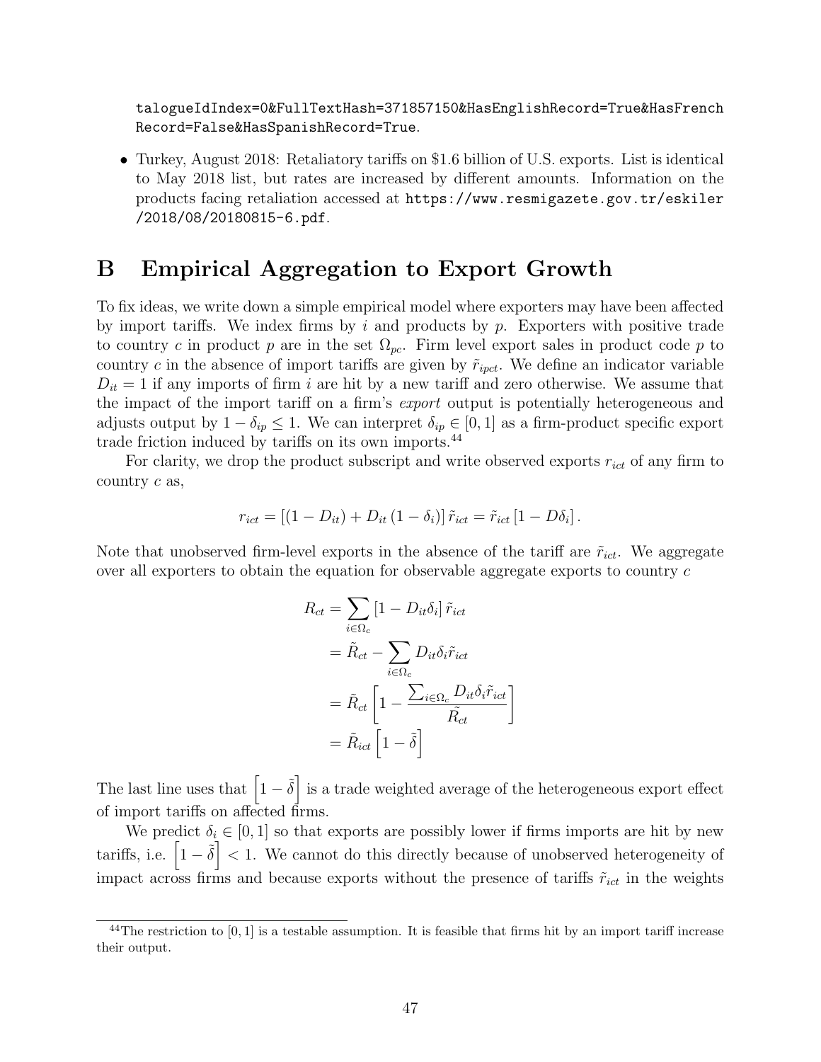talogueIdIndex=0&FullTextHash=371857150&HasEnglishRecord=True&HasFrenchRecord=False&HasSpanishRecord=True.

- Turkey, August 2018: Retaliatory tariffs on \$1.6 billion of U.S. exports. List is identical to May 2018 list, but rates are increased by different amounts. Information on the products facing retaliation accessed at https://www.resmigazete.gov.tr/eskiler/2018/08/20180815-6.pdf.

# B Empirical Aggregation to Export Growth

To fix ideas, we write down a simple empirical model where exporters may have been affected by import tariffs. We index firms by $i$ and products by $p$. Exporters with positive trade to country $c$ in product $p$ are in the set $\Omega_{pc}$. Firm level export sales in product code $p$ to country $c$ in the absence of import tariffs are given by $\tilde{r}_{ipct}$. We define an indicator variable $D_{it} = 1$ if any imports of firm $i$ are hit by a new tariff and zero otherwise. We assume that the impact of the import tariff on a firm's *export* output is potentially heterogeneous and adjusts output by $1 - \delta_{ip} \leq 1$. We can interpret $\delta_{ip} \in [0, 1]$ as a firm-product specific export trade friction induced by tariffs on its own imports.[44]

For clarity, we drop the product subscript and write observed exports $r_{ict}$ of any firm to country $c$ as,

$$r_{ict} = [(1 - D_{it}) + D_{it}(1 - \delta_i)] \, \tilde{r}_{ict} = \tilde{r}_{ict} [1 - D\delta_i] \, .$$

Note that unobserved firm-level exports in the absence of the tariff are $\tilde{r}_{ict}$. We aggregate over all exporters to obtain the equation for observable aggregate exports to country $c$

$$\begin{aligned}
R_{ct} &= \sum_{i \in \Omega_c} [1 - D_{it}\delta_i] \, \tilde{r}_{ict} \\
&= \tilde{R}_{ct} - \sum_{i \in \Omega_c} D_{it}\delta_i \tilde{r}_{ict} \\
&= \tilde{R}_{ct} \left[ 1 - \frac{\sum_{i \in \Omega_c} D_{it}\delta_i \tilde{r}_{ict}}{\tilde{R}_{ct}} \right] \\
&= \tilde{R}_{ict} \left[ 1 - \tilde{\delta} \right]
\end{aligned}$$

The last line uses that $\left[1 - \tilde{\delta}\right]$ is a trade weighted average of the heterogeneous export effect of import tariffs on affected firms.

We predict $\delta_i \in [0, 1]$ so that exports are possibly lower if firms imports are hit by new tariffs, i.e. $\left[1 - \tilde{\delta}\right] < 1$. We cannot do this directly because of unobserved heterogeneity of impact across firms and because exports without the presence of tariffs $\tilde{r}_{ict}$ in the weights

[44] The restriction to $[0, 1]$ is a testable assumption. It is feasible that firms hit by an import tariff increase their output.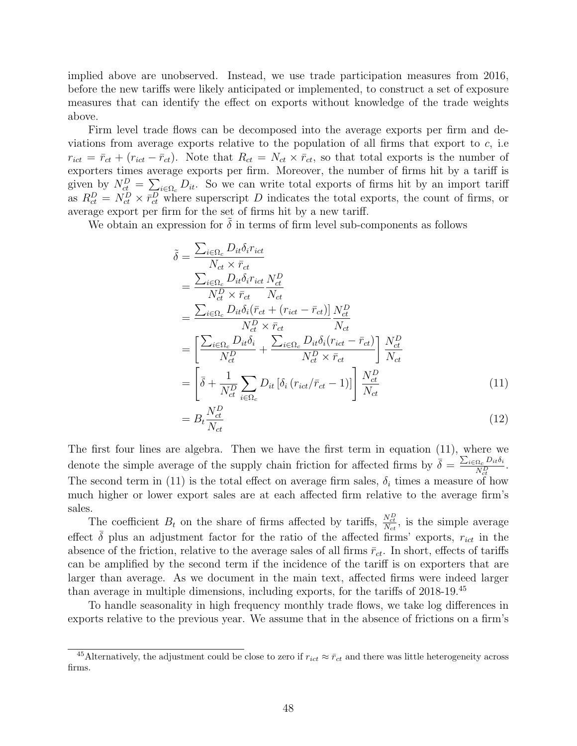implied above are unobserved. Instead, we use trade participation measures from 2016, before the new tariffs were likely anticipated or implemented, to construct a set of exposure measures that can identify the effect on exports without knowledge of the trade weights above.

Firm level trade flows can be decomposed into the average exports per firm and deviations from average exports relative to the population of all firms that export to $c$, i.e $r_{ict} = \bar{r}_{ct} + (r_{ict} - \bar{r}_{ct})$. Note that $R_{ct} = N_{ct} \times \bar{r}_{ct}$, so that total exports is the number of exporters times average exports per firm. Moreover, the number of firms hit by a tariff is given by $N^D_{ct} = \sum_{i \in \Omega_c} D_{it}$. So we can write total exports of firms hit by an import tariff as $R^D_{ct} = N^D_{ct} \times \bar{r}^D_{ct}$ where superscript $D$ indicates the total exports, the count of firms, or average export per firm for the set of firms hit by a new tariff.

We obtain an expression for $\tilde{\delta}$ in terms of firm level sub-components as follows

$$
\begin{aligned}
\tilde{\delta} &= \frac{\sum_{i \in \Omega_c} D_{it} \delta_i r_{ict}}{N_{ct} \times \bar{r}_{ct}} \\
&= \frac{\sum_{i \in \Omega_c} D_{it} \delta_i r_{ict}}{N^D_{ct} \times \bar{r}_{ct}} \frac{N^D_{ct}}{N_{ct}} \\
&= \frac{\sum_{i \in \Omega_c} D_{it} \delta_i (\bar{r}_{ct} + (r_{ict} - \bar{r}_{ct}))}{N^D_{ct} \times \bar{r}_{ct}} \frac{N^D_{ct}}{N_{ct}} \\
&= \left[ \frac{\sum_{i \in \Omega_c} D_{it} \delta_i}{N^D_{ct}} + \frac{\sum_{i \in \Omega_c} D_{it} \delta_i (r_{ict} - \bar{r}_{ct})}{N^D_{ct} \times \bar{r}_{ct}} \right] \frac{N^D_{ct}}{N_{ct}} \\
&= \left[ \bar{\delta} + \frac{1}{N^D_{ct}} \sum_{i \in \Omega_c} D_{it} \left[ \delta_i \left( r_{ict}/\bar{r}_{ct} - 1 \right) \right] \right] \frac{N^D_{ct}}{N_{ct}} \qquad (11) \\
&= B_t \frac{N^D_{ct}}{N_{ct}} \qquad (12)
\end{aligned}
$$

The first four lines are algebra. Then we have the first term in equation (11), where we denote the simple average of the supply chain friction for affected firms by $\bar{\delta} = \frac{\sum_{i \in \Omega_c} D_{it} \delta_i}{N^D_{ct}}$. The second term in (11) is the total effect on average firm sales, $\delta_i$ times a measure of how much higher or lower export sales are at each affected firm relative to the average firm's sales.

The coefficient $B_t$ on the share of firms affected by tariffs, $\frac{N^D_{ct}}{N_{ct}}$, is the simple average effect $\bar{\delta}$ plus an adjustment factor for the ratio of the affected firms' exports, $r_{ict}$ in the absence of the friction, relative to the average sales of all firms $\bar{r}_{ct}$. In short, effects of tariffs can be amplified by the second term if the incidence of the tariff is on exporters that are larger than average. As we document in the main text, affected firms were indeed larger than average in multiple dimensions, including exports, for the tariffs of 2018-19.[45]

To handle seasonality in high frequency monthly trade flows, we take log differences in exports relative to the previous year. We assume that in the absence of frictions on a firm's

[45] Alternatively, the adjustment could be close to zero if $r_{ict} \approx \bar{r}_{ct}$ and there was little heterogeneity across firms.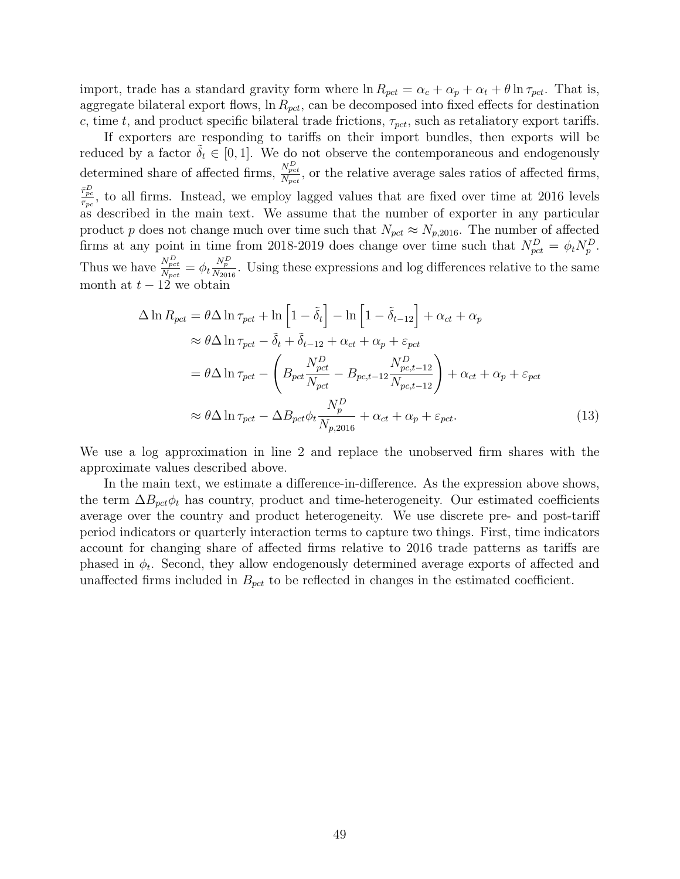import, trade has a standard gravity form where $\ln R_{pct} = \alpha_c + \alpha_p + \alpha_t + \theta \ln \tau_{pct}$. That is, aggregate bilateral export flows, $\ln R_{pct}$, can be decomposed into fixed effects for destination $c$, time $t$, and product specific bilateral trade frictions, $\tau_{pct}$, such as retaliatory export tariffs.

If exporters are responding to tariffs on their import bundles, then exports will be reduced by a factor $\tilde{\delta}_t \in [0, 1]$. We do not observe the contemporaneous and endogenously determined share of affected firms, $\frac{N^D_{pct}}{N_{pct}}$, or the relative average sales ratios of affected firms, $\frac{\bar{r}^D_{pc}}{\bar{r}_{pc}}$, to all firms. Instead, we employ lagged values that are fixed over time at 2016 levels as described in the main text. We assume that the number of exporter in any particular product $p$ does not change much over time such that $N_{pct} \approx N_{p,2016}$. The number of affected firms at any point in time from 2018-2019 does change over time such that $N^D_{pct} = \phi_t N^D_p$. Thus we have $\frac{N^D_{pct}}{N_{pct}} = \phi_t \frac{N^D_p}{N_{2016}}$. Using these expressions and log differences relative to the same month at $t - 12$ we obtain

$$
\begin{aligned}
\Delta \ln R_{pct} &= \theta \Delta \ln \tau_{pct} + \ln\left[1 - \tilde{\delta}_t\right] - \ln\left[1 - \tilde{\delta}_{t-12}\right] + \alpha_{ct} + \alpha_p \\
&\approx \theta \Delta \ln \tau_{pct} - \tilde{\delta}_t + \tilde{\delta}_{t-12} + \alpha_{ct} + \alpha_p + \varepsilon_{pct} \\
&= \theta \Delta \ln \tau_{pct} - \left( B_{pct} \frac{N^D_{pct}}{N_{pct}} - B_{pc,t-12} \frac{N^D_{pc,t-12}}{N_{pc,t-12}} \right) + \alpha_{ct} + \alpha_p + \varepsilon_{pct} \\
&\approx \theta \Delta \ln \tau_{pct} - \Delta B_{pct} \phi_t \frac{N^D_p}{N_{p,2016}} + \alpha_{ct} + \alpha_p + \varepsilon_{pct}. \qquad (13)
\end{aligned}
$$

We use a log approximation in line 2 and replace the unobserved firm shares with the approximate values described above.

In the main text, we estimate a difference-in-difference. As the expression above shows, the term $\Delta B_{pct} \phi_t$ has country, product and time-heterogeneity. Our estimated coefficients average over the country and product heterogeneity. We use discrete pre- and post-tariff period indicators or quarterly interaction terms to capture two things. First, time indicators account for changing share of affected firms relative to 2016 trade patterns as tariffs are phased in $\phi_t$. Second, they allow endogenously determined average exports of affected and unaffected firms included in $B_{pct}$ to be reflected in changes in the estimated coefficient.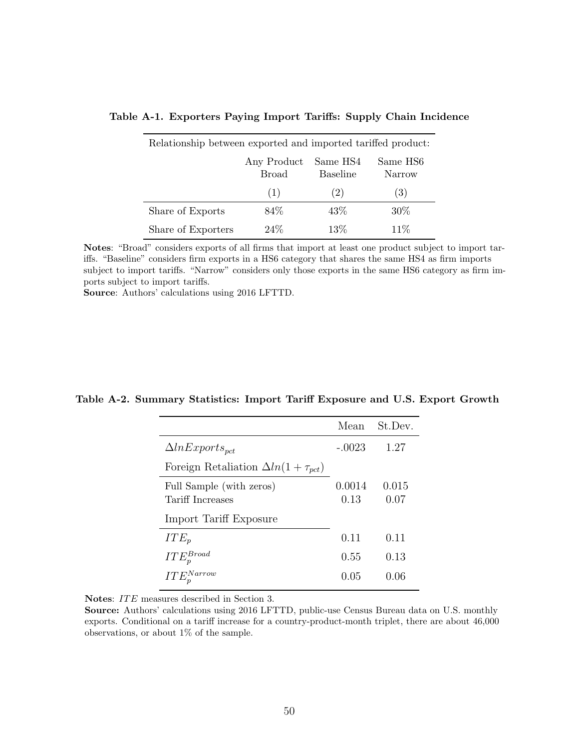**Table A-1. Exporters Paying Import Tariffs: Supply Chain Incidence**

| Relationship between exported and imported tariffed product: | | | |
|---|---|---|---|
| | Any Product Broad | Same HS4 Baseline | Same HS6 Narrow |
| | (1) | (2) | (3) |
| Share of Exports | 84% | 43% | 30% |
| Share of Exporters | 24% | 13% | 11% |

**Notes**: "Broad" considers exports of all firms that import at least one product subject to import tariffs. "Baseline" considers firm exports in a HS6 category that shares the same HS4 as firm imports subject to import tariffs. "Narrow" considers only those exports in the same HS6 category as firm imports subject to import tariffs.
**Source**: Authors' calculations using 2016 LFTTD.

**Table A-2. Summary Statistics: Import Tariff Exposure and U.S. Export Growth**

| | Mean | St.Dev. |
|---|---|---|
| $\Delta lnExports_{pct}$ | -.0023 | 1.27 |
| Foreign Retaliation $\Delta ln(1+\tau_{pct})$ | | |
| Full Sample (with zeros) | 0.0014 | 0.015 |
| Tariff Increases | 0.13 | 0.07 |
| Import Tariff Exposure | | |
| $ITE_p$ | 0.11 | 0.11 |
| $ITE_p^{Broad}$ | 0.55 | 0.13 |
| $ITE_p^{Narrow}$ | 0.05 | 0.06 |

**Notes**: $ITE$ measures described in Section 3.
**Source:** Authors' calculations using 2016 LFTTD, public-use Census Bureau data on U.S. monthly exports. Conditional on a tariff increase for a country-product-month triplet, there are about 46,000 observations, or about 1% of the sample.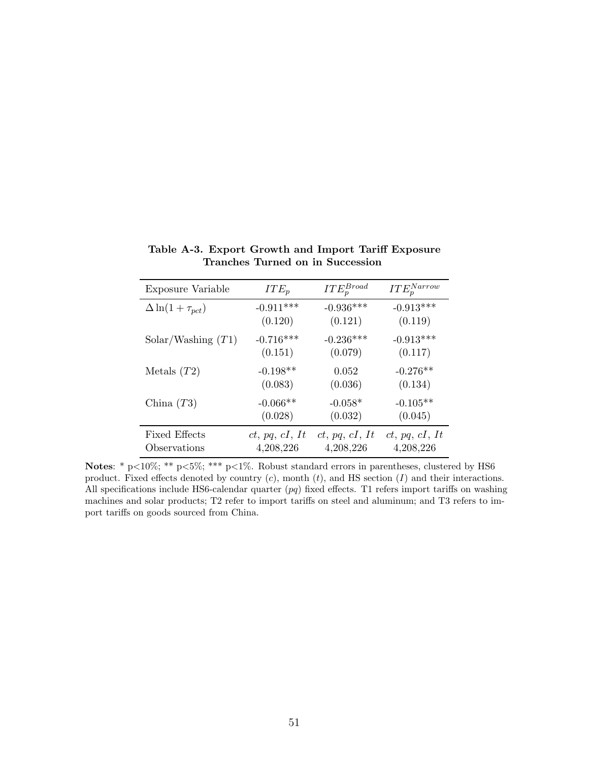**Table A-3. Export Growth and Import Tariff Exposure Tranches Turned on in Succession**

| Exposure Variable | $ITE_p$ | $ITE_p^{Broad}$ | $ITE_p^{Narrow}$ |
|---|---|---|---|
| $\Delta \ln(1 + \tau_{pct})$ | -0.911*** | -0.936*** | -0.913*** |
| | (0.120) | (0.121) | (0.119) |
| Solar/Washing ($T1$) | -0.716*** | -0.236*** | -0.913*** |
| | (0.151) | (0.079) | (0.117) |
| Metals ($T2$) | -0.198** | 0.052 | -0.276** |
| | (0.083) | (0.036) | (0.134) |
| China ($T3$) | -0.066** | -0.058* | -0.105** |
| | (0.028) | (0.032) | (0.045) |
| Fixed Effects | $ct$, $pq$, $cI$, $It$ | $ct$, $pq$, $cI$, $It$ | $ct$, $pq$, $cI$, $It$ |
| Observations | 4,208,226 | 4,208,226 | 4,208,226 |

**Notes**: * p<10%; ** p<5%; *** p<1%. Robust standard errors in parentheses, clustered by HS6 product. Fixed effects denoted by country ($c$), month ($t$), and HS section ($I$) and their interactions. All specifications include HS6-calendar quarter ($pq$) fixed effects. T1 refers import tariffs on washing machines and solar products; T2 refer to import tariffs on steel and aluminum; and T3 refers to import tariffs on goods sourced from China.